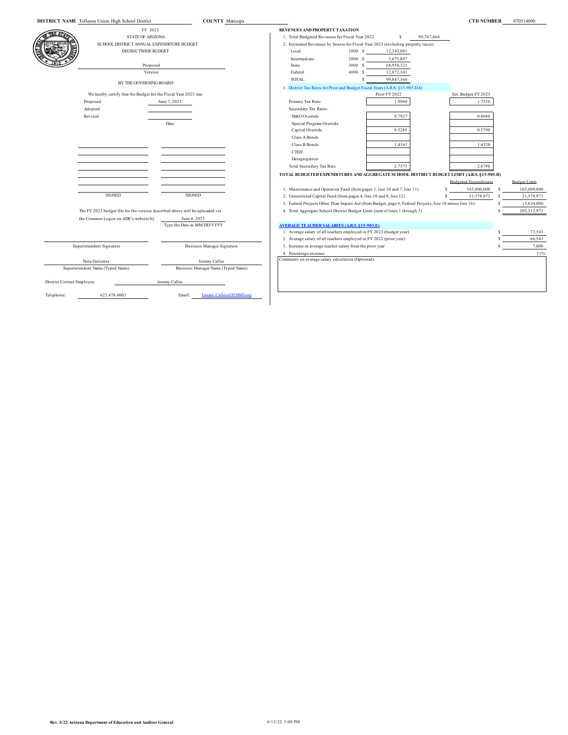**DISTRICT NAME** Tolleson Union High School District **COUNTY** Maricopa **CTD NUMBER** 070514000

FY 2023
STATE OF ARIZONA
SCHOOL DISTRICT ANNUAL EXPENDITURE BUDGET
DISTRICTWIDE BUDGET

Proposed
Version

BY THE GOVERNING BOARD

We hereby certify that the Budget for the Fiscal Year 2023 was

| | |
|---|---|
| Proposed | June 7, 2023 |
| Adopted | |
| Revised | |
| | Date |

SIGNED SIGNED

The FY 2023 budget file for the version described above will be uploaded via the Common Logon on ADE's website by June 8, 2023.
Type the Date as MM/DD/YYYY

| Superintendent Signature | Business Manager Signature |
|---|---|
| Nora Gutierrez | Jeremy Calles |
| Superintendent Name (Typed Name) | Business Manager Name (Typed Name) |

District Contact Employee: Jeremy Calles

Telephone: 623.478.4003 Email: Jeremy.Calles@TUHSD.org

**REVENUES AND PROPERTY TAXATION**

1. Total Budgeted Revenues for Fiscal Year 2022 $ 89,767,464
2. Estimated Revenues by Source for Fiscal Year 2023 (excluding property taxes)

| Source | Code | Amount |
|---|---|---|
| Local | 1000 | $ 12,343,001 |
| Intermediate | 2000 | $ 5,675,897 |
| State | 3000 | $ 68,956,321 |
| Federal | 4000 | $ 12,872,341 |
| TOTAL | | $ 99,847,560 |

3. District Tax Rates for Prior and Budget Fiscal Years (A.R.S. §15-903.D.4)

| | Prior FY 2022 | Est. Budget FY 2023 |
|---|---|---|
| Primary Tax Rate: | 1.9960 | 1.7536 |
| Secondary Tax Rates: | | |
| M&O Override | 0.7927 | 0.8686 |
| Special Program Override | | |
| Capital Override | 0.5285 | 0.5790 |
| Class A Bonds | | |
| Class B Bonds | 1.4163 | 1.4320 |
| CTED | | |
| Desegregation | | |
| Total Secondary Tax Rate | 2.7375 | 2.8796 |

**TOTAL BUDGETED EXPENDITURES AND AGGREGATE SCHOOL DISTRICT BUDGET LIMIT (A.R.S. §15-905.H)**

| | Budgeted Expenditures | Budget Limit |
|---|---|---|
| 1. Maintenance and Operation Fund (from pages 1, line 30 and 7, line 11) | $ 165,000,000 | $ 165,000,000 |
| 2. Unrestricted Capital Fund (from pages 4, line 10 and 8, line 12) | $ 21,578,971 | $ 21,578,971 |
| 3. Federal Projects Other Than Impact Aid (from Budget, page 6, Federal Projects, line 18 minus line 16) | | $ 15,634,000 |
| 4. Total Aggregate School District Budget Limit (sum of lines 1 through 3) | | $ 202,212,971 |

**AVERAGE TEACHER SALARIES (A.R.S. §15-903.E)**

| | |
|---|---|
| 1. Average salary of all teachers employed in FY 2023 (budget year) | $ 73,543 |
| 2. Average salary of all teachers employed in FY 2022 (prior year) | $ 66,543 |
| 3. Increase in average teacher salary from the prior year | $ 7,000 |
| 4. Percentage increase | 11% |

Comments on average salary calculation (Optional):

Rev. 5/22 Arizona Department of Education and Auditor General 6/13/22 5:00 PM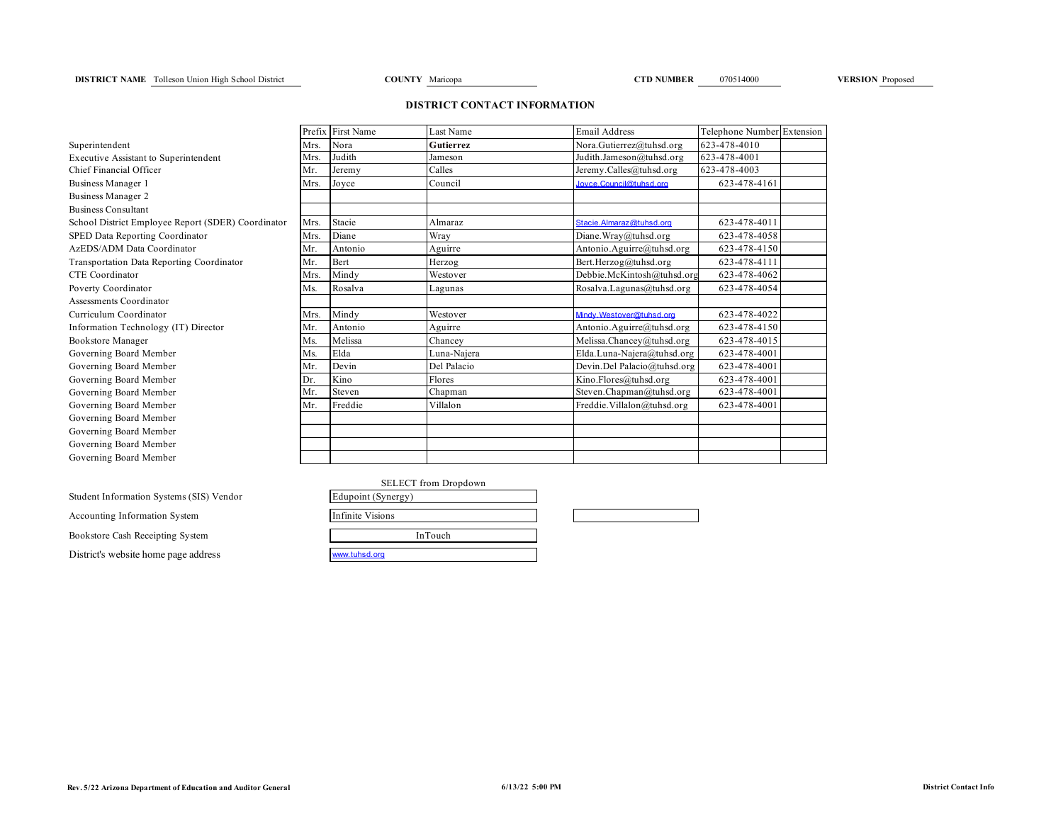**DISTRICT NAME** Tolleson Union High School District **COUNTY** Maricopa **CTD NUMBER** 070514000 **VERSION** Proposed

## DISTRICT CONTACT INFORMATION

| | Prefix | First Name | Last Name | Email Address | Telephone Number | Extension |
|---|---|---|---|---|---|---|
| Superintendent | Mrs. | Nora | **Gutierrez** | Nora.Gutierrez@tuhsd.org | 623-478-4010 | |
| Executive Assistant to Superintendent | Mrs. | Judith | Jameson | Judith.Jameson@tuhsd.org | 623-478-4001 | |
| Chief Financial Officer | Mr. | Jeremy | Calles | Jeremy.Calles@tuhsd.org | 623-478-4003 | |
| Business Manager 1 | Mrs. | Joyce | Council | Joyce.Council@tuhsd.org | 623-478-4161 | |
| Business Manager 2 | | | | | | |
| Business Consultant | | | | | | |
| School District Employee Report (SDER) Coordinator | Mrs. | Stacie | Almaraz | Stacie.Almaraz@tuhsd.org | 623-478-4011 | |
| SPED Data Reporting Coordinator | Mrs. | Diane | Wray | Diane.Wray@tuhsd.org | 623-478-4058 | |
| AzEDS/ADM Data Coordinator | Mr. | Antonio | Aguirre | Antonio.Aguirre@tuhsd.org | 623-478-4150 | |
| Transportation Data Reporting Coordinator | Mr. | Bert | Herzog | Bert.Herzog@tuhsd.org | 623-478-4111 | |
| CTE Coordinator | Mrs. | Mindy | Westover | Debbie.McKintosh@tuhsd.org | 623-478-4062 | |
| Poverty Coordinator | Ms. | Rosalva | Lagunas | Rosalva.Lagunas@tuhsd.org | 623-478-4054 | |
| Assessments Coordinator | | | | | | |
| Curriculum Coordinator | Mrs. | Mindy | Westover | Mindy.Westover@tuhsd.org | 623-478-4022 | |
| Information Technology (IT) Director | Mr. | Antonio | Aguirre | Antonio.Aguirre@tuhsd.org | 623-478-4150 | |
| Bookstore Manager | Ms. | Melissa | Chancey | Melissa.Chancey@tuhsd.org | 623-478-4015 | |
| Governing Board Member | Ms. | Elda | Luna-Najera | Elda.Luna-Najera@tuhsd.org | 623-478-4001 | |
| Governing Board Member | Mr. | Devin | Del Palacio | Devin.Del Palacio@tuhsd.org | 623-478-4001 | |
| Governing Board Member | Dr. | Kino | Flores | Kino.Flores@tuhsd.org | 623-478-4001 | |
| Governing Board Member | Mr. | Steven | Chapman | Steven.Chapman@tuhsd.org | 623-478-4001 | |
| Governing Board Member | Mr. | Freddie | Villalon | Freddie.Villalon@tuhsd.org | 623-478-4001 | |
| Governing Board Member | | | | | | |
| Governing Board Member | | | | | | |
| Governing Board Member | | | | | | |
| Governing Board Member | | | | | | |

| | SELECT from Dropdown |
|---|---|
| Student Information Systems (SIS) Vendor | Edupoint (Synergy) |
| Accounting Information System | Infinite Visions |
| Bookstore Cash Receipting System | InTouch |
| District's website home page address | www.tuhsd.org |

Rev. 5/22 Arizona Department of Education and Auditor General 6/13/22 5:00 PM District Contact Info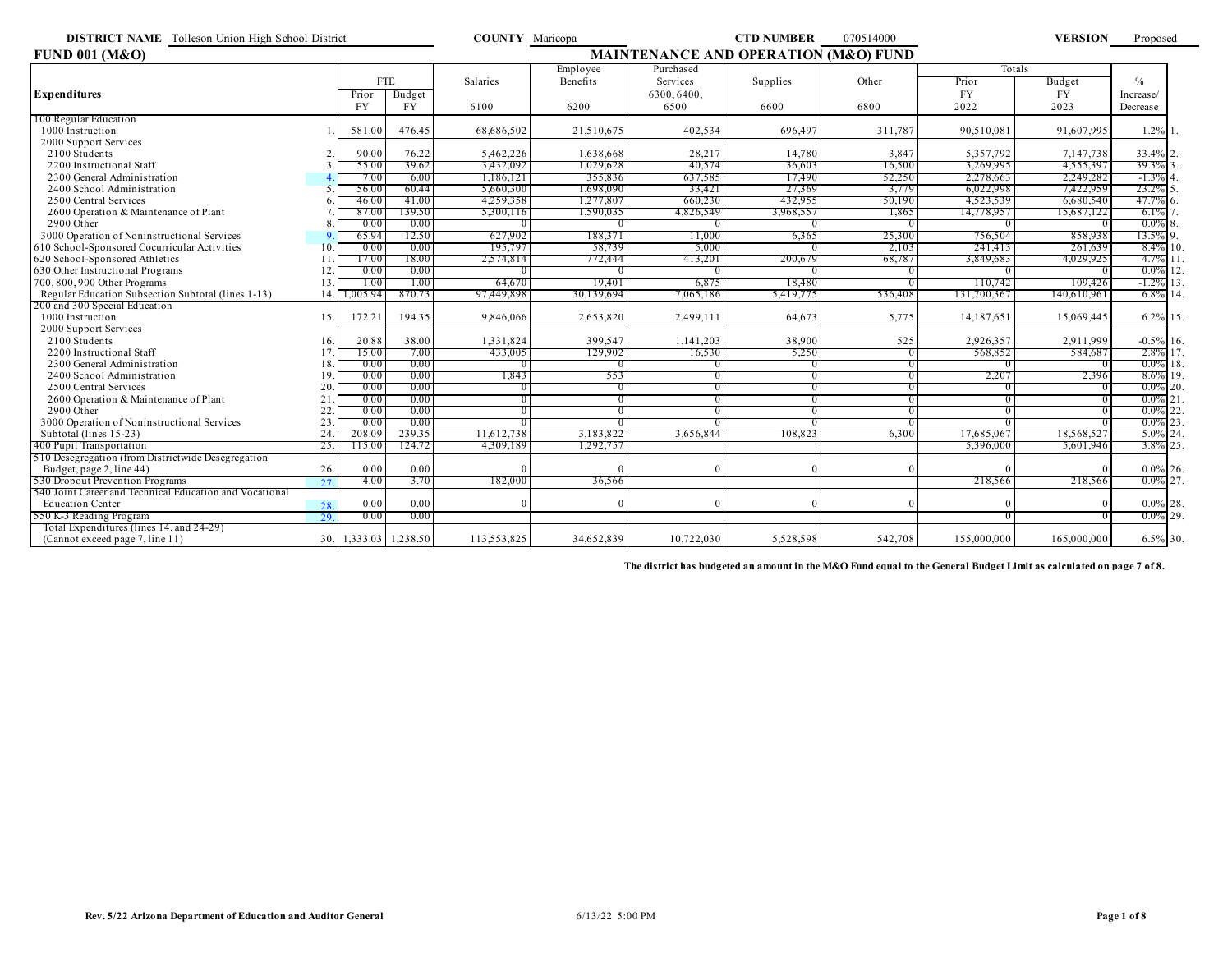**DISTRICT NAME** Tolleson Union High School District **COUNTY** Maricopa **CTD NUMBER** 070514000 **VERSION** Proposed

## FUND 001 (M&O)

## MAINTENANCE AND OPERATION (M&O) FUND

| Expenditures | Line | FTE Prior FY | FTE Budget FY | Salaries 6100 | Employee Benefits 6200 | Purchased Services 6300, 6400, 6500 | Supplies 6600 | Other 6800 | Totals Prior FY 2022 | Totals Budget FY 2023 | % Increase/ Decrease | Line |
|---|---|---|---|---|---|---|---|---|---|---|---|---|
| 100 Regular Education | | | | | | | | | | | | |
| 1000 Instruction | 1. | 581.00 | 476.45 | 68,686,502 | 21,510,675 | 402,534 | 696,497 | 311,787 | 90,510,081 | 91,607,995 | 1.2% | 1. |
| 2000 Support Services | | | | | | | | | | | | |
| 2100 Students | 2. | 90.00 | 76.22 | 5,462,226 | 1,638,668 | 28,217 | 14,780 | 3,847 | 5,357,792 | 7,147,738 | 33.4% | 2. |
| 2200 Instructional Staff | 3. | 55.00 | 39.62 | 3,432,092 | 1,029,628 | 40,574 | 36,603 | 16,500 | 3,269,995 | 4,555,397 | 39.3% | 3. |
| 2300 General Administration | 4. | 7.00 | 6.00 | 1,186,121 | 355,836 | 637,585 | 17,490 | 52,250 | 2,278,663 | 2,249,282 | -1.3% | 4. |
| 2400 School Administration | 5. | 56.00 | 60.44 | 5,660,300 | 1,698,090 | 33,421 | 27,369 | 3,779 | 6,022,998 | 7,422,959 | 23.2% | 5. |
| 2500 Central Services | 6. | 46.00 | 41.00 | 4,259,358 | 1,277,807 | 660,230 | 432,955 | 50,190 | 4,523,539 | 6,680,540 | 47.7% | 6. |
| 2600 Operation & Maintenance of Plant | 7. | 87.00 | 139.50 | 5,300,116 | 1,590,035 | 4,826,549 | 3,968,557 | 1,865 | 14,778,957 | 15,687,122 | 6.1% | 7. |
| 2900 Other | 8. | 0.00 | 0.00 | 0 | 0 | 0 | 0 | 0 | 0 | 0 | 0.0% | 8. |
| 3000 Operation of Noninstructional Services | 9. | 65.94 | 12.50 | 627,902 | 188,371 | 11,000 | 6,365 | 25,300 | 756,504 | 858,938 | 13.5% | 9. |
| 610 School-Sponsored Cocurricular Activities | 10. | 0.00 | 0.00 | 195,797 | 58,739 | 5,000 | 0 | 2,103 | 241,413 | 261,639 | 8.4% | 10. |
| 620 School-Sponsored Athletics | 11. | 17.00 | 18.00 | 2,574,814 | 772,444 | 413,201 | 200,679 | 68,787 | 3,849,683 | 4,029,925 | 4.7% | 11. |
| 630 Other Instructional Programs | 12. | 0.00 | 0.00 | 0 | 0 | 0 | 0 | 0 | 0 | 0 | 0.0% | 12. |
| 700, 800, 900 Other Programs | 13. | 1.00 | 1.00 | 64,670 | 19,401 | 6,875 | 18,480 | 0 | 110,742 | 109,426 | -1.2% | 13. |
| Regular Education Subsection Subtotal (lines 1-13) | 14. | 1,005.94 | 870.73 | 97,449,898 | 30,139,694 | 7,065,186 | 5,419,775 | 536,408 | 131,700,367 | 140,610,961 | 6.8% | 14. |
| 200 and 300 Special Education | | | | | | | | | | | | |
| 1000 Instruction | 15. | 172.21 | 194.35 | 9,846,066 | 2,653,820 | 2,499,111 | 64,673 | 5,775 | 14,187,651 | 15,069,445 | 6.2% | 15. |
| 2000 Support Services | | | | | | | | | | | | |
| 2100 Students | 16. | 20.88 | 38.00 | 1,331,824 | 399,547 | 1,141,203 | 38,900 | 525 | 2,926,357 | 2,911,999 | -0.5% | 16. |
| 2200 Instructional Staff | 17. | 15.00 | 7.00 | 433,005 | 129,902 | 16,530 | 5,250 | 0 | 568,852 | 584,687 | 2.8% | 17. |
| 2300 General Administration | 18. | 0.00 | 0.00 | 0 | 0 | 0 | 0 | 0 | 0 | 0 | 0.0% | 18. |
| 2400 School Administration | 19. | 0.00 | 0.00 | 1,843 | 553 | 0 | 0 | 0 | 2,207 | 2,396 | 8.6% | 19. |
| 2500 Central Services | 20. | 0.00 | 0.00 | 0 | 0 | 0 | 0 | 0 | 0 | 0 | 0.0% | 20. |
| 2600 Operation & Maintenance of Plant | 21. | 0.00 | 0.00 | 0 | 0 | 0 | 0 | 0 | 0 | 0 | 0.0% | 21. |
| 2900 Other | 22. | 0.00 | 0.00 | 0 | 0 | 0 | 0 | 0 | 0 | 0 | 0.0% | 22. |
| 3000 Operation of Noninstructional Services | 23. | 0.00 | 0.00 | 0 | 0 | 0 | 0 | 0 | 0 | 0 | 0.0% | 23. |
| Subtotal (lines 15-23) | 24. | 208.09 | 239.35 | 11,612,738 | 3,183,822 | 3,656,844 | 108,823 | 6,300 | 17,685,067 | 18,568,527 | 5.0% | 24. |
| 400 Pupil Transportation | 25. | 115.00 | 124.72 | 4,309,189 | 1,292,757 | | | | 5,396,000 | 5,601,946 | 3.8% | 25. |
| 510 Desegregation (from Districtwide Desegregation Budget, page 2, line 44) | 26. | 0.00 | 0.00 | 0 | 0 | 0 | 0 | 0 | 0 | 0 | 0.0% | 26. |
| 530 Dropout Prevention Programs | 27. | 4.00 | 3.70 | 182,000 | 36,566 | | | | 218,566 | 218,566 | 0.0% | 27. |
| 540 Joint Career and Technical Education and Vocational Education Center | 28. | 0.00 | 0.00 | 0 | 0 | 0 | 0 | 0 | 0 | 0 | 0.0% | 28. |
| 550 K-3 Reading Program | 29. | 0.00 | 0.00 | | | | | | 0 | 0 | 0.0% | 29. |
| Total Expenditures (lines 14, and 24-29) (Cannot exceed page 7, line 11) | 30. | 1,333.03 | 1,238.50 | 113,553,825 | 34,652,839 | 10,722,030 | 5,528,598 | 542,708 | 155,000,000 | 165,000,000 | 6.5% | 30. |

**The district has budgeted an amount in the M&O Fund equal to the General Budget Limit as calculated on page 7 of 8.**

Rev. 5/22 Arizona Department of Education and Auditor General 6/13/22 5:00 PM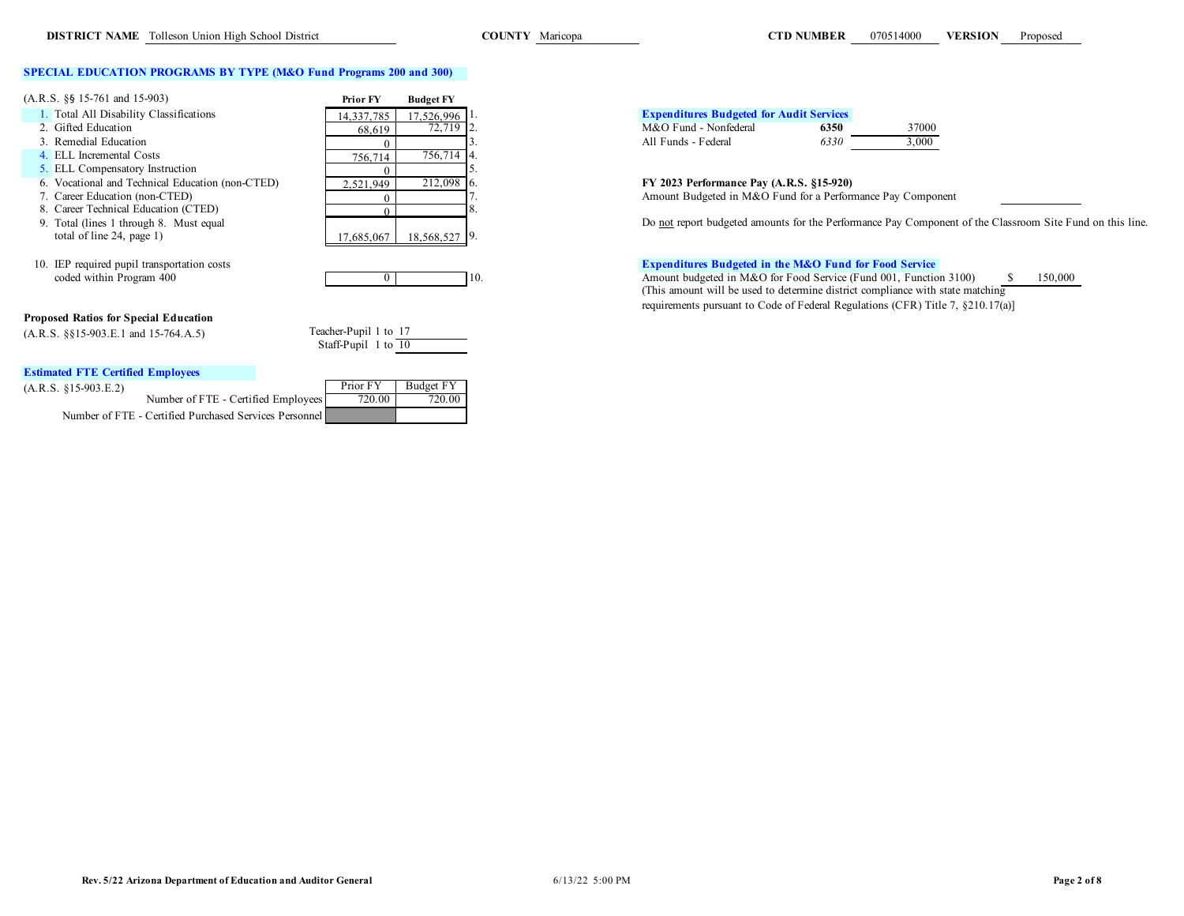**DISTRICT NAME** Tolleson Union High School District **COUNTY** Maricopa **CTD NUMBER** 070514000 **VERSION** Proposed

## SPECIAL EDUCATION PROGRAMS BY TYPE (M&O Fund Programs 200 and 300)

(A.R.S. §§ 15-761 and 15-903)

| | Prior FY | Budget FY | |
|---|---|---|---|
| 1. Total All Disability Classifications | 14,337,785 | 17,526,996 | 1. |
| 2. Gifted Education | 68,619 | 72,719 | 2. |
| 3. Remedial Education | 0 | | 3. |
| 4. ELL Incremental Costs | 756,714 | 756,714 | 4. |
| 5. ELL Compensatory Instruction | 0 | | 5. |
| 6. Vocational and Technical Education (non-CTED) | 2,521,949 | 212,098 | 6. |
| 7. Career Education (non-CTED) | 0 | | 7. |
| 8. Career Technical Education (CTED) | 0 | | 8. |
| 9. Total (lines 1 through 8. Must equal total of line 24, page 1) | 17,685,067 | 18,568,527 | 9. |
| 10. IEP required pupil transportation costs coded within Program 400 | 0 | | 10. |

**Proposed Ratios for Special Education**

(A.R.S. §§15-903.E.1 and 15-764.A.5)

Teacher-Pupil 1 to 17

Staff-Pupil 1 to 10

**Estimated FTE Certified Employees**

(A.R.S. §15-903.E.2)

| | Prior FY | Budget FY |
|---|---|---|
| Number of FTE - Certified Employees | 720.00 | 720.00 |
| Number of FTE - Certified Purchased Services Personnel | | |

**Expenditures Budgeted for Audit Services**

| | | |
|---|---|---|
| M&O Fund - Nonfederal | **6350** | 37000 |
| All Funds - Federal | *6330* | 3,000 |

**FY 2023 Performance Pay (A.R.S. §15-920)**

Amount Budgeted in M&O Fund for a Performance Pay Component

Do not report budgeted amounts for the Performance Pay Component of the Classroom Site Fund on this line.

**Expenditures Budgeted in the M&O Fund for Food Service**

Amount budgeted in M&O for Food Service (Fund 001, Function 3100) $ 150,000

(This amount will be used to determine district compliance with state matching requirements pursuant to Code of Federal Regulations (CFR) Title 7, §210.17(a)]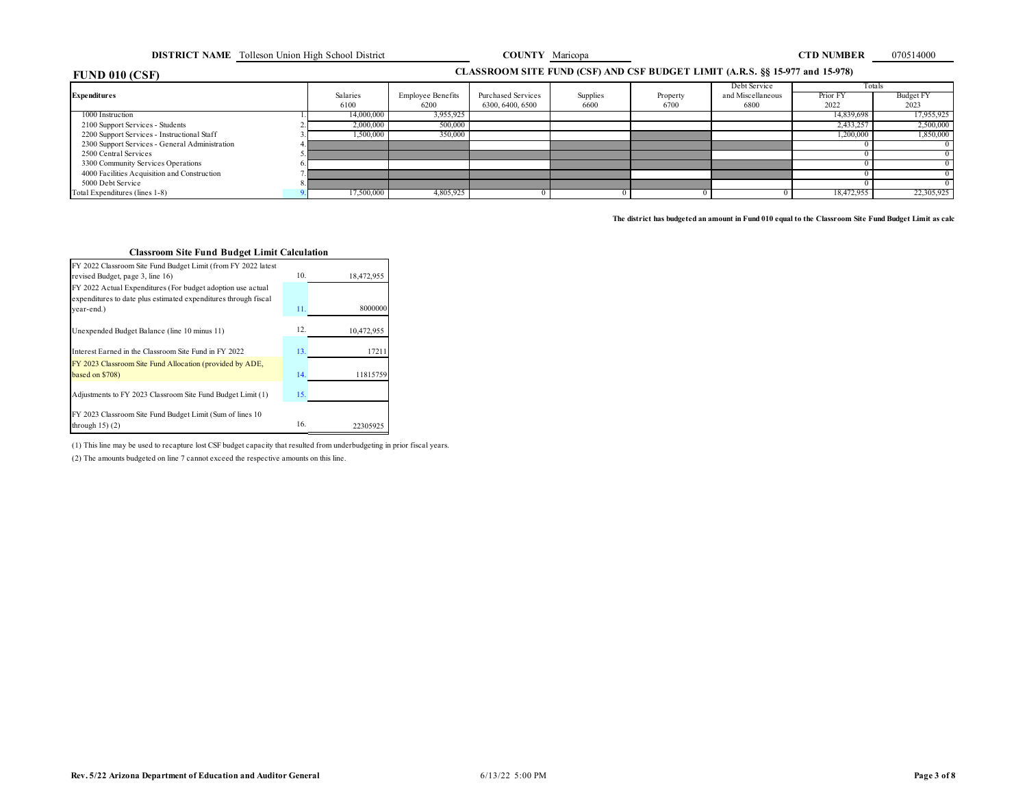**DISTRICT NAME** Tolleson Union High School District **COUNTY** Maricopa **CTD NUMBER** 070514000

## FUND 010 (CSF)

### CLASSROOM SITE FUND (CSF) AND CSF BUDGET LIMIT (A.R.S. §§ 15-977 and 15-978)

| Expenditures | | Salaries 6100 | Employee Benefits 6200 | Purchased Services 6300, 6400, 6500 | Supplies 6600 | Property 6700 | Debt Service and Miscellaneous 6800 | Totals Prior FY 2022 | Totals Budget FY 2023 |
|---|---|---|---|---|---|---|---|---|---|
| 1000 Instruction | 1. | 14,000,000 | 3,955,925 | | | | | 14,839,698 | 17,955,925 |
| 2100 Support Services - Students | 2. | 2,000,000 | 500,000 | | | | | 2,433,257 | 2,500,000 |
| 2200 Support Services - Instructional Staff | 3. | 1,500,000 | 350,000 | | | | | 1,200,000 | 1,850,000 |
| 2300 Support Services - General Administration | 4. | | | | | | | 0 | 0 |
| 2500 Central Services | 5. | | | | | | | 0 | 0 |
| 3300 Community Services Operations | 6. | | | | | | | 0 | 0 |
| 4000 Facilities Acquisition and Construction | 7. | | | | | | | 0 | 0 |
| 5000 Debt Service | 8. | | | | | | | 0 | 0 |
| Total Expenditures (lines 1-8) | 9. | 17,500,000 | 4,805,925 | 0 | 0 | 0 | 0 | 18,472,955 | 22,305,925 |

**The district has budgeted an amount in Fund 010 equal to the Classroom Site Fund Budget Limit as calc**

### Classroom Site Fund Budget Limit Calculation

| | | |
|---|---|---|
| FY 2022 Classroom Site Fund Budget Limit (from FY 2022 latest revised Budget, page 3, line 16) | 10. | 18,472,955 |
| FY 2022 Actual Expenditures (For budget adoption use actual expenditures to date plus estimated expenditures through fiscal year-end.) | 11. | 8000000 |
| Unexpended Budget Balance (line 10 minus 11) | 12. | 10,472,955 |
| Interest Earned in the Classroom Site Fund in FY 2022 | 13. | 17211 |
| FY 2023 Classroom Site Fund Allocation (provided by ADE, based on $708) | 14. | 11815759 |
| Adjustments to FY 2023 Classroom Site Fund Budget Limit (1) | 15. | |
| FY 2023 Classroom Site Fund Budget Limit (Sum of lines 10 through 15) (2) | 16. | 22305925 |

(1) This line may be used to recapture lost CSF budget capacity that resulted from underbudgeting in prior fiscal years.

(2) The amounts budgeted on line 7 cannot exceed the respective amounts on this line.

Rev. 5/22 Arizona Department of Education and Auditor General 6/13/22 5:00 PM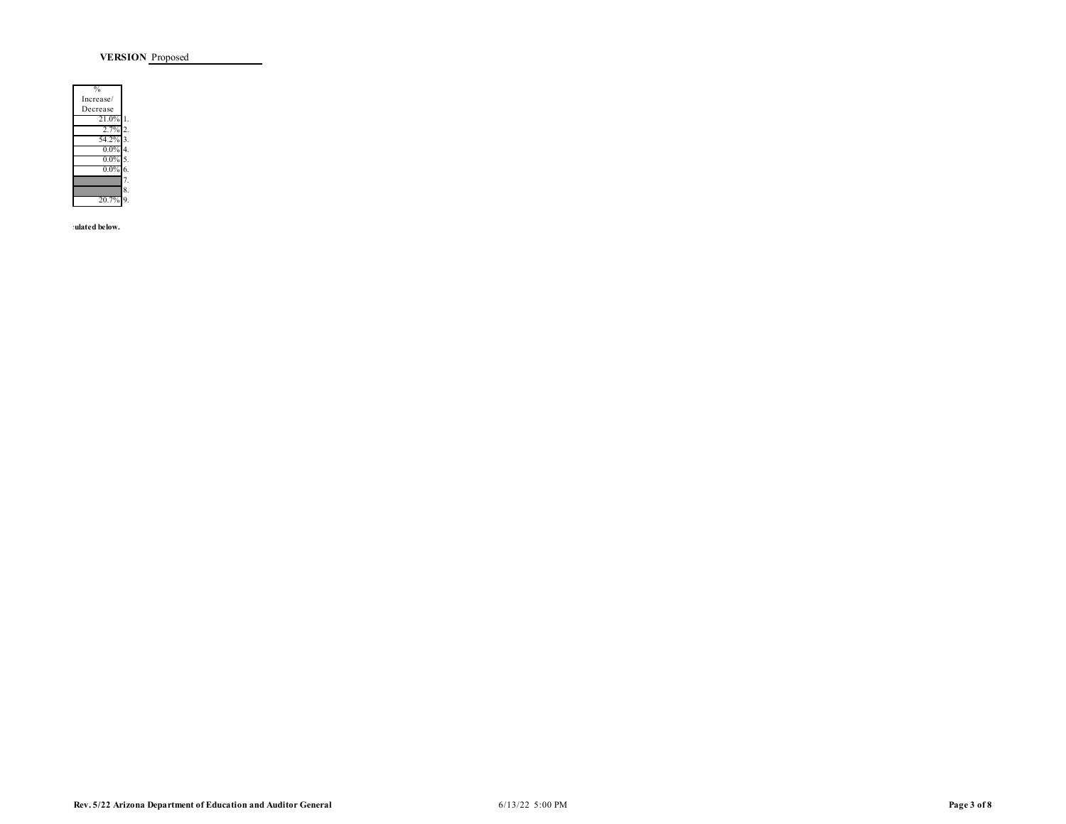**VERSION** Proposed

| % Increase/ Decrease | |
|---|---|
| 21.0% | 1. |
| 2.7% | 2. |
| 54.2% | 3. |
| 0.0% | 4. |
| 0.0% | 5. |
| 0.0% | 6. |
| | 7. |
| | 8. |
| 20.7% | 9. |

**ulated below.**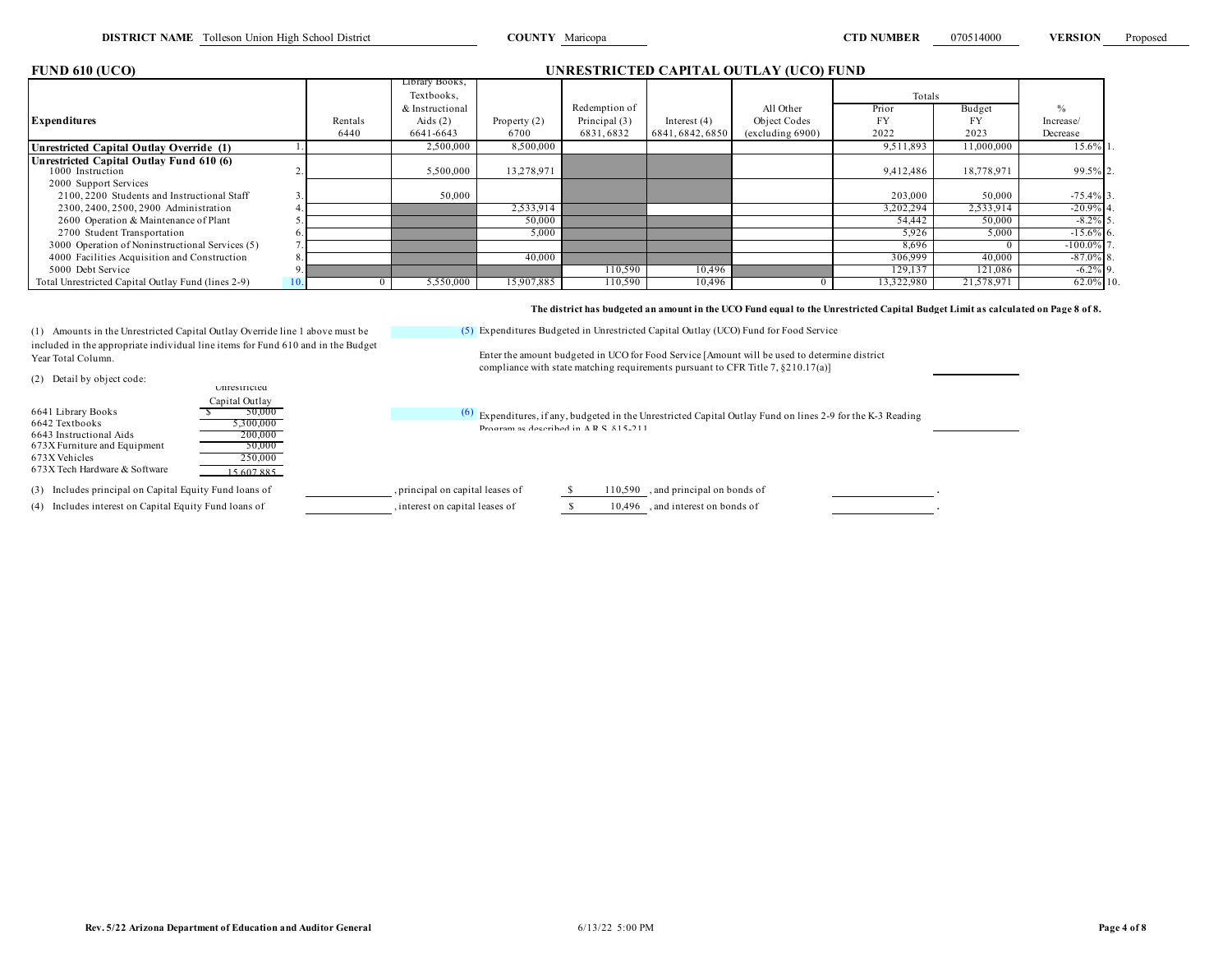**DISTRICT NAME** Tolleson Union High School District **COUNTY** Maricopa **CTD NUMBER** 070514000 **VERSION** Proposed

## FUND 610 (UCO) — UNRESTRICTED CAPITAL OUTLAY (UCO) FUND

| Expenditures | | Rentals 6440 | Library Books, Textbooks, & Instructional Aids (2) 6641-6643 | Property (2) 6700 | Redemption of Principal (3) 6831, 6832 | Interest (4) 6841, 6842, 6850 | All Other Object Codes (excluding 6900) | Totals Prior FY 2022 | Totals Budget FY 2023 | % Increase/ Decrease | |
|---|---|---|---|---|---|---|---|---|---|---|---|
| **Unrestricted Capital Outlay Override (1)** | 1. | | 2,500,000 | 8,500,000 | | | | 9,511,893 | 11,000,000 | 15.6% | 1. |
| **Unrestricted Capital Outlay Fund 610 (6)** 1000 Instruction | 2. | | 5,500,000 | 13,278,971 | | | | 9,412,486 | 18,778,971 | 99.5% | 2. |
| 2000 Support Services | | | | | | | | | | | |
| 2100, 2200 Students and Instructional Staff | 3. | | 50,000 | | | | | 203,000 | 50,000 | -75.4% | 3. |
| 2300, 2400, 2500, 2900 Administration | 4. | | | 2,533,914 | | | | 3,202,294 | 2,533,914 | -20.9% | 4. |
| 2600 Operation & Maintenance of Plant | 5. | | | 50,000 | | | | 54,442 | 50,000 | -8.2% | 5. |
| 2700 Student Transportation | 6. | | | 5,000 | | | | 5,926 | 5,000 | -15.6% | 6. |
| 3000 Operation of Noninstructional Services (5) | 7. | | | | | | | 8,696 | 0 | -100.0% | 7. |
| 4000 Facilities Acquisition and Construction | 8. | | | 40,000 | | | | 306,999 | 40,000 | -87.0% | 8. |
| 5000 Debt Service | 9. | | | | 110,590 | 10,496 | | 129,137 | 121,086 | -6.2% | 9. |
| Total Unrestricted Capital Outlay Fund (lines 2-9) | 10. | 0 | 5,550,000 | 15,907,885 | 110,590 | 10,496 | 0 | 13,322,980 | 21,578,971 | 62.0% | 10. |

**The district has budgeted an amount in the UCO Fund equal to the Unrestricted Capital Budget Limit as calculated on Page 8 of 8.**

(1) Amounts in the Unrestricted Capital Outlay Override line 1 above must be included in the appropriate individual line items for Fund 610 and in the Budget Year Total Column.

(2) Detail by object code:

| | Unrestricted Capital Outlay |
|---|---|
| 6641 Library Books | $ 50,000 |
| 6642 Textbooks | 5,300,000 |
| 6643 Instructional Aids | 200,000 |
| 673X Furniture and Equipment | 50,000 |
| 673X Vehicles | 250,000 |
| 673X Tech Hardware & Software | 15,607,885 |

(5) Expenditures Budgeted in Unrestricted Capital Outlay (UCO) Fund for Food Service

Enter the amount budgeted in UCO for Food Service [Amount will be used to determine district compliance with state matching requirements pursuant to CFR Title 7, §210.17(a)] ______________

(6) Expenditures, if any, budgeted in the Unrestricted Capital Outlay Fund on lines 2-9 for the K-3 Reading Program as described in A.R.S. §15-211 ______________

(3) Includes principal on Capital Equity Fund loans of ______________, principal on capital leases of $ 110,590 , and principal on bonds of ______________.

(4) Includes interest on Capital Equity Fund loans of ______________, interest on capital leases of $ 10,496 , and interest on bonds of ______________.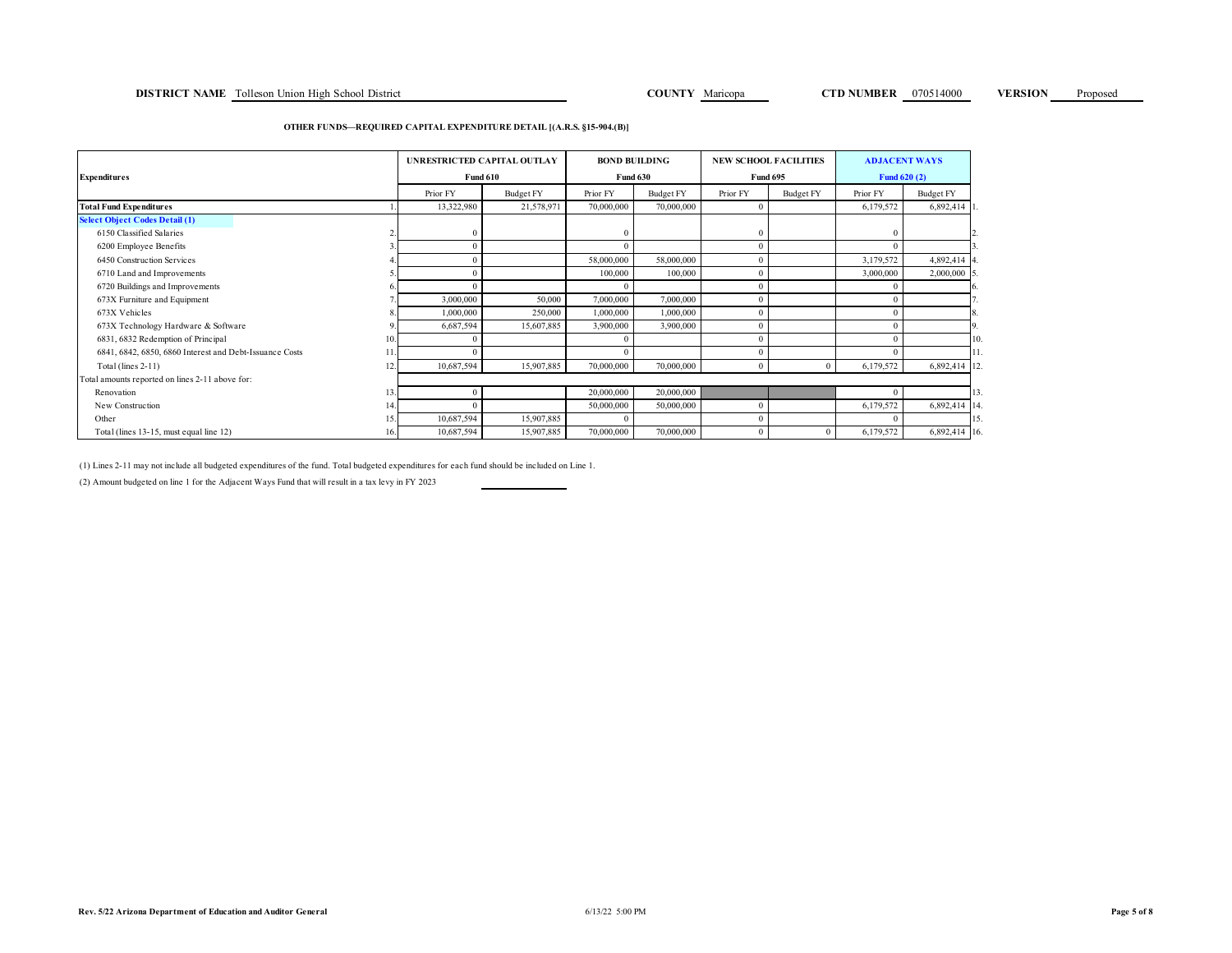**DISTRICT NAME** Tolleson Union High School District **COUNTY** Maricopa **CTD NUMBER** 070514000 **VERSION** Proposed

**OTHER FUNDS—REQUIRED CAPITAL EXPENDITURE DETAIL [(A.R.S. §15-904.(B)]**

| Expenditures | | UNRESTRICTED CAPITAL OUTLAY Fund 610 | | BOND BUILDING Fund 630 | | NEW SCHOOL FACILITIES Fund 695 | | ADJACENT WAYS Fund 620 (2) | | |
|---|---|---|---|---|---|---|---|---|---|---|
| | | Prior FY | Budget FY | Prior FY | Budget FY | Prior FY | Budget FY | Prior FY | Budget FY | |
| **Total Fund Expenditures** | 1. | 13,322,980 | 21,578,971 | 70,000,000 | 70,000,000 | 0 | | 6,179,572 | 6,892,414 | 1. |
| **Select Object Codes Detail (1)** | | | | | | | | | | |
| 6150 Classified Salaries | 2. | 0 | | 0 | | 0 | | 0 | | 2. |
| 6200 Employee Benefits | 3. | 0 | | 0 | | 0 | | 0 | | 3. |
| 6450 Construction Services | 4. | 0 | | 58,000,000 | 58,000,000 | 0 | | 3,179,572 | 4,892,414 | 4. |
| 6710 Land and Improvements | 5. | 0 | | 100,000 | 100,000 | 0 | | 3,000,000 | 2,000,000 | 5. |
| 6720 Buildings and Improvements | 6. | 0 | | 0 | | 0 | | 0 | | 6. |
| 673X Furniture and Equipment | 7. | 3,000,000 | 50,000 | 7,000,000 | 7,000,000 | 0 | | 0 | | 7. |
| 673X Vehicles | 8. | 1,000,000 | 250,000 | 1,000,000 | 1,000,000 | 0 | | 0 | | 8. |
| 673X Technology Hardware & Software | 9. | 6,687,594 | 15,607,885 | 3,900,000 | 3,900,000 | 0 | | 0 | | 9. |
| 6831, 6832 Redemption of Principal | 10. | 0 | | 0 | | 0 | | 0 | | 10. |
| 6841, 6842, 6850, 6860 Interest and Debt-Issuance Costs | 11. | 0 | | 0 | | 0 | | 0 | | 11. |
| Total (lines 2-11) | 12. | 10,687,594 | 15,907,885 | 70,000,000 | 70,000,000 | 0 | 0 | 6,179,572 | 6,892,414 | 12. |
| Total amounts reported on lines 2-11 above for: | | | | | | | | | | |
| Renovation | 13. | 0 | | 20,000,000 | 20,000,000 | | | 0 | | 13. |
| New Construction | 14. | 0 | | 50,000,000 | 50,000,000 | 0 | | 6,179,572 | 6,892,414 | 14. |
| Other | 15. | 10,687,594 | 15,907,885 | 0 | | 0 | | 0 | | 15. |
| Total (lines 13-15, must equal line 12) | 16. | 10,687,594 | 15,907,885 | 70,000,000 | 70,000,000 | 0 | 0 | 6,179,572 | 6,892,414 | 16. |

(1) Lines 2-11 may not include all budgeted expenditures of the fund. Total budgeted expenditures for each fund should be included on Line 1.

(2) Amount budgeted on line 1 for the Adjacent Ways Fund that will result in a tax levy in FY 2023 \_\_\_\_\_\_\_\_\_\_

Rev. 5/22 Arizona Department of Education and Auditor General 6/13/22 5:00 PM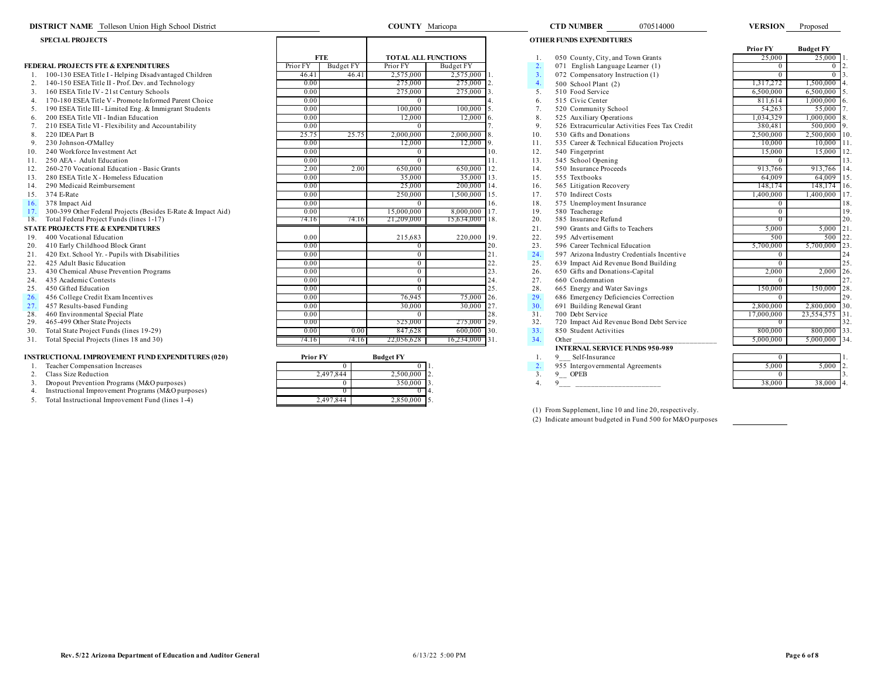**DISTRICT NAME** Tolleson Union High School District **COUNTY** Maricopa **CTD NUMBER** 070514000 **VERSION** Proposed

## SPECIAL PROJECTS

| | FEDERAL PROJECTS FTE & EXPENDITURES | FTE Prior FY | FTE Budget FY | TOTAL ALL FUNCTIONS Prior FY | TOTAL ALL FUNCTIONS Budget FY | |
|---|---|---|---|---|---|---|
| 1. | 100-130 ESEA Title I - Helping Disadvantaged Children | 46.41 | 46.41 | 2,575,000 | 2,575,000 | 1. |
| 2. | 140-150 ESEA Title II - Prof. Dev. and Technology | 0.00 | | 275,000 | 275,000 | 2. |
| 3. | 160 ESEA Title IV - 21st Century Schools | 0.00 | | 275,000 | 275,000 | 3. |
| 4. | 170-180 ESEA Title V - Promote Informed Parent Choice | 0.00 | | 0 | | 4. |
| 5. | 190 ESEA Title III - Limited Eng. & Immigrant Students | 0.00 | | 100,000 | 100,000 | 5. |
| 6. | 200 ESEA Title VII - Indian Education | 0.00 | | 12,000 | 12,000 | 6. |
| 7. | 210 ESEA Title VI - Flexibility and Accountability | 0.00 | | 0 | | 7. |
| 8. | 220 IDEA Part B | 25.75 | 25.75 | 2,000,000 | 2,000,000 | 8. |
| 9. | 230 Johnson-O'Malley | 0.00 | | 12,000 | 12,000 | 9. |
| 10. | 240 Workforce Investment Act | 0.00 | | 0 | | 10. |
| 11. | 250 AEA - Adult Education | 0.00 | | 0 | | 11. |
| 12. | 260-270 Vocational Education - Basic Grants | 2.00 | 2.00 | 650,000 | 650,000 | 12. |
| 13. | 280 ESEA Title X - Homeless Education | 0.00 | | 35,000 | 35,000 | 13. |
| 14. | 290 Medicaid Reimbursement | 0.00 | | 25,000 | 200,000 | 14. |
| 15. | 374 E-Rate | 0.00 | | 250,000 | 1,500,000 | 15. |
| 16. | 378 Impact Aid | 0.00 | | 0 | | 16. |
| 17. | 300-399 Other Federal Projects (Besides E-Rate & Impact Aid) | 0.00 | | 15,000,000 | 8,000,000 | 17. |
| 18. | Total Federal Project Funds (lines 1-17) | 74.16 | 74.16 | 21,209,000 | 15,634,000 | 18. |
| | **STATE PROJECTS FTE & EXPENDITURES** | | | | | |
| 19. | 400 Vocational Education | 0.00 | | 215,683 | 220,000 | 19. |
| 20. | 410 Early Childhood Block Grant | 0.00 | | 0 | | 20. |
| 21. | 420 Ext. School Yr. - Pupils with Disabilities | 0.00 | | 0 | | 21. |
| 22. | 425 Adult Basic Education | 0.00 | | 0 | | 22. |
| 23. | 430 Chemical Abuse Prevention Programs | 0.00 | | 0 | | 23. |
| 24. | 435 Academic Contests | 0.00 | | 0 | | 24. |
| 25. | 450 Gifted Education | 0.00 | | 0 | | 25. |
| 26. | 456 College Credit Exam Incentives | 0.00 | | 76,945 | 75,000 | 26. |
| 27. | 457 Results-based Funding | 0.00 | | 30,000 | 30,000 | 27. |
| 28. | 460 Environmental Special Plate | 0.00 | | 0 | | 28. |
| 29. | 465-499 Other State Projects | 0.00 | | 525,000 | 275,000 | 29. |
| 30. | Total State Project Funds (lines 19-29) | 0.00 | 0.00 | 847,628 | 600,000 | 30. |
| 31. | Total Special Projects (lines 18 and 30) | 74.16 | 74.16 | 22,056,628 | 16,234,000 | 31. |

## INSTRUCTIONAL IMPROVEMENT FUND EXPENDITURES (020)

| | | Prior FY | Budget FY | |
|---|---|---|---|---|
| 1. | Teacher Compensation Increases | 0 | 0 | 1. |
| 2. | Class Size Reduction | 2,497,844 | 2,500,000 | 2. |
| 3. | Dropout Prevention Programs (M&O purposes) | 0 | 350,000 | 3. |
| 4. | Instructional Improvement Programs (M&O purposes) | 0 | 0 | 4. |
| 5. | Total Instructional Improvement Fund (lines 1-4) | 2,497,844 | 2,850,000 | 5. |

## OTHER FUNDS EXPENDITURES

| | | Prior FY | Budget FY | |
|---|---|---|---|---|
| 1. | 050 County, City, and Town Grants | 25,000 | 25,000 | 1. |
| 2. | 071 English Language Learner (1) | 0 | 0 | 2. |
| 3. | 072 Compensatory Instruction (1) | 0 | 0 | 3. |
| 4. | 500 School Plant (2) | 1,317,272 | 1,500,000 | 4. |
| 5. | 510 Food Service | 6,500,000 | 6,500,000 | 5. |
| 6. | 515 Civic Center | 811,614 | 1,000,000 | 6. |
| 7. | 520 Community School | 54,263 | 55,000 | 7. |
| 8. | 525 Auxiliary Operations | 1,034,329 | 1,000,000 | 8. |
| 9. | 526 Extracurricular Activities Fees Tax Credit | 380,481 | 500,000 | 9. |
| 10. | 530 Gifts and Donations | 2,500,000 | 2,500,000 | 10. |
| 11. | 535 Career & Technical Education Projects | 10,000 | 10,000 | 11. |
| 12. | 540 Fingerprint | 15,000 | 15,000 | 12. |
| 13. | 545 School Opening | 0 | | 13. |
| 14. | 550 Insurance Proceeds | 913,766 | 913,766 | 14. |
| 15. | 555 Textbooks | 64,009 | 64,009 | 15. |
| 16. | 565 Litigation Recovery | 148,174 | 148,174 | 16. |
| 17. | 570 Indirect Costs | 1,400,000 | 1,400,000 | 17. |
| 18. | 575 Unemployment Insurance | 0 | | 18. |
| 19. | 580 Teacherage | 0 | | 19. |
| 20. | 585 Insurance Refund | 0 | | 20. |
| 21. | 590 Grants and Gifts to Teachers | 5,000 | 5,000 | 21. |
| 22. | 595 Advertisement | 500 | 500 | 22. |
| 23. | 596 Career Technical Education | 5,700,000 | 5,700,000 | 23. |
| 24. | 597 Arizona Industry Credentials Incentive | 0 | | 24 |
| 25. | 639 Impact Aid Revenue Bond Building | 0 | | 25. |
| 26. | 650 Gifts and Donations-Capital | 2,000 | 2,000 | 26. |
| 27. | 660 Condemnation | 0 | | 27. |
| 28. | 665 Energy and Water Savings | 150,000 | 150,000 | 28. |
| 29. | 686 Emergency Deficiencies Correction | 0 | | 29. |
| 30. | 691 Building Renewal Grant | 2,800,000 | 2,800,000 | 30. |
| 31. | 700 Debt Service | 17,000,000 | 23,554,575 | 31. |
| 32. | 720 Impact Aid Revenue Bond Debt Service | 0 | | 32. |
| 33. | 850 Student Activities | 800,000 | 800,000 | 33. |
| 34. | Other ___ | 5,000,000 | 5,000,000 | 34. |
| | **INTERNAL SERVICE FUNDS 950-989** | | | |
| 1. | 9__ Self-Insurance | 0 | | 1. |
| 2. | 955 Intergovernmental Agreements | 5,000 | 5,000 | 2. |
| 3. | 9__ OPEB | 0 | | 3. |
| 4. | 9__ ___ | 38,000 | 38,000 | 4. |

(1) From Supplement, line 10 and line 20, respectively.

(2) Indicate amount budgeted in Fund 500 for M&O purposes ______

Rev. 5/22 Arizona Department of Education and Auditor General 6/13/22 5:00 PM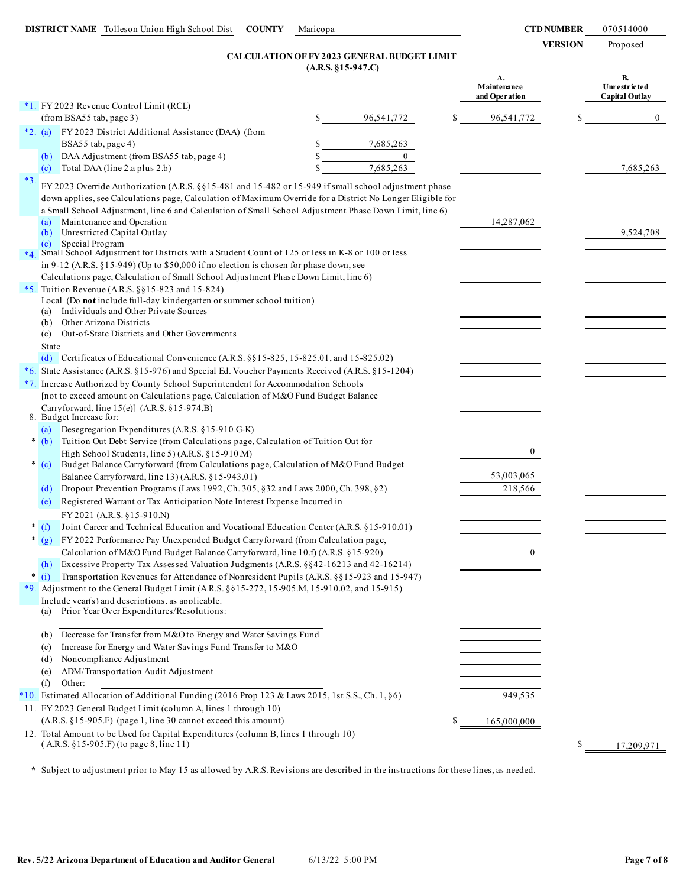**DISTRICT NAME** Tolleson Union High School Dist **COUNTY** Maricopa **CTD NUMBER** 070514000

**VERSION** Proposed

## CALCULATION OF FY 2023 GENERAL BUDGET LIMIT (A.R.S. §15-947.C)

| Line | Description | | A. Maintenance and Operation | B. Unrestricted Capital Outlay |
|---|---|---|---|---|
| *1. | FY 2023 Revenue Control Limit (RCL) (from BSA55 tab, page 3) | $ 96,541,772 | $ 96,541,772 | $ 0 |
| *2. (a) | FY 2023 District Additional Assistance (DAA) (from BSA55 tab, page 4) | $ 7,685,263 | | |
| (b) | DAA Adjustment (from BSA55 tab, page 4) | $ 0 | | |
| (c) | Total DAA (line 2.a plus 2.b) | $ 7,685,263 | | 7,685,263 |
| *3. | FY 2023 Override Authorization (A.R.S. §§15-481 and 15-482 or 15-949 if small school adjustment phase down applies, see Calculations page, Calculation of Maximum Override for a District No Longer Eligible for a Small School Adjustment, line 6 and Calculation of Small School Adjustment Phase Down Limit, line 6) | | | |
| (a) | Maintenance and Operation | | 14,287,062 | |
| (b) | Unrestricted Capital Outlay | | | 9,524,708 |
| (c) | Special Program | | | |
| *4. | Small School Adjustment for Districts with a Student Count of 125 or less in K-8 or 100 or less in 9-12 (A.R.S. §15-949) (Up to $50,000 if no election is chosen for phase down, see Calculations page, Calculation of Small School Adjustment Phase Down Limit, line 6) | | | |
| *5. | Tuition Revenue (A.R.S. §§15-823 and 15-824) Local (Do **not** include full-day kindergarten or summer school tuition) | | | |
| (a) | Individuals and Other Private Sources | | | |
| (b) | Other Arizona Districts | | | |
| (c) | Out-of-State Districts and Other Governments | | | |
| | State | | | |
| (d) | Certificates of Educational Convenience (A.R.S. §§15-825, 15-825.01, and 15-825.02) | | | |
| *6. | State Assistance (A.R.S. §15-976) and Special Ed. Voucher Payments Received (A.R.S. §15-1204) | | | |
| *7. | Increase Authorized by County School Superintendent for Accommodation Schools [not to exceed amount on Calculations page, Calculation of M&O Fund Budget Balance Carryforward, line 15(e)] (A.R.S. §15-974.B) | | | |
| 8. | Budget Increase for: | | | |
| (a) | Desegregation Expenditures (A.R.S. §15-910.G-K) | | | |
| * (b) | Tuition Out Debt Service (from Calculations page, Calculation of Tuition Out for High School Students, line 5) (A.R.S. §15-910.M) | | 0 | |
| * (c) | Budget Balance Carryforward (from Calculations page, Calculation of M&O Fund Budget Balance Carryforward, line 13) (A.R.S. §15-943.01) | | 53,003,065 | |
| (d) | Dropout Prevention Programs (Laws 1992, Ch. 305, §32 and Laws 2000, Ch. 398, §2) | | 218,566 | |
| (e) | Registered Warrant or Tax Anticipation Note Interest Expense Incurred in FY 2021 (A.R.S. §15-910.N) | | | |
| * (f) | Joint Career and Technical Education and Vocational Education Center (A.R.S. §15-910.01) | | | |
| * (g) | FY 2022 Performance Pay Unexpended Budget Carryforward (from Calculation page, Calculation of M&O Fund Budget Balance Carryforward, line 10.f) (A.R.S. §15-920) | | 0 | |
| (h) | Excessive Property Tax Assessed Valuation Judgments (A.R.S. §§42-16213 and 42-16214) | | | |
| * (i) | Transportation Revenues for Attendance of Nonresident Pupils (A.R.S. §§15-923 and 15-947) | | | |
| *9. | Adjustment to the General Budget Limit (A.R.S. §§15-272, 15-905.M, 15-910.02, and 15-915) Include year(s) and descriptions, as applicable. | | | |
| (a) | Prior Year Over Expenditures/Resolutions: | | | |
| (b) | Decrease for Transfer from M&O to Energy and Water Savings Fund | | | |
| (c) | Increase for Energy and Water Savings Fund Transfer to M&O | | | |
| (d) | Noncompliance Adjustment | | | |
| (e) | ADM/Transportation Audit Adjustment | | | |
| (f) | Other: | | | |
| *10. | Estimated Allocation of Additional Funding (2016 Prop 123 & Laws 2015, 1st S.S., Ch. 1, §6) | | 949,535 | |
| 11. | FY 2023 General Budget Limit (column A, lines 1 through 10) (A.R.S. §15-905.F) (page 1, line 30 cannot exceed this amount) | | $ 165,000,000 | |
| 12. | Total Amount to be Used for Capital Expenditures (column B, lines 1 through 10) (A.R.S. §15-905.F) (to page 8, line 11) | | | $ 17,209,971 |

\* Subject to adjustment prior to May 15 as allowed by A.R.S. Revisions are described in the instructions for these lines, as needed.

Rev. 5/22 Arizona Department of Education and Auditor General 6/13/22 5:00 PM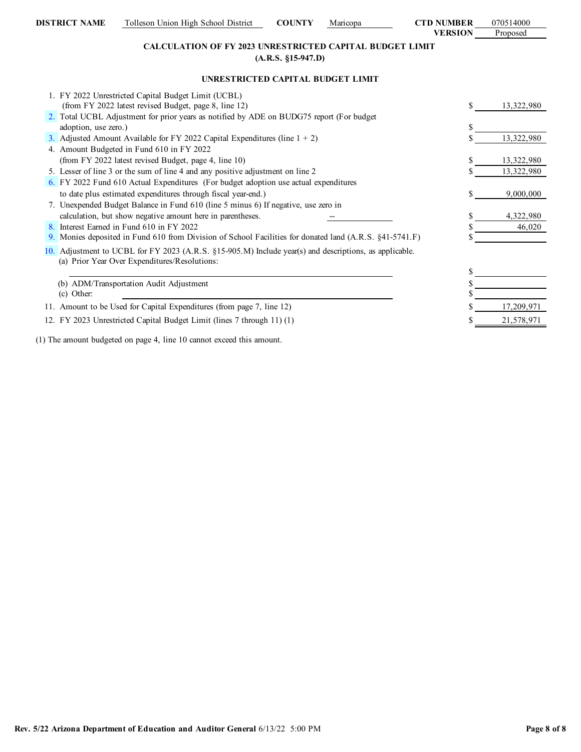| DISTRICT NAME | Tolleson Union High School District | COUNTY | Maricopa | CTD NUMBER | 070514000 |
|---|---|---|---|---|---|
| | | | | VERSION | Proposed |

## CALCULATION OF FY 2023 UNRESTRICTED CAPITAL BUDGET LIMIT
### (A.R.S. §15-947.D)

### UNRESTRICTED CAPITAL BUDGET LIMIT

| | | |
|---|---|---|
| 1. FY 2022 Unrestricted Capital Budget Limit (UCBL) (from FY 2022 latest revised Budget, page 8, line 12) | | $ 13,322,980 |
| 2. Total UCBL Adjustment for prior years as notified by ADE on BUDG75 report (For budget adoption, use zero.) | | $ |
| 3. Adjusted Amount Available for FY 2022 Capital Expenditures (line 1 + 2) | | $ 13,322,980 |
| 4. Amount Budgeted in Fund 610 in FY 2022 (from FY 2022 latest revised Budget, page 4, line 10) | | $ 13,322,980 |
| 5. Lesser of line 3 or the sum of line 4 and any positive adjustment on line 2 | | $ 13,322,980 |
| 6. FY 2022 Fund 610 Actual Expenditures (For budget adoption use actual expenditures to date plus estimated expenditures through fiscal year-end.) | | $ 9,000,000 |
| 7. Unexpended Budget Balance in Fund 610 (line 5 minus 6) If negative, use zero in calculation, but show negative amount here in parentheses. | -- | $ 4,322,980 |
| 8. Interest Earned in Fund 610 in FY 2022 | | $ 46,020 |
| 9. Monies deposited in Fund 610 from Division of School Facilities for donated land (A.R.S. §41-5741.F) | | $ |
| 10. Adjustment to UCBL for FY 2023 (A.R.S. §15-905.M) Include year(s) and descriptions, as applicable. | | |
| (a) Prior Year Over Expenditures/Resolutions: | | $ |
| (b) ADM/Transportation Audit Adjustment | | $ |
| (c) Other: | | $ |
| 11. Amount to be Used for Capital Expenditures (from page 7, line 12) | | $ 17,209,971 |
| 12. FY 2023 Unrestricted Capital Budget Limit (lines 7 through 11) (1) | | $ 21,578,971 |

(1) The amount budgeted on page 4, line 10 cannot exceed this amount.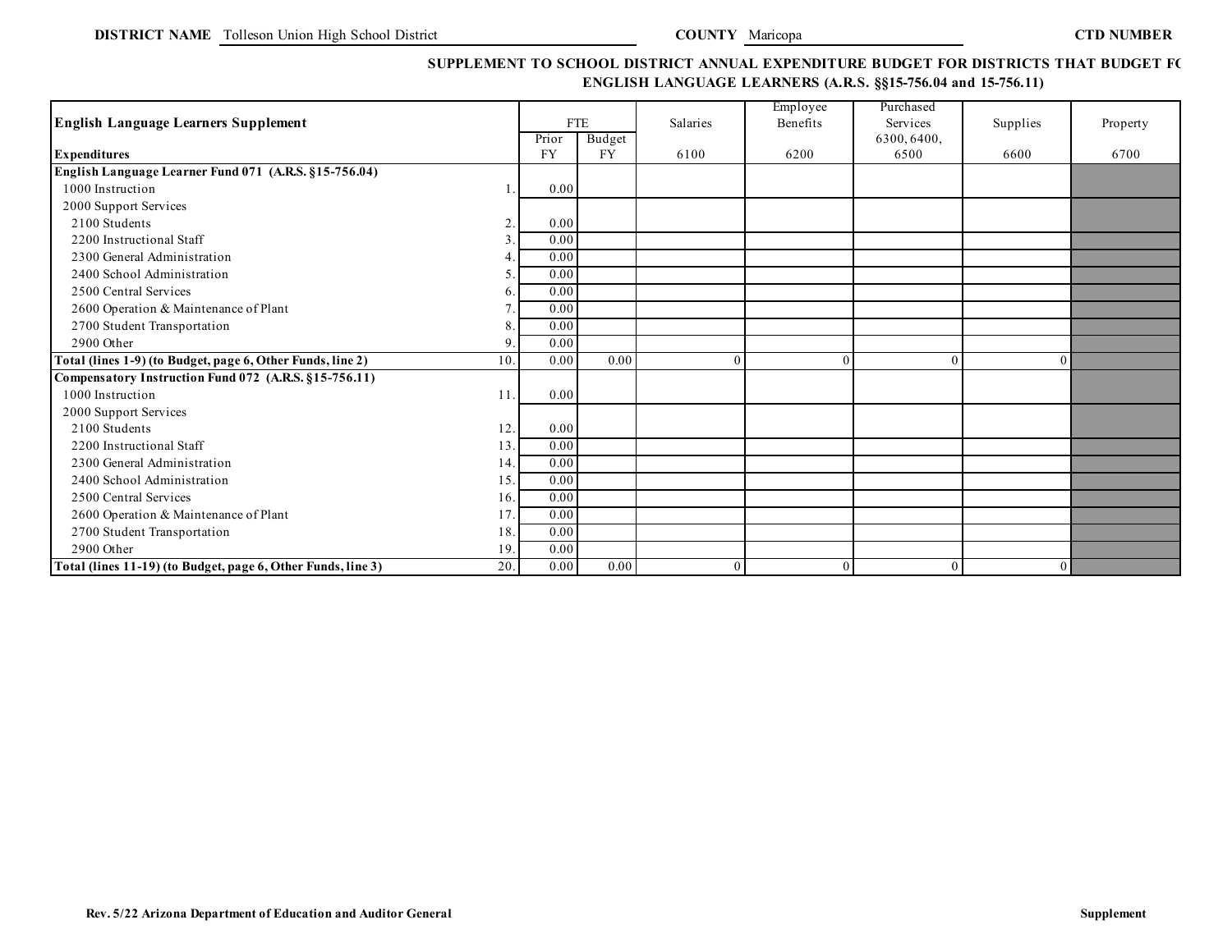**DISTRICT NAME** Tolleson Union High School District **COUNTY** Maricopa **CTD NUMBER**

**SUPPLEMENT TO SCHOOL DISTRICT ANNUAL EXPENDITURE BUDGET FOR DISTRICTS THAT BUDGET FO**
**ENGLISH LANGUAGE LEARNERS (A.R.S. §§15-756.04 and 15-756.11)**

| English Language Learners Supplement | | FTE | | Salaries | Employee Benefits | Purchased Services 6300, 6400, | Supplies | Property |
|---|---|---|---|---|---|---|---|---|
| **Expenditures** | | Prior FY | Budget FY | 6100 | 6200 | 6500 | 6600 | 6700 |
| **English Language Learner Fund 071 (A.R.S. §15-756.04)** | | | | | | | | |
| 1000 Instruction | 1. | 0.00 | | | | | | |
| 2000 Support Services | | | | | | | | |
| 2100 Students | 2. | 0.00 | | | | | | |
| 2200 Instructional Staff | 3. | 0.00 | | | | | | |
| 2300 General Administration | 4. | 0.00 | | | | | | |
| 2400 School Administration | 5. | 0.00 | | | | | | |
| 2500 Central Services | 6. | 0.00 | | | | | | |
| 2600 Operation & Maintenance of Plant | 7. | 0.00 | | | | | | |
| 2700 Student Transportation | 8. | 0.00 | | | | | | |
| 2900 Other | 9. | 0.00 | | | | | | |
| **Total (lines 1-9) (to Budget, page 6, Other Funds, line 2)** | 10. | 0.00 | 0.00 | 0 | 0 | 0 | 0 | |
| **Compensatory Instruction Fund 072 (A.R.S. §15-756.11)** | | | | | | | | |
| 1000 Instruction | 11. | 0.00 | | | | | | |
| 2000 Support Services | | | | | | | | |
| 2100 Students | 12. | 0.00 | | | | | | |
| 2200 Instructional Staff | 13. | 0.00 | | | | | | |
| 2300 General Administration | 14. | 0.00 | | | | | | |
| 2400 School Administration | 15. | 0.00 | | | | | | |
| 2500 Central Services | 16. | 0.00 | | | | | | |
| 2600 Operation & Maintenance of Plant | 17. | 0.00 | | | | | | |
| 2700 Student Transportation | 18. | 0.00 | | | | | | |
| 2900 Other | 19. | 0.00 | | | | | | |
| **Total (lines 11-19) (to Budget, page 6, Other Funds, line 3)** | 20. | 0.00 | 0.00 | 0 | 0 | 0 | 0 | |

Rev. 5/22 Arizona Department of Education and Auditor General — Supplement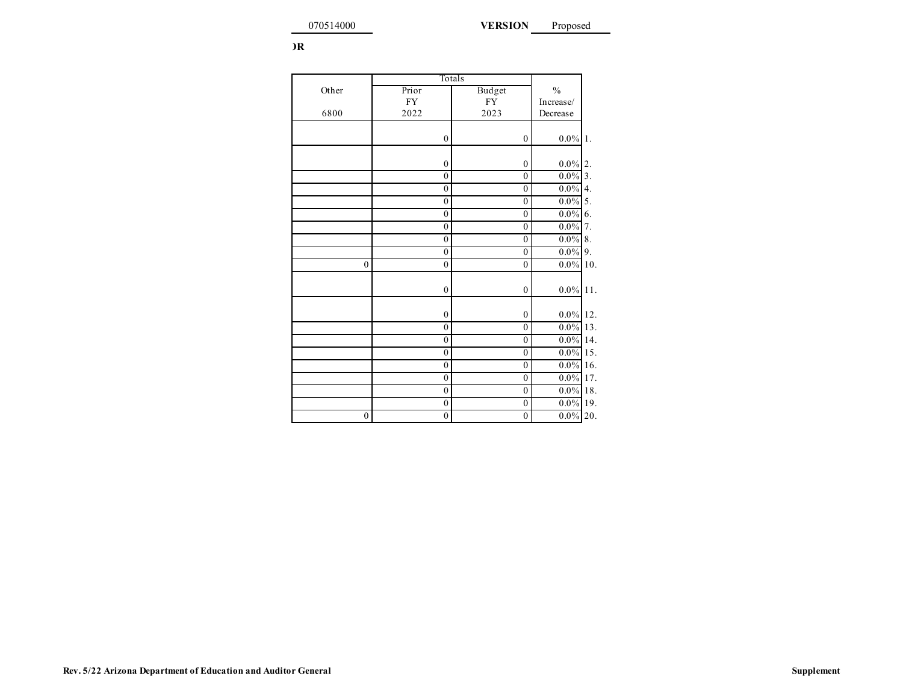070514000 **VERSION** Proposed

**)R**

| Other | Totals | | % | |
|---|---|---|---|---|
| | Prior FY | Budget FY | Increase/ | |
| 6800 | 2022 | 2023 | Decrease | |
| | 0 | 0 | 0.0% | 1. |
| | 0 | 0 | 0.0% | 2. |
| | 0 | 0 | 0.0% | 3. |
| | 0 | 0 | 0.0% | 4. |
| | 0 | 0 | 0.0% | 5. |
| | 0 | 0 | 0.0% | 6. |
| | 0 | 0 | 0.0% | 7. |
| | 0 | 0 | 0.0% | 8. |
| | 0 | 0 | 0.0% | 9. |
| 0 | 0 | 0 | 0.0% | 10. |
| | 0 | 0 | 0.0% | 11. |
| | 0 | 0 | 0.0% | 12. |
| | 0 | 0 | 0.0% | 13. |
| | 0 | 0 | 0.0% | 14. |
| | 0 | 0 | 0.0% | 15. |
| | 0 | 0 | 0.0% | 16. |
| | 0 | 0 | 0.0% | 17. |
| | 0 | 0 | 0.0% | 18. |
| | 0 | 0 | 0.0% | 19. |
| 0 | 0 | 0 | 0.0% | 20. |

**Rev. 5/22 Arizona Department of Education and Auditor General** **Supplement**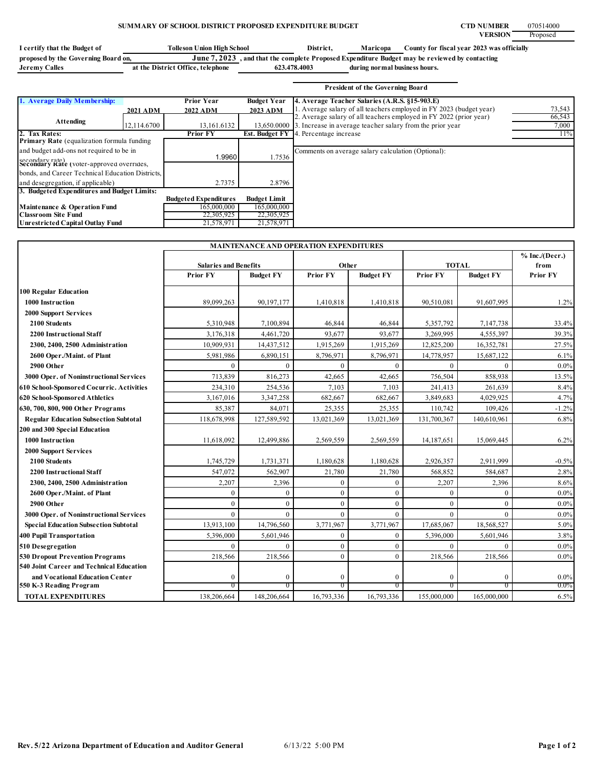## SUMMARY OF SCHOOL DISTRICT PROPOSED EXPENDITURE BUDGET

**CTD NUMBER** 070514000
**VERSION** Proposed

**I certify that the Budget of** Tolleson Union High School **District,** Maricopa **County for fiscal year 2023 was officially proposed by the Governing Board on,** **June 7, 2023**, **and that the complete Proposed Expenditure Budget may be reviewed by contacting** **Jeremy Calles** **at the District Office, telephone** 623.478.4003 **during normal business hours.**

**President of the Governing Board**

| 1. Average Daily Membership: | 2021 ADM | Prior Year 2022 ADM | Budget Year 2023 ADM |
|---|---|---|---|
| Attending | 12,114.6700 | 13,161.6132 | 13,650.0000 |

| 2. Tax Rates: | Prior FY | Est. Budget FY |
|---|---|---|
| Primary Rate (equalization formula funding and budget add-ons not required to be in secondary rate) | 1.9960 | 1.7536 |
| Secondary Rate (voter-approved overrides, bonds, and Career Technical Education Districts, and desegregation, if applicable) | 2.7375 | 2.8796 |

| 3. Budgeted Expenditures and Budget Limits: | Budgeted Expenditures | Budget Limit |
|---|---|---|
| Maintenance & Operation Fund | 165,000,000 | 165,000,000 |
| Classroom Site Fund | 22,305,925 | 22,305,925 |
| Unrestricted Capital Outlay Fund | 21,578,971 | 21,578,971 |

| 4. Average Teacher Salaries (A.R.S. §15-903.E) | |
|---|---|
| 1. Average salary of all teachers employed in FY 2023 (budget year) | 73,543 |
| 2. Average salary of all teachers employed in FY 2022 (prior year) | 66,543 |
| 3. Increase in average teacher salary from the prior year | 7,000 |
| 4. Percentage increase | 11% |

Comments on average salary calculation (Optional):

### MAINTENANCE AND OPERATION EXPENDITURES

| | Salaries and Benefits | | Other | | TOTAL | | % Inc./(Decr.) from |
|---|---|---|---|---|---|---|---|
| | Prior FY | Budget FY | Prior FY | Budget FY | Prior FY | Budget FY | Prior FY |
| **100 Regular Education** | | | | | | | |
| **1000 Instruction** | 89,099,263 | 90,197,177 | 1,410,818 | 1,410,818 | 90,510,081 | 91,607,995 | 1.2% |
| **2000 Support Services** | | | | | | | |
| **2100 Students** | 5,310,948 | 7,100,894 | 46,844 | 46,844 | 5,357,792 | 7,147,738 | 33.4% |
| **2200 Instructional Staff** | 3,176,318 | 4,461,720 | 93,677 | 93,677 | 3,269,995 | 4,555,397 | 39.3% |
| **2300, 2400, 2500 Administration** | 10,909,931 | 14,437,512 | 1,915,269 | 1,915,269 | 12,825,200 | 16,352,781 | 27.5% |
| **2600 Oper./Maint. of Plant** | 5,981,986 | 6,890,151 | 8,796,971 | 8,796,971 | 14,778,957 | 15,687,122 | 6.1% |
| **2900 Other** | 0 | 0 | 0 | 0 | 0 | 0 | 0.0% |
| **3000 Oper. of Noninstructional Services** | 713,839 | 816,273 | 42,665 | 42,665 | 756,504 | 858,938 | 13.5% |
| **610 School-Sponsored Cocurric. Activities** | 234,310 | 254,536 | 7,103 | 7,103 | 241,413 | 261,639 | 8.4% |
| **620 School-Sponsored Athletics** | 3,167,016 | 3,347,258 | 682,667 | 682,667 | 3,849,683 | 4,029,925 | 4.7% |
| **630, 700, 800, 900 Other Programs** | 85,387 | 84,071 | 25,355 | 25,355 | 110,742 | 109,426 | -1.2% |
| **Regular Education Subsection Subtotal** | 118,678,998 | 127,589,592 | 13,021,369 | 13,021,369 | 131,700,367 | 140,610,961 | 6.8% |
| **200 and 300 Special Education** | | | | | | | |
| **1000 Instruction** | 11,618,092 | 12,499,886 | 2,569,559 | 2,569,559 | 14,187,651 | 15,069,445 | 6.2% |
| **2000 Support Services** | | | | | | | |
| **2100 Students** | 1,745,729 | 1,731,371 | 1,180,628 | 1,180,628 | 2,926,357 | 2,911,999 | -0.5% |
| **2200 Instructional Staff** | 547,072 | 562,907 | 21,780 | 21,780 | 568,852 | 584,687 | 2.8% |
| **2300, 2400, 2500 Administration** | 2,207 | 2,396 | 0 | 0 | 2,207 | 2,396 | 8.6% |
| **2600 Oper./Maint. of Plant** | 0 | 0 | 0 | 0 | 0 | 0 | 0.0% |
| **2900 Other** | 0 | 0 | 0 | 0 | 0 | 0 | 0.0% |
| **3000 Oper. of Noninstructional Services** | 0 | 0 | 0 | 0 | 0 | 0 | 0.0% |
| **Special Education Subsection Subtotal** | 13,913,100 | 14,796,560 | 3,771,967 | 3,771,967 | 17,685,067 | 18,568,527 | 5.0% |
| **400 Pupil Transportation** | 5,396,000 | 5,601,946 | 0 | 0 | 5,396,000 | 5,601,946 | 3.8% |
| **510 Desegregation** | 0 | 0 | 0 | 0 | 0 | 0 | 0.0% |
| **530 Dropout Prevention Programs** | 218,566 | 218,566 | 0 | 0 | 218,566 | 218,566 | 0.0% |
| **540 Joint Career and Technical Education and Vocational Education Center** | 0 | 0 | 0 | 0 | 0 | 0 | 0.0% |
| **550 K-3 Reading Program** | 0 | 0 | 0 | 0 | 0 | 0 | 0.0% |
| **TOTAL EXPENDITURES** | 138,206,664 | 148,206,664 | 16,793,336 | 16,793,336 | 155,000,000 | 165,000,000 | 6.5% |

Rev. 5/22 Arizona Department of Education and Auditor General 6/13/22 5:00 PM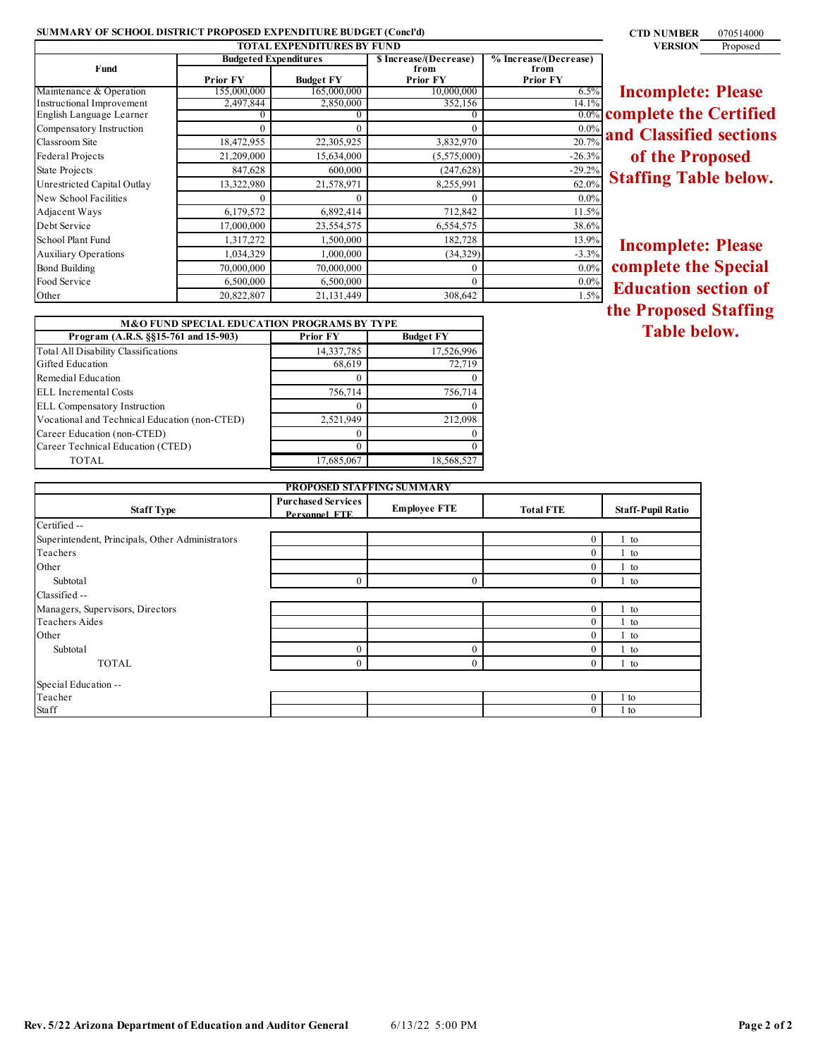## SUMMARY OF SCHOOL DISTRICT PROPOSED EXPENDITURE BUDGET (Concl'd)

**CTD NUMBER** 070514000
**VERSION** Proposed

| TOTAL EXPENDITURES BY FUND | | | | |
|---|---|---|---|---|
| **Fund** | **Budgeted Expenditures** | | **$ Increase/(Decrease) from Prior FY** | **% Increase/(Decrease) from Prior FY** |
| | **Prior FY** | **Budget FY** | | |
| Maintenance & Operation | 155,000,000 | 165,000,000 | 10,000,000 | 6.5% |
| Instructional Improvement | 2,497,844 | 2,850,000 | 352,156 | 14.1% |
| English Language Learner | 0 | 0 | 0 | 0.0% |
| Compensatory Instruction | 0 | 0 | 0 | 0.0% |
| Classroom Site | 18,472,955 | 22,305,925 | 3,832,970 | 20.7% |
| Federal Projects | 21,209,000 | 15,634,000 | (5,575,000) | -26.3% |
| State Projects | 847,628 | 600,000 | (247,628) | -29.2% |
| Unrestricted Capital Outlay | 13,322,980 | 21,578,971 | 8,255,991 | 62.0% |
| New School Facilities | 0 | 0 | 0 | 0.0% |
| Adjacent Ways | 6,179,572 | 6,892,414 | 712,842 | 11.5% |
| Debt Service | 17,000,000 | 23,554,575 | 6,554,575 | 38.6% |
| School Plant Fund | 1,317,272 | 1,500,000 | 182,728 | 13.9% |
| Auxiliary Operations | 1,034,329 | 1,000,000 | (34,329) | -3.3% |
| Bond Building | 70,000,000 | 70,000,000 | 0 | 0.0% |
| Food Service | 6,500,000 | 6,500,000 | 0 | 0.0% |
| Other | 20,822,807 | 21,131,449 | 308,642 | 1.5% |

**Incomplete: Please complete the Certified and Classified sections of the Proposed Staffing Table below.**

**Incomplete: Please complete the Special Education section of the Proposed Staffing Table below.**

| M&O FUND SPECIAL EDUCATION PROGRAMS BY TYPE | | |
|---|---|---|
| **Program (A.R.S. §§15-761 and 15-903)** | **Prior FY** | **Budget FY** |
| Total All Disability Classifications | 14,337,785 | 17,526,996 |
| Gifted Education | 68,619 | 72,719 |
| Remedial Education | 0 | 0 |
| ELL Incremental Costs | 756,714 | 756,714 |
| ELL Compensatory Instruction | 0 | 0 |
| Vocational and Technical Education (non-CTED) | 2,521,949 | 212,098 |
| Career Education (non-CTED) | 0 | 0 |
| Career Technical Education (CTED) | 0 | 0 |
| TOTAL | 17,685,067 | 18,568,527 |

| PROPOSED STAFFING SUMMARY | | | | |
|---|---|---|---|---|
| **Staff Type** | **Purchased Services Personnel FTE** | **Employee FTE** | **Total FTE** | **Staff-Pupil Ratio** |
| Certified -- | | | | |
| Superintendent, Principals, Other Administrators | | | 0 | 1 to |
| Teachers | | | 0 | 1 to |
| Other | | | 0 | 1 to |
| Subtotal | 0 | 0 | 0 | 1 to |
| Classified -- | | | | |
| Managers, Supervisors, Directors | | | 0 | 1 to |
| Teachers Aides | | | 0 | 1 to |
| Other | | | 0 | 1 to |
| Subtotal | 0 | 0 | 0 | 1 to |
| TOTAL | 0 | 0 | 0 | 1 to |
| Special Education -- | | | | |
| Teacher | | | 0 | 1 to |
| Staff | | | 0 | 1 to |

Rev. 5/22 Arizona Department of Education and Auditor General 6/13/22 5:00 PM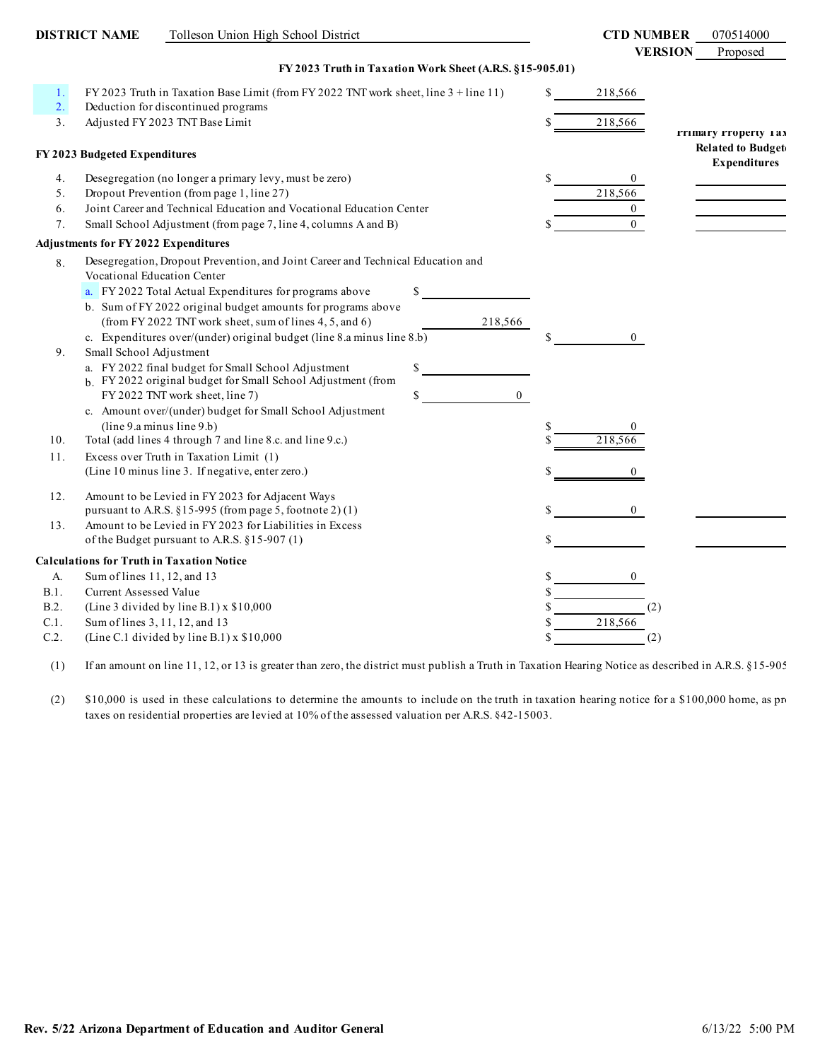**DISTRICT NAME** Tolleson Union High School District **CTD NUMBER** 070514000
**VERSION** Proposed

## FY 2023 Truth in Taxation Work Sheet (A.R.S. §15-905.01)

| | | | Amount | Primary Property Tax Related to Budgeted Expenditures |
|---|---|---|---|---|
| 1. | FY 2023 Truth in Taxation Base Limit (from FY 2022 TNT work sheet, line 3 + line 11) | | $ 218,566 | |
| 2. | Deduction for discontinued programs | | | |
| 3. | Adjusted FY 2023 TNT Base Limit | | $ 218,566 | |
| | **FY 2023 Budgeted Expenditures** | | | |
| 4. | Desegregation (no longer a primary levy, must be zero) | | $ 0 | |
| 5. | Dropout Prevention (from page 1, line 27) | | 218,566 | |
| 6. | Joint Career and Technical Education and Vocational Education Center | | 0 | |
| 7. | Small School Adjustment (from page 7, line 4, columns A and B) | | $ 0 | |
| | **Adjustments for FY 2022 Expenditures** | | | |
| 8. | Desegregation, Dropout Prevention, and Joint Career and Technical Education and Vocational Education Center | | | |
| | a. FY 2022 Total Actual Expenditures for programs above | $ | | |
| | b. Sum of FY 2022 original budget amounts for programs above (from FY 2022 TNT work sheet, sum of lines 4, 5, and 6) | 218,566 | | |
| | c. Expenditures over/(under) original budget (line 8.a minus line 8.b) | | $ 0 | |
| 9. | Small School Adjustment | | | |
| | a. FY 2022 final budget for Small School Adjustment | $ | | |
| | b. FY 2022 original budget for Small School Adjustment (from FY 2022 TNT work sheet, line 7) | $ 0 | | |
| | c. Amount over/(under) budget for Small School Adjustment (line 9.a minus line 9.b) | | $ 0 | |
| 10. | Total (add lines 4 through 7 and line 8.c. and line 9.c.) | | $ 218,566 | |
| 11. | Excess over Truth in Taxation Limit (1) (Line 10 minus line 3. If negative, enter zero.) | | $ 0 | |
| 12. | Amount to be Levied in FY 2023 for Adjacent Ways pursuant to A.R.S. §15-995 (from page 5, footnote 2) (1) | | $ 0 | |
| 13. | Amount to be Levied in FY 2023 for Liabilities in Excess of the Budget pursuant to A.R.S. §15-907 (1) | | $ | |

### Calculations for Truth in Taxation Notice

| | | |
|---|---|---|
| A. | Sum of lines 11, 12, and 13 | $ 0 |
| B.1. | Current Assessed Value | $ |
| B.2. | (Line 3 divided by line B.1) x $10,000 | $ (2) |
| C.1. | Sum of lines 3, 11, 12, and 13 | $ 218,566 |
| C.2. | (Line C.1 divided by line B.1) x $10,000 | $ (2) |

(1) If an amount on line 11, 12, or 13 is greater than zero, the district must publish a Truth in Taxation Hearing Notice as described in A.R.S. §15-905

(2) $10,000 is used in these calculations to determine the amounts to include on the truth in taxation hearing notice for a $100,000 home, as pr taxes on residential properties are levied at 10% of the assessed valuation per A.R.S. §42-15003.

Rev. 5/22 Arizona Department of Education and Auditor General 6/13/22 5:00 PM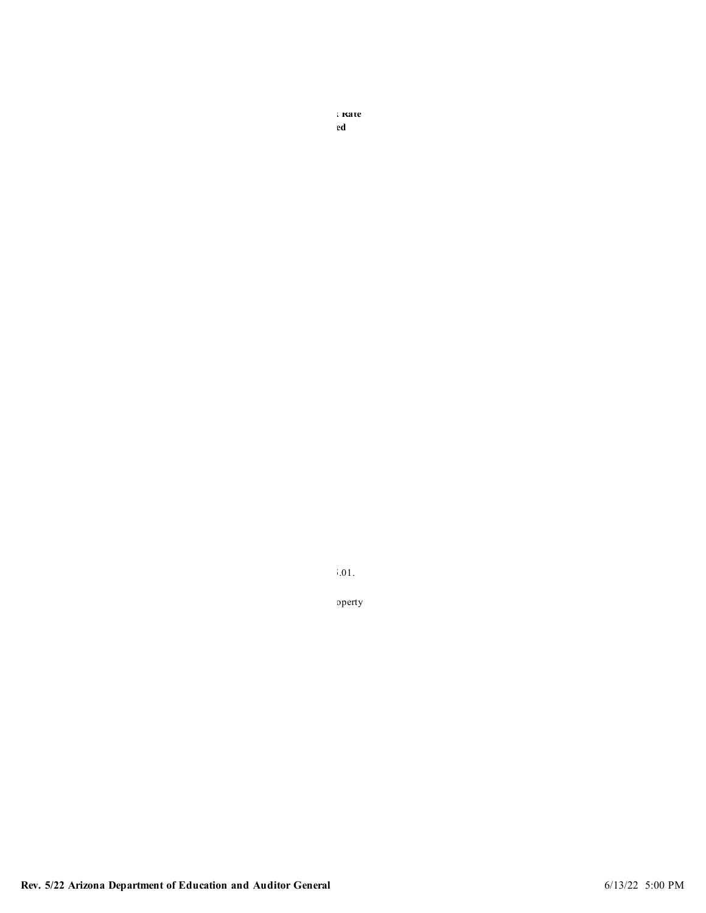Rate
ed

.01.

operty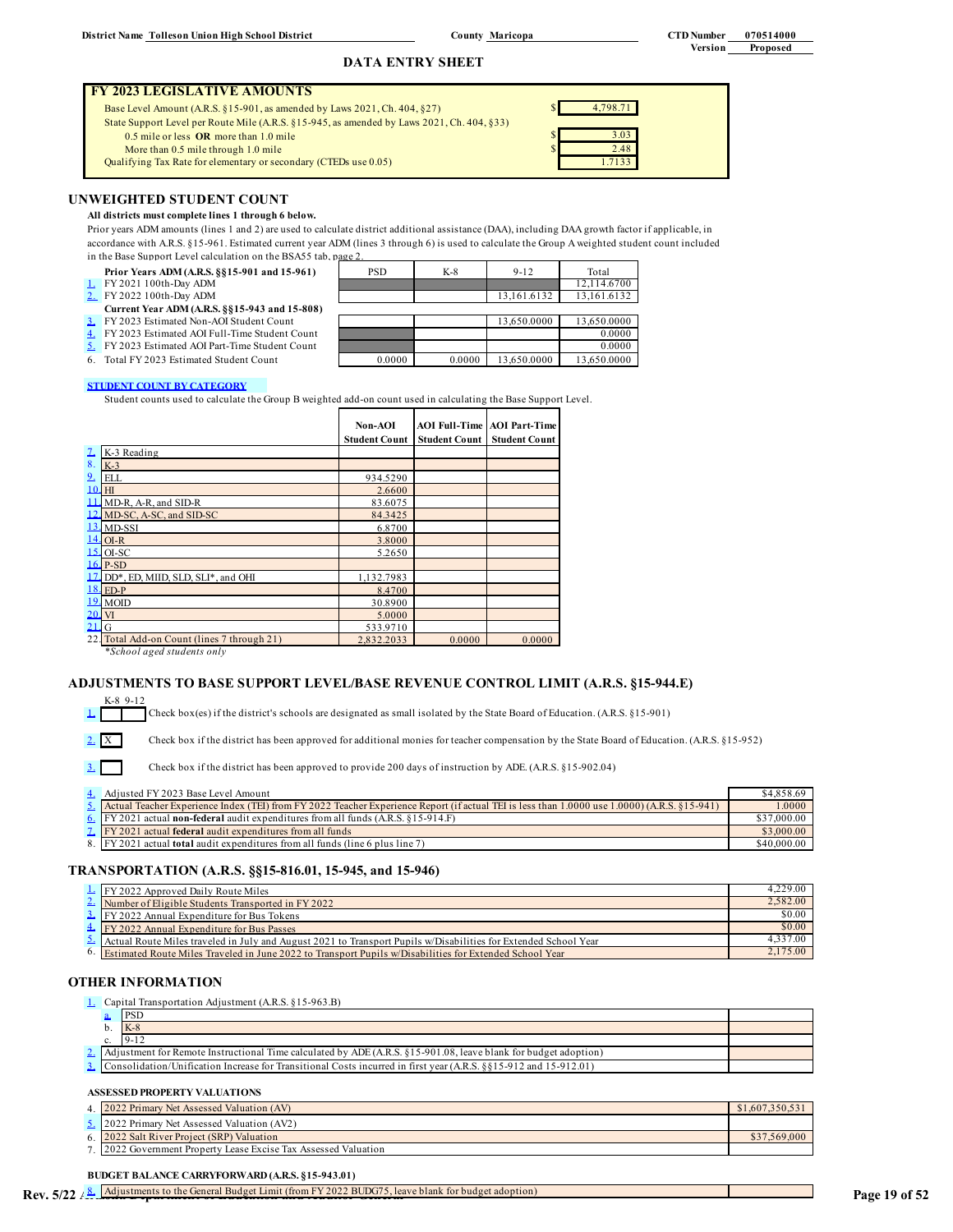District Name Tolleson Union High School District  County Maricopa  CTD Number 070514000  Version Proposed

## DATA ENTRY SHEET

### FY 2023 LEGISLATIVE AMOUNTS

| | |
|---|---|
| Base Level Amount (A.R.S. §15-901, as amended by Laws 2021, Ch. 404, §27) | $ 4,798.71 |
| State Support Level per Route Mile (A.R.S. §15-945, as amended by Laws 2021, Ch. 404, §33) | |
| 0.5 mile or less **OR** more than 1.0 mile | $ 3.03 |
| More than 0.5 mile through 1.0 mile | $ 2.48 |
| Qualifying Tax Rate for elementary or secondary (CTEDs use 0.05) | 1.7133 |

## UNWEIGHTED STUDENT COUNT

**All districts must complete lines 1 through 6 below.**

Prior years ADM amounts (lines 1 and 2) are used to calculate district additional assistance (DAA), including DAA growth factor if applicable, in accordance with A.R.S. §15-961. Estimated current year ADM (lines 3 through 6) is used to calculate the Group A weighted student count included in the Base Support Level calculation on the BSA55 tab, page 2.

| | PSD | K-8 | 9-12 | Total |
|---|---|---|---|---|
| **Prior Years ADM (A.R.S. §§15-901 and 15-961)** | | | | |
| 1. FY 2021 100th-Day ADM | | | | 12,114.6700 |
| 2. FY 2022 100th-Day ADM | | | 13,161.6132 | 13,161.6132 |
| **Current Year ADM (A.R.S. §§15-943 and 15-808)** | | | | |
| 3. FY 2023 Estimated Non-AOI Student Count | | | 13,650.0000 | 13,650.0000 |
| 4. FY 2023 Estimated AOI Full-Time Student Count | | | | 0.0000 |
| 5. FY 2023 Estimated AOI Part-Time Student Count | | | | 0.0000 |
| 6. Total FY 2023 Estimated Student Count | 0.0000 | 0.0000 | 13,650.0000 | 13,650.0000 |

**STUDENT COUNT BY CATEGORY**

Student counts used to calculate the Group B weighted add-on count used in calculating the Base Support Level.

| | Non-AOI Student Count | AOI Full-Time Student Count | AOI Part-Time Student Count |
|---|---|---|---|
| 7. K-3 Reading | | | |
| 8. K-3 | | | |
| 9. ELL | 934.5290 | | |
| 10. HI | 2.6600 | | |
| 11. MD-R, A-R, and SID-R | 83.6075 | | |
| 12. MD-SC, A-SC, and SID-SC | 84.3425 | | |
| 13. MD-SSI | 6.8700 | | |
| 14. OI-R | 3.8000 | | |
| 15. OI-SC | 5.2650 | | |
| 16. P-SD | | | |
| 17. DD*, ED, MIID, SLD, SLI*, and OHI | 1,132.7983 | | |
| 18. ED-P | 8.4700 | | |
| 19. MOID | 30.8900 | | |
| 20. VI | 5.0000 | | |
| 21. G | 533.9710 | | |
| 22. Total Add-on Count (lines 7 through 21) | 2,832.2033 | 0.0000 | 0.0000 |

*\*School aged students only*

## ADJUSTMENTS TO BASE SUPPORT LEVEL/BASE REVENUE CONTROL LIMIT (A.R.S. §15-944.E)

1. K-8 [ ] 9-12 [ ] Check box(es) if the district's schools are designated as small isolated by the State Board of Education. (A.R.S. §15-901)
2. [X] Check box if the district has been approved for additional monies for teacher compensation by the State Board of Education. (A.R.S. §15-952)
3. [ ] Check box if the district has been approved to provide 200 days of instruction by ADE. (A.R.S. §15-902.04)

| | |
|---|---|
| 4. Adjusted FY 2023 Base Level Amount | $4,858.69 |
| 5. Actual Teacher Experience Index (TEI) from FY 2022 Teacher Experience Report (if actual TEI is less than 1.0000 use 1.0000) (A.R.S. §15-941) | 1.0000 |
| 6. FY 2021 actual **non-federal** audit expenditures from all funds (A.R.S. §15-914.F) | $37,000.00 |
| 7. FY 2021 actual **federal** audit expenditures from all funds | $3,000.00 |
| 8. FY 2021 actual **total** audit expenditures from all funds (line 6 plus line 7) | $40,000.00 |

## TRANSPORTATION (A.R.S. §§15-816.01, 15-945, and 15-946)

| | |
|---|---|
| 1. FY 2022 Approved Daily Route Miles | 4,229.00 |
| 2. Number of Eligible Students Transported in FY 2022 | 2,582.00 |
| 3. FY 2022 Annual Expenditure for Bus Tokens | $0.00 |
| 4. FY 2022 Annual Expenditure for Bus Passes | $0.00 |
| 5. Actual Route Miles traveled in July and August 2021 to Transport Pupils w/Disabilities for Extended School Year | 4,337.00 |
| 6. Estimated Route Miles Traveled in June 2022 to Transport Pupils w/Disabilities for Extended School Year | 2,175.00 |

## OTHER INFORMATION

| | |
|---|---|
| 1. Capital Transportation Adjustment (A.R.S. §15-963.B) | |
| a. PSD | |
| b. K-8 | |
| c. 9-12 | |
| 2. Adjustment for Remote Instructional Time calculated by ADE (A.R.S. §15-901.08, leave blank for budget adoption) | |
| 3. Consolidation/Unification Increase for Transitional Costs incurred in first year (A.R.S. §§15-912 and 15-912.01) | |

**ASSESSED PROPERTY VALUATIONS**

| | |
|---|---|
| 4. 2022 Primary Net Assessed Valuation (AV) | $1,607,350,531 |
| 5. 2022 Primary Net Assessed Valuation (AV2) | |
| 6. 2022 Salt River Project (SRP) Valuation | $37,569,000 |
| 7. 2022 Government Property Lease Excise Tax Assessed Valuation | |

**BUDGET BALANCE CARRYFORWARD (A.R.S. §15-943.01)**

| | |
|---|---|
| 8. Adjustments to the General Budget Limit (from FY 2022 BUDG75, leave blank for budget adoption) | |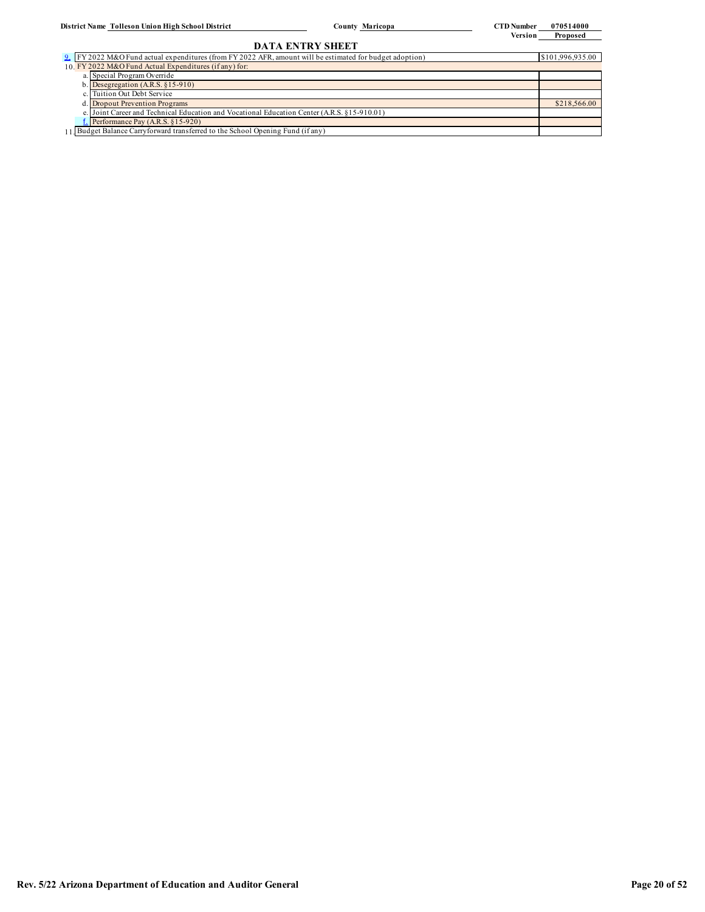District Name **Tolleson Union High School District** County **Maricopa** CTD Number **070514000**
Version **Proposed**

## DATA ENTRY SHEET

| | | |
|---|---|---|
| 9. | FY 2022 M&O Fund actual expenditures (from FY 2022 AFR, amount will be estimated for budget adoption) | $101,996,935.00 |
| 10. | FY 2022 M&O Fund Actual Expenditures (if any) for: | |
| a. | Special Program Override | |
| b. | Desegregation (A.R.S. §15-910) | |
| c. | Tuition Out Debt Service | |
| d. | Dropout Prevention Programs | $218,566.00 |
| e. | Joint Career and Technical Education and Vocational Education Center (A.R.S. §15-910.01) | |
| f. | Performance Pay (A.R.S. §15-920) | |
| 11. | Budget Balance Carryforward transferred to the School Opening Fund (if any) | |

Rev. 5/22 Arizona Department of Education and Auditor General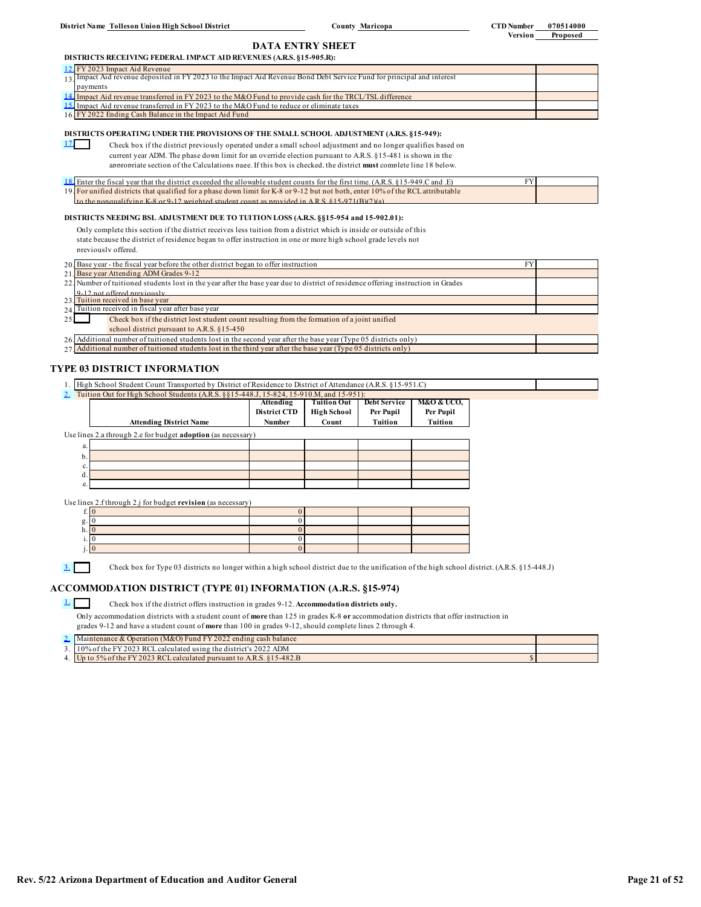District Name Tolleson Union High School District | County Maricopa | CTD Number 070514000 | Version Proposed

## DATA ENTRY SHEET

**DISTRICTS RECEIVING FEDERAL IMPACT AID REVENUES (A.R.S. §15-905.R):**

| | | |
|---|---|---|
| 12. | FY 2023 Impact Aid Revenue | |
| 13. | Impact Aid revenue deposited in FY 2023 to the Impact Aid Revenue Bond Debt Service Fund for principal and interest payments | |
| 14. | Impact Aid revenue transferred in FY 2023 to the M&O Fund to provide cash for the TRCL/TSL difference | |
| 15. | Impact Aid revenue transferred in FY 2023 to the M&O Fund to reduce or eliminate taxes | |
| 16. | FY 2022 Ending Cash Balance in the Impact Aid Fund | |

**DISTRICTS OPERATING UNDER THE PROVISIONS OF THE SMALL SCHOOL ADJUSTMENT (A.R.S. §15-949):**

17. ☐ Check box if the district previously operated under a small school adjustment and no longer qualifies based on current year ADM. The phase down limit for an override election pursuant to A.R.S. §15-481 is shown in the appropriate section of the Calculations page. If this box is checked, the district **must** complete line 18 below.

| | | |
|---|---|---|
| 18. | Enter the fiscal year that the district exceeded the allowable student counts for the first time. (A.R.S. §15-949.C and .E) | FY |
| 19. | For unified districts that qualified for a phase down limit for K-8 or 9-12 but not both, enter 10% of the RCL attributable to the nonqualifying K-8 or 9-12 weighted student count as provided in A.R.S. §15-971(B)(2)(a) | |

**DISTRICTS NEEDING BSL ADJUSTMENT DUE TO TUITION LOSS (A.R.S. §§15-954 and 15-902.01):**

Only complete this section if the district receives less tuition from a district which is inside or outside of this state because the district of residence began to offer instruction in one or more high school grade levels not previously offered.

| | | |
|---|---|---|
| 20. | Base year - the fiscal year before the other district began to offer instruction | FY |
| 21. | Base year Attending ADM Grades 9-12 | |
| 22. | Number of tuitioned students lost in the year after the base year due to district of residence offering instruction in Grades 9-12 not offered previously | |
| 23. | Tuition received in base year | |
| 24. | Tuition received in fiscal year after base year | |
| 25. | ☐ Check box if the district lost student count resulting from the formation of a joint unified school district pursuant to A.R.S. §15-450 | |
| 26. | Additional number of tuitioned students lost in the second year after the base year (Type 05 districts only) | |
| 27. | Additional number of tuitioned students lost in the third year after the base year (Type 05 districts only) | |

## TYPE 03 DISTRICT INFORMATION

| | | |
|---|---|---|
| 1. | High School Student Count Transported by District of Residence to District of Attendance (A.R.S. §15-951.C) | |

2. Tuition Out for High School Students (A.R.S. §§15-448.J, 15-824, 15-910.M, and 15-951):

| | Attending District Name | Attending District CTD Number | Tuition Out High School Count | Debt Service Per Pupil Tuition | M&O & UCO, Per Pupil Tuition |
|---|---|---|---|---|---|
| | *Use lines 2.a through 2.e for budget **adoption** (as necessary)* | | | | |
| a. | | | | | |
| b. | | | | | |
| c. | | | | | |
| d. | | | | | |
| e. | | | | | |
| | *Use lines 2.f through 2.j for budget **revision** (as necessary)* | | | | |
| f. | 0 | 0 | | | |
| g. | 0 | 0 | | | |
| h. | 0 | 0 | | | |
| i. | 0 | 0 | | | |
| j. | 0 | 0 | | | |

3. ☐ Check box for Type 03 districts no longer within a high school district due to the unification of the high school district. (A.R.S. §15-448.J)

## ACCOMMODATION DISTRICT (TYPE 01) INFORMATION (A.R.S. §15-974)

1. ☐ Check box if the district offers instruction in grades 9-12. **Accommodation districts only.**

Only accommodation districts with a student count of **more** than 125 in grades K-8 **or** accommodation districts that offer instruction in grades 9-12 and have a student count of **more** than 100 in grades 9-12, should complete lines 2 through 4.

| | | |
|---|---|---|
| 2. | Maintenance & Operation (M&O) Fund FY 2022 ending cash balance | |
| 3. | 10% of the FY 2023 RCL calculated using the district's 2022 ADM | |
| 4. | Up to 5% of the FY 2023 RCL calculated pursuant to A.R.S. §15-482.B | $ |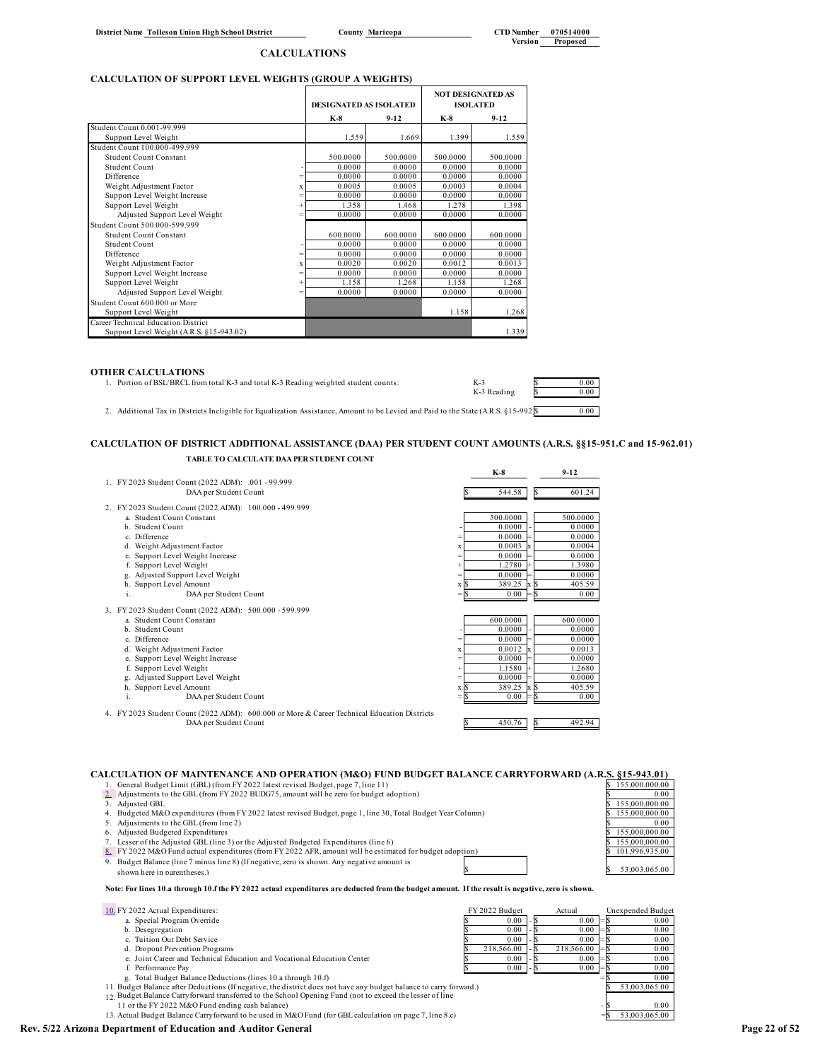District Name **Tolleson Union High School District** County **Maricopa** CTD Number **070514000** Version **Proposed**

## CALCULATIONS

### CALCULATION OF SUPPORT LEVEL WEIGHTS (GROUP A WEIGHTS)

| | | DESIGNATED AS ISOLATED | | NOT DESIGNATED AS ISOLATED | |
|---|---|---|---|---|---|
| | | K-8 | 9-12 | K-8 | 9-12 |
| Student Count 0.001-99.999 | | | | | |
| Support Level Weight | | 1.559 | 1.669 | 1.399 | 1.559 |
| Student Count 100.000-499.999 | | | | | |
| Student Count Constant | | 500.0000 | 500.0000 | 500.0000 | 500.0000 |
| Student Count | - | 0.0000 | 0.0000 | 0.0000 | 0.0000 |
| Difference | = | 0.0000 | 0.0000 | 0.0000 | 0.0000 |
| Weight Adjustment Factor | x | 0.0005 | 0.0005 | 0.0003 | 0.0004 |
| Support Level Weight Increase | = | 0.0000 | 0.0000 | 0.0000 | 0.0000 |
| Support Level Weight | + | 1.358 | 1.468 | 1.278 | 1.398 |
| Adjusted Support Level Weight | = | 0.0000 | 0.0000 | 0.0000 | 0.0000 |
| Student Count 500.000-599.999 | | | | | |
| Student Count Constant | | 600.0000 | 600.0000 | 600.0000 | 600.0000 |
| Student Count | - | 0.0000 | 0.0000 | 0.0000 | 0.0000 |
| Difference | = | 0.0000 | 0.0000 | 0.0000 | 0.0000 |
| Weight Adjustment Factor | x | 0.0020 | 0.0020 | 0.0012 | 0.0013 |
| Support Level Weight Increase | = | 0.0000 | 0.0000 | 0.0000 | 0.0000 |
| Support Level Weight | + | 1.158 | 1.268 | 1.158 | 1.268 |
| Adjusted Support Level Weight | = | 0.0000 | 0.0000 | 0.0000 | 0.0000 |
| Student Count 600.000 or More | | | | | |
| Support Level Weight | | | | 1.158 | 1.268 |
| Career Technical Education District | | | | | |
| Support Level Weight (A.R.S. §15-943.02) | | | | | 1.339 |

### OTHER CALCULATIONS

1. Portion of BSL/BRCL from total K-3 and total K-3 Reading weighted student counts:

| | |
|---|---|
| K-3 | $ 0.00 |
| K-3 Reading | $ 0.00 |

2. Additional Tax in Districts Ineligible for Equalization Assistance, Amount to be Levied and Paid to the State (A.R.S. §15-992) $ 0.00

### CALCULATION OF DISTRICT ADDITIONAL ASSISTANCE (DAA) PER STUDENT COUNT AMOUNTS (A.R.S. §§15-951.C and 15-962.01)

**TABLE TO CALCULATE DAA PER STUDENT COUNT**

| | | K-8 | | 9-12 |
|---|---|---|---|---|
| 1. FY 2023 Student Count (2022 ADM): .001 - 99.999 | | | | |
| DAA per Student Count | | $ 544.58 | | $ 601.24 |
| 2. FY 2023 Student Count (2022 ADM): 100.000 - 499.999 | | | | |
| a. Student Count Constant | | 500.0000 | | 500.0000 |
| b. Student Count | - | 0.0000 | - | 0.0000 |
| c. Difference | = | 0.0000 | = | 0.0000 |
| d. Weight Adjustment Factor | x | 0.0003 | x | 0.0004 |
| e. Support Level Weight Increase | = | 0.0000 | = | 0.0000 |
| f. Support Level Weight | + | 1.2780 | + | 1.3980 |
| g. Adjusted Support Level Weight | = | 0.0000 | = | 0.0000 |
| h. Support Level Amount | x | $ 389.25 | x | $ 405.59 |
| i. DAA per Student Count | = | $ 0.00 | = | $ 0.00 |
| 3. FY 2023 Student Count (2022 ADM): 500.000 - 599.999 | | | | |
| a. Student Count Constant | | 600.0000 | | 600.0000 |
| b. Student Count | - | 0.0000 | - | 0.0000 |
| c. Difference | = | 0.0000 | = | 0.0000 |
| d. Weight Adjustment Factor | x | 0.0012 | x | 0.0013 |
| e. Support Level Weight Increase | = | 0.0000 | = | 0.0000 |
| f. Support Level Weight | + | 1.1580 | + | 1.2680 |
| g. Adjusted Support Level Weight | = | 0.0000 | = | 0.0000 |
| h. Support Level Amount | x | $ 389.25 | x | $ 405.59 |
| i. DAA per Student Count | = | $ 0.00 | = | $ 0.00 |
| 4. FY 2023 Student Count (2022 ADM): 600.000 or More & Career Technical Education Districts | | | | |
| DAA per Student Count | | $ 450.76 | | $ 492.94 |

### CALCULATION OF MAINTENANCE AND OPERATION (M&O) FUND BUDGET BALANCE CARRYFORWARD (A.R.S. §15-943.01)

| | |
|---|---|
| 1. General Budget Limit (GBL) (from FY 2022 latest revised Budget, page 7, line 11) | $ 155,000,000.00 |
| 2. Adjustments to the GBL (from FY 2022 BUDG75, amount will be zero for budget adoption) | $ 0.00 |
| 3. Adjusted GBL | $ 155,000,000.00 |
| 4. Budgeted M&O expenditures (from FY 2022 latest revised Budget, page 1, line 30, Total Budget Year Column) | $ 155,000,000.00 |
| 5. Adjustments to the GBL (from line 2) | $ 0.00 |
| 6. Adjusted Budgeted Expenditures | $ 155,000,000.00 |
| 7. Lesser of the Adjusted GBL (line 3) or the Adjusted Budgeted Expenditures (line 6) | $ 155,000,000.00 |
| 8. FY 2022 M&O Fund actual expenditures (from FY 2022 AFR, amount will be estimated for budget adoption) | $ 101,996,935.00 |
| 9. Budget Balance (line 7 minus line 8) (If negative, zero is shown. Any negative amount is shown here in parentheses.) $ | $ 53,003,065.00 |

**Note: For lines 10.a through 10.f the FY 2022 actual expenditures are deducted from the budget amount. If the result is negative, zero is shown.**

| 10. FY 2022 Actual Expenditures: | FY 2022 Budget | | Actual | | Unexpended Budget |
|---|---|---|---|---|---|
| a. Special Program Override | $ 0.00 | - | $ 0.00 | = | $ 0.00 |
| b. Desegregation | $ 0.00 | - | $ 0.00 | = | $ 0.00 |
| c. Tuition Out Debt Service | $ 0.00 | - | $ 0.00 | = | $ 0.00 |
| d. Dropout Prevention Programs | $ 218,566.00 | - | $ 218,566.00 | = | $ 0.00 |
| e. Joint Career and Technical Education and Vocational Education Center | $ 0.00 | - | $ 0.00 | = | $ 0.00 |
| f. Performance Pay | $ 0.00 | - | $ 0.00 | = | $ 0.00 |
| g. Total Budget Balance Deductions (lines 10.a through 10.f) | | | | = | $ 0.00 |
| 11. Budget Balance after Deductions (If negative, the district does not have any budget balance to carry forward.) | | | | | $ 53,003,065.00 |
| 12. Budget Balance Carryforward transferred to the School Opening Fund (not to exceed the lesser of line 11 or the FY 2022 M&O Fund ending cash balance) | | | | - | $ 0.00 |
| 13. Actual Budget Balance Carryforward to be used in M&O Fund (for GBL calculation on page 7, line 8.c) | | | | = | $ 53,003,065.00 |

Rev. 5/22 Arizona Department of Education and Auditor General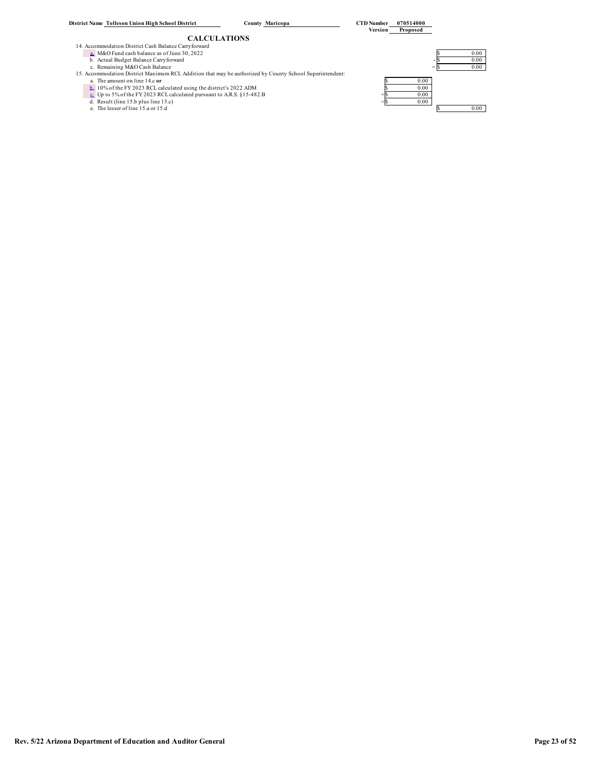District Name **Tolleson Union High School District** County **Maricopa** CTD Number **070514000**
Version **Proposed**

## CALCULATIONS

14. Accommodation District Cash Balance Carryforward

| | | | |
|---|---|---|---|
| a. M&O Fund cash balance as of June 30, 2022 | | | $ 0.00 |
| b. Actual Budget Balance Carryforward | | - | $ 0.00 |
| c. Remaining M&O Cash Balance | | = | $ 0.00 |

15. Accommodation District Maximum RCL Addition that may be authorized by County School Superintendent:

| | | | |
|---|---|---|---|
| a. The amount on line 14.c **or** | $ 0.00 | | |
| b. 10% of the FY 2023 RCL calculated using the district's 2022 ADM | $ 0.00 | | |
| c. Up to 5% of the FY 2023 RCL calculated pursuant to A.R.S. §15-482.B | +$ 0.00 | | |
| d. Result (line 15.b plus line 15.c) | =$ 0.00 | | |
| e. The lesser of line 15.a or 15.d | | | $ 0.00 |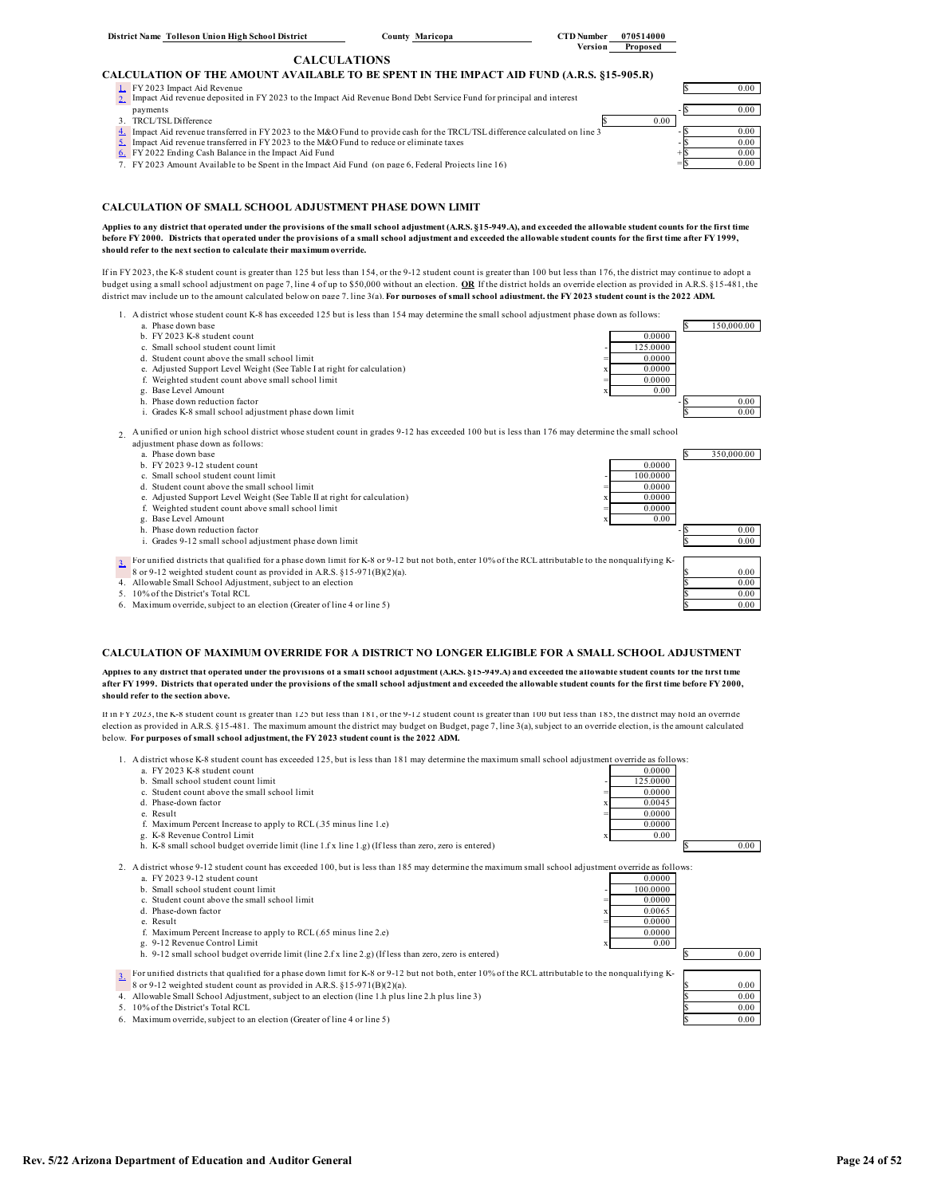District Name **Tolleson Union High School District** County **Maricopa** CTD Number **070514000**
Version **Proposed**

## CALCULATIONS

### CALCULATION OF THE AMOUNT AVAILABLE TO BE SPENT IN THE IMPACT AID FUND (A.R.S. §15-905.R)

| | | | | |
|---|---|---|---|---|
| 1. | FY 2023 Impact Aid Revenue | | | $ 0.00 |
| 2. | Impact Aid revenue deposited in FY 2023 to the Impact Aid Revenue Bond Debt Service Fund for principal and interest payments | | - | $ 0.00 |
| 3. | TRCL/TSL Difference | $ 0.00 | | |
| 4. | Impact Aid revenue transferred in FY 2023 to the M&O Fund to provide cash for the TRCL/TSL difference calculated on line 3 | | - | $ 0.00 |
| 5. | Impact Aid revenue transferred in FY 2023 to the M&O Fund to reduce or eliminate taxes | | - | $ 0.00 |
| 6. | FY 2022 Ending Cash Balance in the Impact Aid Fund | | + | $ 0.00 |
| 7. | FY 2023 Amount Available to be Spent in the Impact Aid Fund (on page 6, Federal Projects line 16) | | = | $ 0.00 |

### CALCULATION OF SMALL SCHOOL ADJUSTMENT PHASE DOWN LIMIT

**Applies to any district that operated under the provisions of the small school adjustment (A.R.S. §15-949.A), and exceeded the allowable student counts for the first time before FY 2000. Districts that operated under the provisions of a small school adjustment and exceeded the allowable student counts for the first time after FY 1999, should refer to the next section to calculate their maximum override.**

If in FY 2023, the K-8 student count is greater than 125 but less than 154, or the 9-12 student count is greater than 100 but less than 176, the district may continue to adopt a budget using a small school adjustment on page 7, line 4 of up to $50,000 without an election. **OR** If the district holds an override election as provided in A.R.S. §15-481, the district may include up to the amount calculated below on page 7, line 3(a). **For purposes of small school adjustment, the FY 2023 student count is the 2022 ADM.**

1. A district whose student count K-8 has exceeded 125 but is less than 154 may determine the small school adjustment phase down as follows:

| | | | | |
|---|---|---|---|---|
| a. Phase down base | | | | $ 150,000.00 |
| b. FY 2023 K-8 student count | | 0.0000 | | |
| c. Small school student count limit | - | 125.0000 | | |
| d. Student count above the small school limit | = | 0.0000 | | |
| e. Adjusted Support Level Weight (See Table I at right for calculation) | x | 0.0000 | | |
| f. Weighted student count above small school limit | = | 0.0000 | | |
| g. Base Level Amount | x | 0.00 | | |
| h. Phase down reduction factor | | | - | $ 0.00 |
| i. Grades K-8 small school adjustment phase down limit | | | | $ 0.00 |

2. A unified or union high school district whose student count in grades 9-12 has exceeded 100 but is less than 176 may determine the small school adjustment phase down as follows:

| | | | | |
|---|---|---|---|---|
| a. Phase down base | | | | $ 350,000.00 |
| b. FY 2023 9-12 student count | | 0.0000 | | |
| c. Small school student count limit | - | 100.0000 | | |
| d. Student count above the small school limit | = | 0.0000 | | |
| e. Adjusted Support Level Weight (See Table II at right for calculation) | x | 0.0000 | | |
| f. Weighted student count above small school limit | = | 0.0000 | | |
| g. Base Level Amount | x | 0.00 | | |
| h. Phase down reduction factor | | | - | $ 0.00 |
| i. Grades 9-12 small school adjustment phase down limit | | | | $ 0.00 |

| | | |
|---|---|---|
| 3. | For unified districts that qualified for a phase down limit for K-8 or 9-12 but not both, enter 10% of the RCL attributable to the nonqualifying K-8 or 9-12 weighted student count as provided in A.R.S. §15-971(B)(2)(a). | $ 0.00 |
| 4. | Allowable Small School Adjustment, subject to an election | $ 0.00 |
| 5. | 10% of the District's Total RCL | $ 0.00 |
| 6. | Maximum override, subject to an election (Greater of line 4 or line 5) | $ 0.00 |

### CALCULATION OF MAXIMUM OVERRIDE FOR A DISTRICT NO LONGER ELIGIBLE FOR A SMALL SCHOOL ADJUSTMENT

**Applies to any district that operated under the provisions of a small school adjustment (A.R.S. §15-949.A) and exceeded the allowable student counts for the first time after FY 1999. Districts that operated under the provisions of the small school adjustment and exceeded the allowable student counts for the first time before FY 2000, should refer to the section above.**

If in FY 2023, the K-8 student count is greater than 125 but less than 181, or the 9-12 student count is greater than 100 but less than 185, the district may hold an override election as provided in A.R.S. §15-481. The maximum amount the district may budget on Budget, page 7, line 3(a), subject to an override election, is the amount calculated below. **For purposes of small school adjustment, the FY 2023 student count is the 2022 ADM.**

1. A district whose K-8 student count has exceeded 125, but is less than 181 may determine the maximum small school adjustment override as follows:

| | | | |
|---|---|---|---|
| a. FY 2023 K-8 student count | | 0.0000 | |
| b. Small school student count limit | - | 125.0000 | |
| c. Student count above the small school limit | = | 0.0000 | |
| d. Phase-down factor | x | 0.0045 | |
| e. Result | = | 0.0000 | |
| f. Maximum Percent Increase to apply to RCL (.35 minus line 1.e) | | 0.0000 | |
| g. K-8 Revenue Control Limit | x | 0.00 | |
| h. K-8 small school budget override limit (line 1.f x line 1.g) (If less than zero, zero is entered) | | | $ 0.00 |

2. A district whose 9-12 student count has exceeded 100, but is less than 185 may determine the maximum small school adjustment override as follows:

| | | | |
|---|---|---|---|
| a. FY 2023 9-12 student count | | 0.0000 | |
| b. Small school student count limit | - | 100.0000 | |
| c. Student count above the small school limit | = | 0.0000 | |
| d. Phase-down factor | x | 0.0065 | |
| e. Result | = | 0.0000 | |
| f. Maximum Percent Increase to apply to RCL (.65 minus line 2.e) | | 0.0000 | |
| g. 9-12 Revenue Control Limit | x | 0.00 | |
| h. 9-12 small school budget override limit (line 2.f x line 2.g) (If less than zero, zero is entered) | | | $ 0.00 |

| | | |
|---|---|---|
| 3. | For unified districts that qualified for a phase down limit for K-8 or 9-12 but not both, enter 10% of the RCL attributable to the nonqualifying K-8 or 9-12 weighted student count as provided in A.R.S. §15-971(B)(2)(a). | $ 0.00 |
| 4. | Allowable Small School Adjustment, subject to an election (line 1.h plus line 2.h plus line 3) | $ 0.00 |
| 5. | 10% of the District's Total RCL | $ 0.00 |
| 6. | Maximum override, subject to an election (Greater of line 4 or line 5) | $ 0.00 |

Rev. 5/22 Arizona Department of Education and Auditor General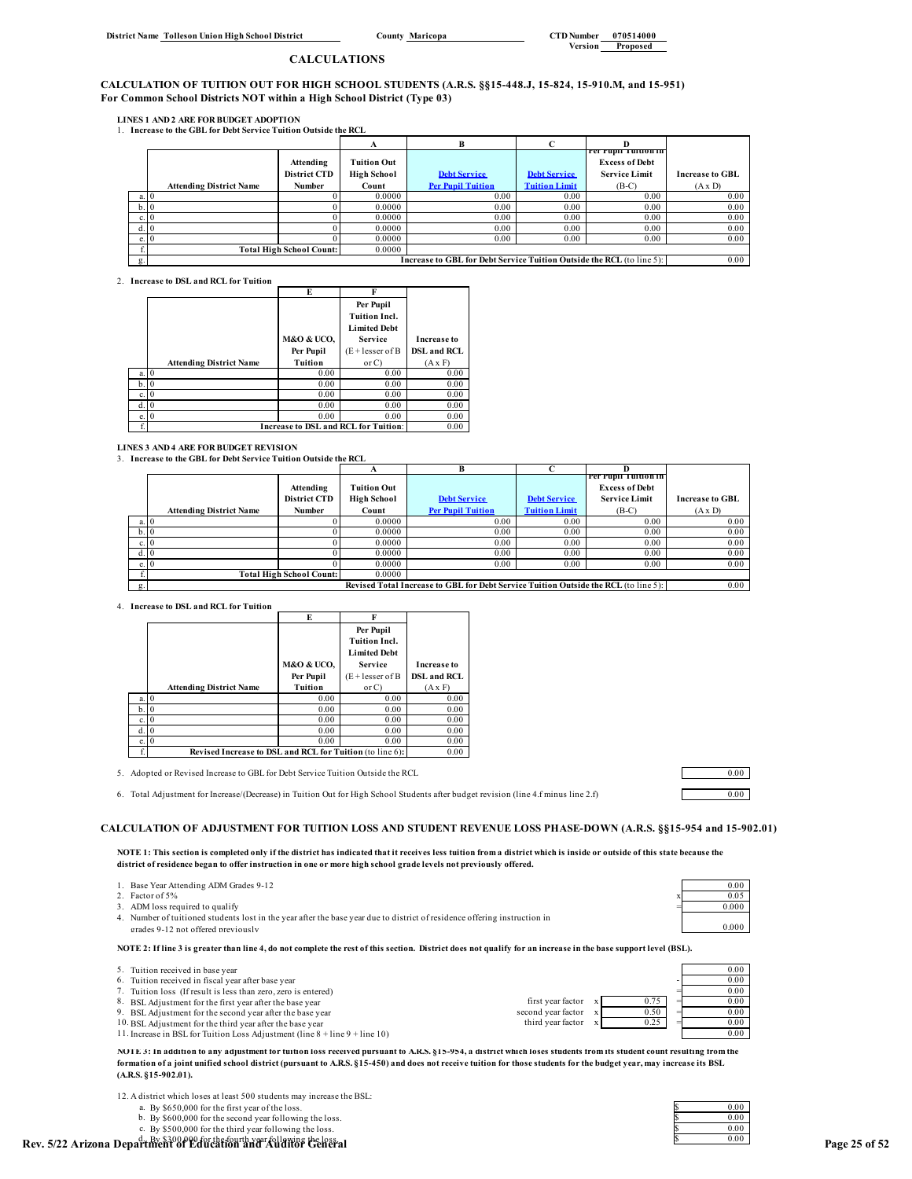District Name Tolleson Union High School District | County Maricopa | CTD Number 070514000 | Version Proposed

## CALCULATIONS

### CALCULATION OF TUITION OUT FOR HIGH SCHOOL STUDENTS (A.R.S. §§15-448.J, 15-824, 15-910.M, and 15-951)
**For Common School Districts NOT within a High School District (Type 03)**

**LINES 1 AND 2 ARE FOR BUDGET ADOPTION**

1. **Increase to the GBL for Debt Service Tuition Outside the RCL**

| | Attending District Name | Attending District CTD Number | A<br>Tuition Out High School Count | B<br>Debt Service Per Pupil Tuition | C<br>Debt Service Tuition Limit | D<br>Per Pupil Tuition in Excess of Debt Service Limit (B-C) | Increase to GBL (A x D) |
|---|---|---|---|---|---|---|---|
| a. | 0 | 0 | 0.0000 | 0.00 | 0.00 | 0.00 | 0.00 |
| b. | 0 | 0 | 0.0000 | 0.00 | 0.00 | 0.00 | 0.00 |
| c. | 0 | 0 | 0.0000 | 0.00 | 0.00 | 0.00 | 0.00 |
| d. | 0 | 0 | 0.0000 | 0.00 | 0.00 | 0.00 | 0.00 |
| e. | 0 | 0 | 0.0000 | 0.00 | 0.00 | 0.00 | 0.00 |
| f. | | Total High School Count: | 0.0000 | | | | |
| g. | | | | Increase to GBL for Debt Service Tuition Outside the RCL (to line 5): | | | 0.00 |

2. **Increase to DSL and RCL for Tuition**

| | Attending District Name | E<br>M&O & UCO, Per Pupil Tuition | F<br>Per Pupil Tuition Incl. Limited Debt Service (E + lesser of B or C) | Increase to DSL and RCL (A x F) |
|---|---|---|---|---|
| a. | 0 | 0.00 | 0.00 | 0.00 |
| b. | 0 | 0.00 | 0.00 | 0.00 |
| c. | 0 | 0.00 | 0.00 | 0.00 |
| d. | 0 | 0.00 | 0.00 | 0.00 |
| e. | 0 | 0.00 | 0.00 | 0.00 |
| f. | | Increase to DSL and RCL for Tuition: | | 0.00 |

**LINES 3 AND 4 ARE FOR BUDGET REVISION**

3. **Increase to the GBL for Debt Service Tuition Outside the RCL**

| | Attending District Name | Attending District CTD Number | A<br>Tuition Out High School Count | B<br>Debt Service Per Pupil Tuition | C<br>Debt Service Tuition Limit | D<br>Per Pupil Tuition in Excess of Debt Service Limit (B-C) | Increase to GBL (A x D) |
|---|---|---|---|---|---|---|---|
| a. | 0 | 0 | 0.0000 | 0.00 | 0.00 | 0.00 | 0.00 |
| b. | 0 | 0 | 0.0000 | 0.00 | 0.00 | 0.00 | 0.00 |
| c. | 0 | 0 | 0.0000 | 0.00 | 0.00 | 0.00 | 0.00 |
| d. | 0 | 0 | 0.0000 | 0.00 | 0.00 | 0.00 | 0.00 |
| e. | 0 | 0 | 0.0000 | 0.00 | 0.00 | 0.00 | 0.00 |
| f. | | Total High School Count: | 0.0000 | | | | |
| g. | | | | Revised Total Increase to GBL for Debt Service Tuition Outside the RCL (to line 5): | | | 0.00 |

4. **Increase to DSL and RCL for Tuition**

| | Attending District Name | E<br>M&O & UCO, Per Pupil Tuition | F<br>Per Pupil Tuition Incl. Limited Debt Service (E + lesser of B or C) | Increase to DSL and RCL (A x F) |
|---|---|---|---|---|
| a. | 0 | 0.00 | 0.00 | 0.00 |
| b. | 0 | 0.00 | 0.00 | 0.00 |
| c. | 0 | 0.00 | 0.00 | 0.00 |
| d. | 0 | 0.00 | 0.00 | 0.00 |
| e. | 0 | 0.00 | 0.00 | 0.00 |
| f. | | Revised Increase to DSL and RCL for Tuition (to line 6): | | 0.00 |

5. Adopted or Revised Increase to GBL for Debt Service Tuition Outside the RCL — 0.00

6. Total Adjustment for Increase/(Decrease) in Tuition Out for High School Students after budget revision (line 4.f minus line 2.f) — 0.00

### CALCULATION OF ADJUSTMENT FOR TUITION LOSS AND STUDENT REVENUE LOSS PHASE-DOWN (A.R.S. §§15-954 and 15-902.01)

**NOTE 1: This section is completed only if the district has indicated that it receives less tuition from a district which is inside or outside of this state because the district of residence began to offer instruction in one or more high school grade levels not previously offered.**

| | | | | |
|---|---|---|---|---|
| 1. | Base Year Attending ADM Grades 9-12 | | | 0.00 |
| 2. | Factor of 5% | | x | 0.05 |
| 3. | ADM loss required to qualify | | = | 0.000 |
| 4. | Number of tuitioned students lost in the year after the base year due to district of residence offering instruction in grades 9-12 not offered previously | | | 0.000 |

**NOTE 2: If line 3 is greater than line 4, do not complete the rest of this section. District does not qualify for an increase in the base support level (BSL).**

| | | | | | |
|---|---|---|---|---|---|
| 5. | Tuition received in base year | | | | 0.00 |
| 6. | Tuition received in fiscal year after base year | | | - | 0.00 |
| 7. | Tuition loss (If result is less than zero, zero is entered) | | | = | 0.00 |
| 8. | BSL Adjustment for the first year after the base year | first year factor | x 0.75 | = | 0.00 |
| 9. | BSL Adjustment for the second year after the base year | second year factor | x 0.50 | = | 0.00 |
| 10. | BSL Adjustment for the third year after the base year | third year factor | x 0.25 | = | 0.00 |
| 11. | Increase in BSL for Tuition Loss Adjustment (line 8 + line 9 + line 10) | | | | 0.00 |

**NOTE 3: In addition to any adjustment for tuition loss received pursuant to A.R.S. §15-954, a district which loses students from its student count resulting from the formation of a joint unified school district (pursuant to A.R.S. §15-450) and does not receive tuition for those students for the budget year, may increase its BSL (A.R.S. §15-902.01).**

12. A district which loses at least 500 students may increase the BSL:

| | | |
|---|---|---|
| a. | By $650,000 for the first year of the loss. | $ 0.00 |
| b. | By $600,000 for the second year following the loss. | $ 0.00 |
| c. | By $500,000 for the third year following the loss. | $ 0.00 |
| d. | By $300,000 for the fourth year following the loss. | $ 0.00 |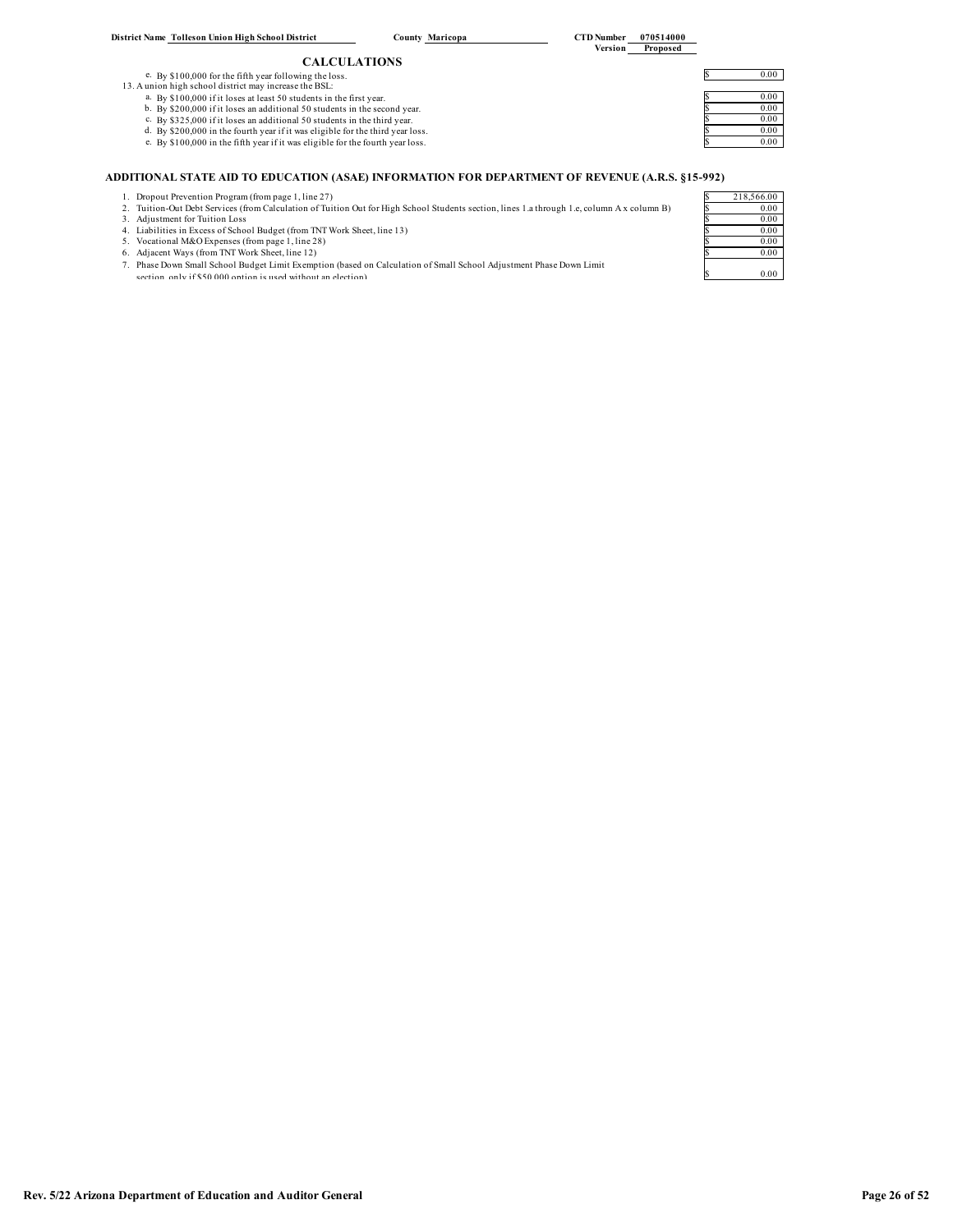District Name Tolleson Union High School District | County Maricopa | CTD Number 070514000 | Version Proposed

## CALCULATIONS

| | |
|---|---|
| e. By $100,000 for the fifth year following the loss. | $ 0.00 |
| 13. A union high school district may increase the BSL: | |
| a. By $100,000 if it loses at least 50 students in the first year. | $ 0.00 |
| b. By $200,000 if it loses an additional 50 students in the second year. | $ 0.00 |
| c. By $325,000 if it loses an additional 50 students in the third year. | $ 0.00 |
| d. By $200,000 in the fourth year if it was eligible for the third year loss. | $ 0.00 |
| e. By $100,000 in the fifth year if it was eligible for the fourth year loss. | $ 0.00 |

## ADDITIONAL STATE AID TO EDUCATION (ASAE) INFORMATION FOR DEPARTMENT OF REVENUE (A.R.S. §15-992)

| | |
|---|---|
| 1. Dropout Prevention Program (from page 1, line 27) | $ 218,566.00 |
| 2. Tuition-Out Debt Services (from Calculation of Tuition Out for High School Students section, lines 1.a through 1.e, column A x column B) | $ 0.00 |
| 3. Adjustment for Tuition Loss | $ 0.00 |
| 4. Liabilities in Excess of School Budget (from TNT Work Sheet, line 13) | $ 0.00 |
| 5. Vocational M&O Expenses (from page 1, line 28) | $ 0.00 |
| 6. Adjacent Ways (from TNT Work Sheet, line 12) | $ 0.00 |
| 7. Phase Down Small School Budget Limit Exemption (based on Calculation of Small School Adjustment Phase Down Limit section, only if $50,000 option is used without an election) | $ 0.00 |

Rev. 5/22 Arizona Department of Education and Auditor General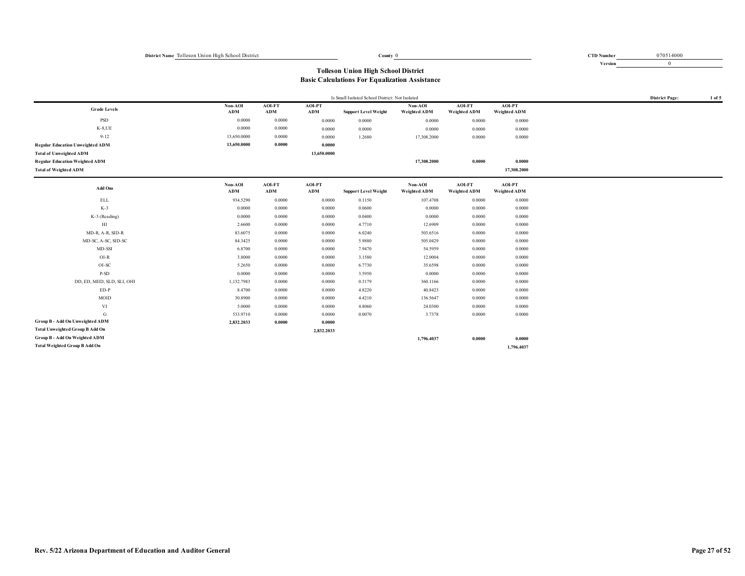District Name Tolleson Union High School District | County 0 | CTD Number 070514000 | Version 0

## Tolleson Union High School District
## Basic Calculations For Equalization Assistance

Is Small Isolated School District: Not Isolated

District Page: 1 of 5

| Grade Levels | Non-AOI ADM | AOI-FT ADM | AOI-PT ADM | Support Level Weight | Non-AOI Weighted ADM | AOI-FT Weighted ADM | AOI-PT Weighted ADM |
|---|---|---|---|---|---|---|---|
| PSD | 0.0000 | 0.0000 | 0.0000 | 0.0000 | 0.0000 | 0.0000 | 0.0000 |
| K-8,UE | 0.0000 | 0.0000 | 0.0000 | 0.0000 | 0.0000 | 0.0000 | 0.0000 |
| 9-12 | 13,650.0000 | 0.0000 | 0.0000 | 1.2680 | 17,308.2000 | 0.0000 | 0.0000 |
| **Regular Education Unweighted ADM** | **13,650.0000** | **0.0000** | **0.0000** | | | | |
| **Total of Unweighted ADM** | | | **13,650.0000** | | | | |
| **Regular Education Weighted ADM** | | | | | **17,308.2000** | **0.0000** | **0.0000** |
| **Total of Weighted ADM** | | | | | | | **17,308.2000** |

| Add Ons | Non-AOI ADM | AOI-FT ADM | AOI-PT ADM | Support Level Weight | Non-AOI Weighted ADM | AOI-FT Weighted ADM | AOI-PT Weighted ADM |
|---|---|---|---|---|---|---|---|
| ELL | 934.5290 | 0.0000 | 0.0000 | 0.1150 | 107.4708 | 0.0000 | 0.0000 |
| K-3 | 0.0000 | 0.0000 | 0.0000 | 0.0600 | 0.0000 | 0.0000 | 0.0000 |
| K-3 (Reading) | 0.0000 | 0.0000 | 0.0000 | 0.0400 | 0.0000 | 0.0000 | 0.0000 |
| HI | 2.6600 | 0.0000 | 0.0000 | 4.7710 | 12.6909 | 0.0000 | 0.0000 |
| MD-R, A-R, SID-R | 83.6075 | 0.0000 | 0.0000 | 6.0240 | 503.6516 | 0.0000 | 0.0000 |
| MD-SC, A-SC, SID-SC | 84.3425 | 0.0000 | 0.0000 | 5.9880 | 505.0429 | 0.0000 | 0.0000 |
| MD-SSI | 6.8700 | 0.0000 | 0.0000 | 7.9470 | 54.5959 | 0.0000 | 0.0000 |
| OI-R | 3.8000 | 0.0000 | 0.0000 | 3.1580 | 12.0004 | 0.0000 | 0.0000 |
| OI-SC | 5.2650 | 0.0000 | 0.0000 | 6.7730 | 35.6598 | 0.0000 | 0.0000 |
| P-SD | 0.0000 | 0.0000 | 0.0000 | 3.5950 | 0.0000 | 0.0000 | 0.0000 |
| DD, ED, MIID, SLD, SLI, OHI | 1,132.7983 | 0.0000 | 0.0000 | 0.3179 | 360.1166 | 0.0000 | 0.0000 |
| ED-P | 8.4700 | 0.0000 | 0.0000 | 4.8220 | 40.8423 | 0.0000 | 0.0000 |
| MOID | 30.8900 | 0.0000 | 0.0000 | 4.4210 | 136.5647 | 0.0000 | 0.0000 |
| VI | 5.0000 | 0.0000 | 0.0000 | 4.8060 | 24.0300 | 0.0000 | 0.0000 |
| G | 533.9710 | 0.0000 | 0.0000 | 0.0070 | 3.7378 | 0.0000 | 0.0000 |
| **Group B - Add On Unweighted ADM** | **2,832.2033** | **0.0000** | **0.0000** | | | | |
| **Total Unweighted Group B Add On** | | | **2,832.2033** | | | | |
| **Group B - Add On Weighted ADM** | | | | | **1,796.4037** | **0.0000** | **0.0000** |
| **Total Weighted Group B Add On** | | | | | | | **1,796.4037** |

Rev. 5/22 Arizona Department of Education and Auditor General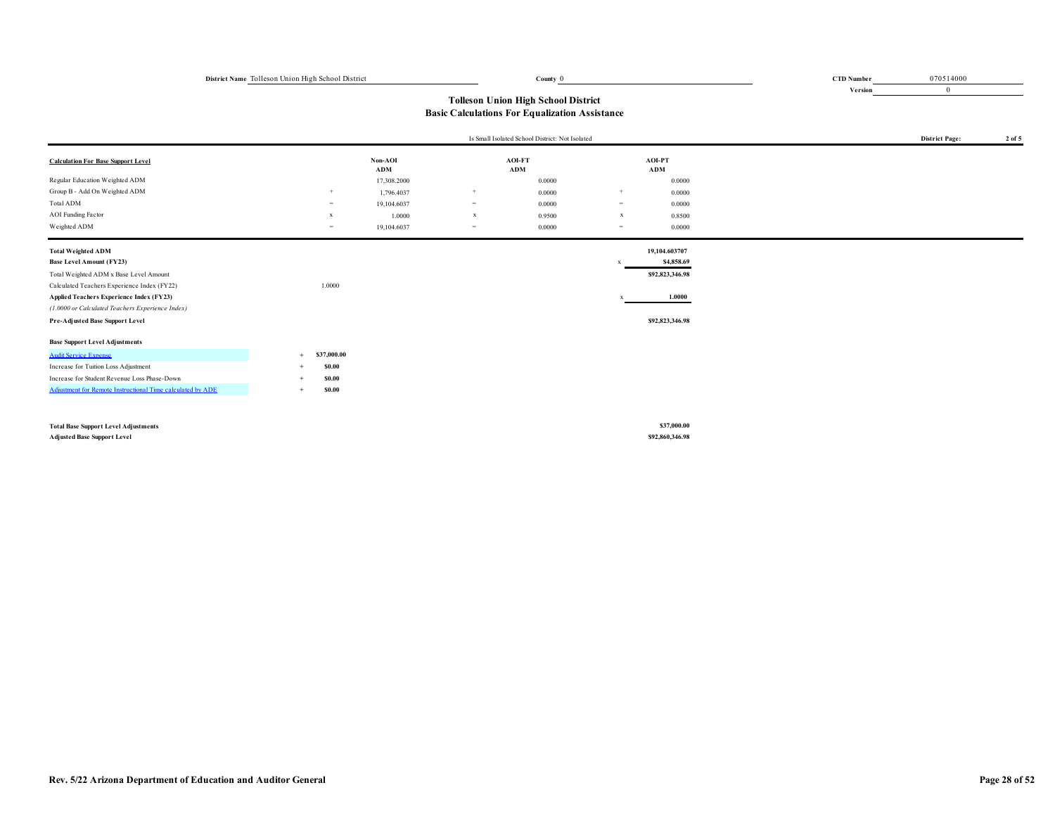District Name Tolleson Union High School District | County 0 | CTD Number 070514000 | Version 0

# Tolleson Union High School District
## Basic Calculations For Equalization Assistance

Is Small Isolated School District: Not Isolated

District Page: 2 of 5

| Calculation For Base Support Level | | Non-AOI ADM | | AOI-FT ADM | | AOI-PT ADM |
|---|---|---|---|---|---|---|
| Regular Education Weighted ADM | | 17,308.2000 | | 0.0000 | | 0.0000 |
| Group B - Add On Weighted ADM | + | 1,796.4037 | + | 0.0000 | + | 0.0000 |
| Total ADM | = | 19,104.6037 | = | 0.0000 | = | 0.0000 |
| AOI Funding Factor | x | 1.0000 | x | 0.9500 | x | 0.8500 |
| Weighted ADM | = | 19,104.6037 | = | 0.0000 | = | 0.0000 |

| | | | |
|---|---|---|---|
| **Total Weighted ADM** | | | 19,104.603707 |
| **Base Level Amount (FY23)** | | x | $4,858.69 |
| Total Weighted ADM x Base Level Amount | | | $92,823,346.98 |
| Calculated Teachers Experience Index (FY22) | 1.0000 | | |
| **Applied Teachers Experience Index (FY23)** | | x | 1.0000 |
| *(1.0000 or Calculated Teachers Experience Index)* | | | |
| **Pre-Adjusted Base Support Level** | | | $92,823,346.98 |

**Base Support Level Adjustments**

| | | | |
|---|---|---|---|
| Audit Service Expense | + | $37,000.00 | |
| Increase for Tuition Loss Adjustment | + | $0.00 | |
| Increase for Student Revenue Loss Phase-Down | + | $0.00 | |
| Adjustment for Remote Instructional Time calculated by ADE | + | $0.00 | |
| **Total Base Support Level Adjustments** | | | $37,000.00 |
| **Adjusted Base Support Level** | | | $92,860,346.98 |

Rev. 5/22 Arizona Department of Education and Auditor General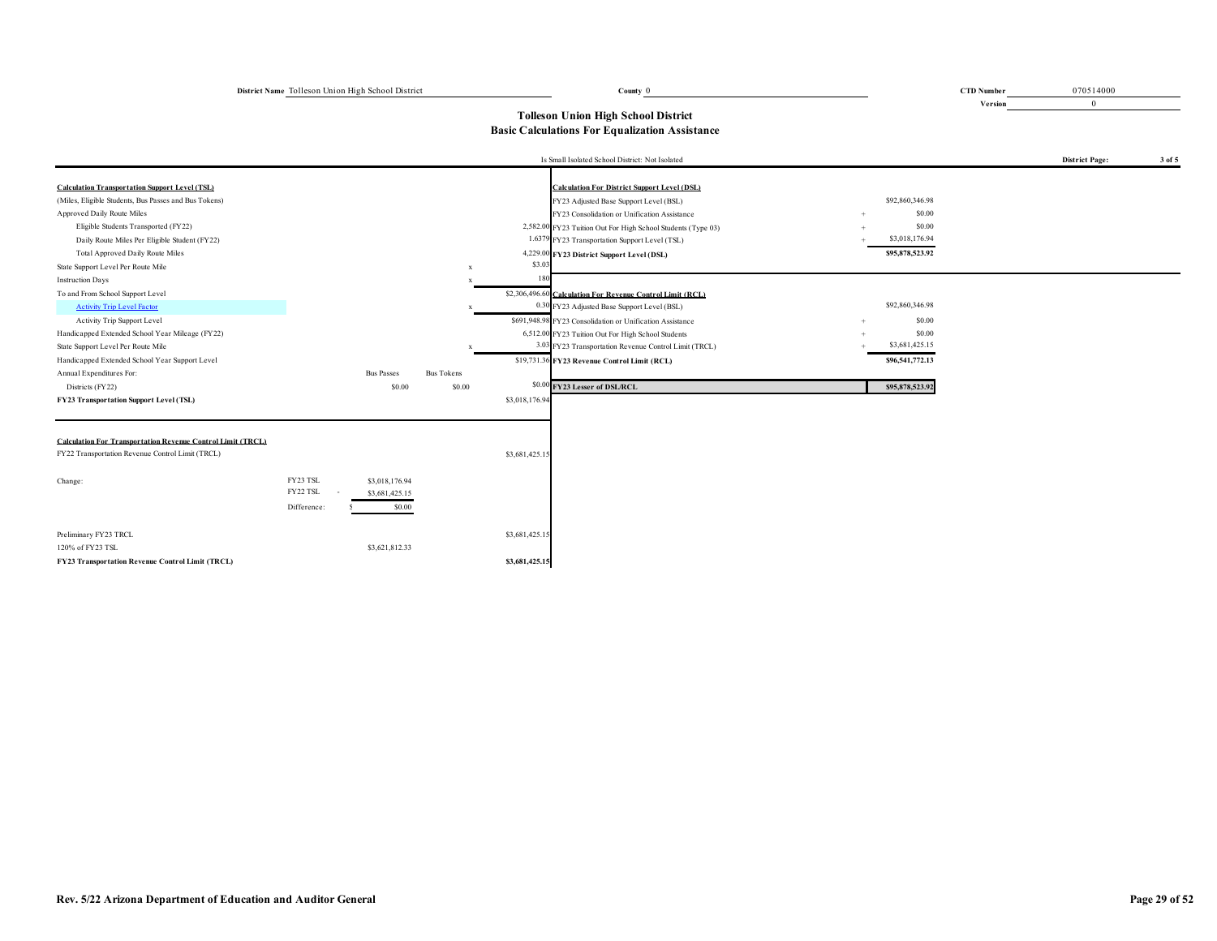**District Name** Tolleson Union High School District | **County** 0 | **CTD Number** 070514000 | **Version** 0

## Tolleson Union High School District
## Basic Calculations For Equalization Assistance

Is Small Isolated School District: Not Isolated

**District Page: 3 of 5**

| **Calculation Transportation Support Level (TSL)** | | | | |
|---|---|---|---|---|
| (Miles, Eligible Students, Bus Passes and Bus Tokens) | | | | |
| Approved Daily Route Miles | | | | |
| Eligible Students Transported (FY22) | | | | 2,582.00 |
| Daily Route Miles Per Eligible Student (FY22) | | | | 1.6379 |
| Total Approved Daily Route Miles | | | | 4,229.00 |
| State Support Level Per Route Mile | | | x | $3.03 |
| Instruction Days | | | x | 180 |
| To and From School Support Level | | | | $2,306,496.60 |
| Activity Trip Level Factor | | | x | 0.30 |
| Activity Trip Support Level | | | | $691,948.98 |
| Handicapped Extended School Year Mileage (FY22) | | | | 6,512.00 |
| State Support Level Per Route Mile | | | x | 3.03 |
| Handicapped Extended School Year Support Level | | | | $19,731.36 |
| Annual Expenditures For: | | Bus Passes | Bus Tokens | |
| Districts (FY22) | | $0.00 | $0.00 | $0.00 |
| **FY23 Transportation Support Level (TSL)** | | | | $3,018,176.94 |

| **Calculation For Transportation Revenue Control Limit (TRCL)** | | | |
|---|---|---|---|
| FY22 Transportation Revenue Control Limit (TRCL) | | | $3,681,425.15 |
| Change: | FY23 TSL | $3,018,176.94 | |
| | FY22 TSL - | $3,681,425.15 | |
| | Difference: | $ $0.00 | |
| Preliminary FY23 TRCL | | | $3,681,425.15 |
| 120% of FY23 TSL | | $3,621,812.33 | |
| **FY23 Transportation Revenue Control Limit (TRCL)** | | | **$3,681,425.15** |

| **Calculation For District Support Level (DSL)** | | |
|---|---|---|
| FY23 Adjusted Base Support Level (BSL) | | $92,860,346.98 |
| FY23 Consolidation or Unification Assistance | + | $0.00 |
| FY23 Tuition Out For High School Students (Type 03) | + | $0.00 |
| FY23 Transportation Support Level (TSL) | + | $3,018,176.94 |
| **FY23 District Support Level (DSL)** | | **$95,878,523.92** |

| **Calculation For Revenue Control Limit (RCL)** | | |
|---|---|---|
| FY23 Adjusted Base Support Level (BSL) | | $92,860,346.98 |
| FY23 Consolidation or Unification Assistance | + | $0.00 |
| FY23 Tuition Out For High School Students | + | $0.00 |
| FY23 Transportation Revenue Control Limit (TRCL) | + | $3,681,425.15 |
| **FY23 Revenue Control Limit (RCL)** | | **$96,541,772.13** |
| **FY23 Lesser of DSL/RCL** | | **$95,878,523.92** |

Rev. 5/22 Arizona Department of Education and Auditor General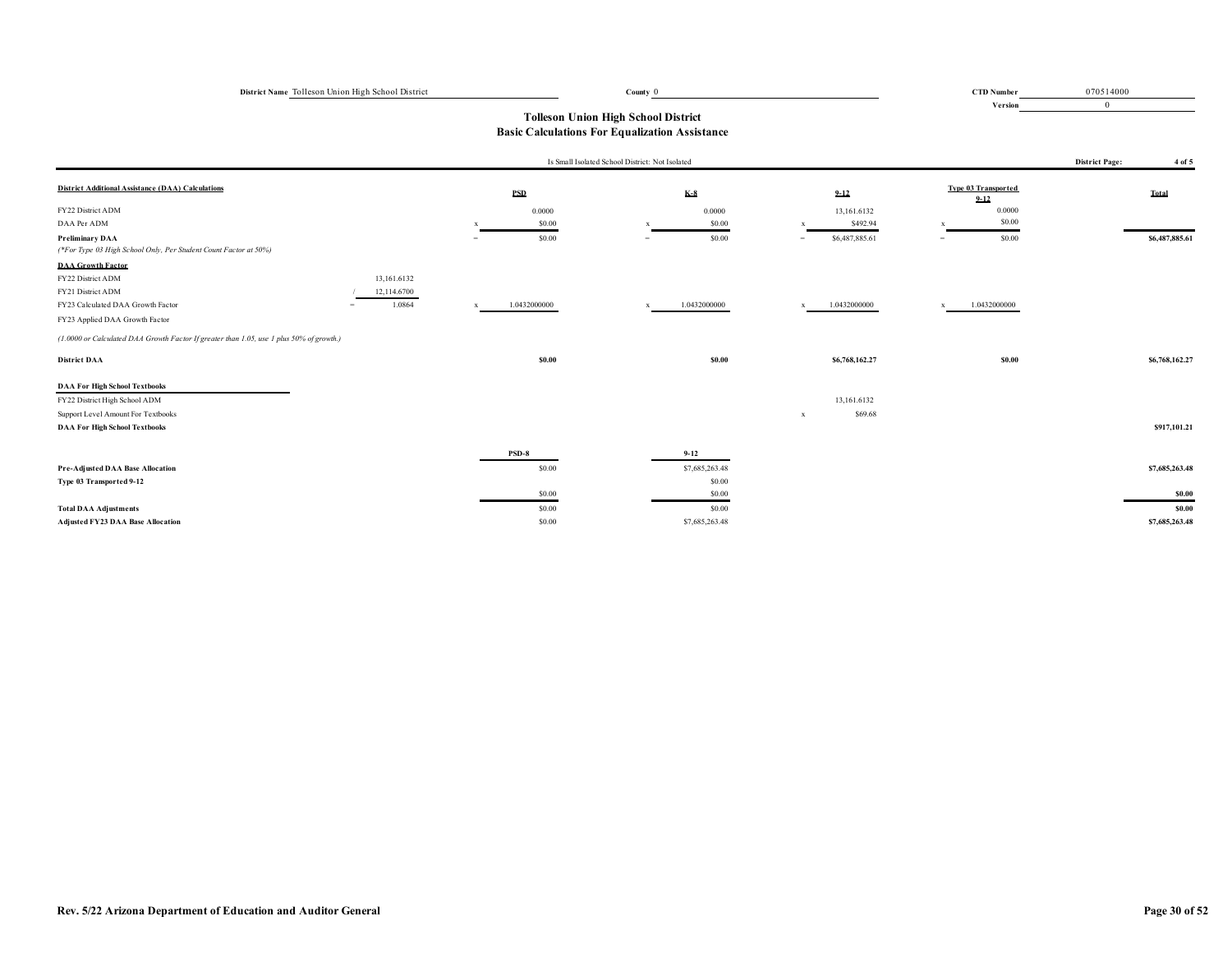District Name Tolleson Union High School District | County 0 | CTD Number 070514000 | Version 0

# Tolleson Union High School District
## Basic Calculations For Equalization Assistance

Is Small Isolated School District: Not Isolated

District Page: 4 of 5

| District Additional Assistance (DAA) Calculations | | PSD | K-8 | 9-12 | Type 03 Transported 9-12 | Total |
|---|---|---|---|---|---|---|
| FY22 District ADM | | 0.0000 | 0.0000 | 13,161.6132 | 0.0000 | |
| DAA Per ADM | | x $0.00 | x $0.00 | x $492.94 | x $0.00 | |
| **Preliminary DAA** | | = $0.00 | = $0.00 | = $6,487,885.61 | = $0.00 | **$6,487,885.61** |
| *(\*For Type 03 High School Only, Per Student Count Factor at 50%)* | | | | | | |
| **DAA Growth Factor** | | | | | | |
| FY22 District ADM | 13,161.6132 | | | | | |
| FY21 District ADM | / 12,114.6700 | | | | | |
| FY23 Calculated DAA Growth Factor | = 1.0864 | x 1.0432000000 | x 1.0432000000 | x 1.0432000000 | x 1.0432000000 | |
| FY23 Applied DAA Growth Factor | | | | | | |
| *(1.0000 or Calculated DAA Growth Factor If greater than 1.05, use 1 plus 50% of growth.)* | | | | | | |
| **District DAA** | | **$0.00** | **$0.00** | **$6,768,162.27** | **$0.00** | **$6,768,162.27** |
| **DAA For High School Textbooks** | | | | | | |
| FY22 District High School ADM | | | | 13,161.6132 | | |
| Support Level Amount For Textbooks | | | | x $69.68 | | |
| **DAA For High School Textbooks** | | | | | | **$917,101.21** |

| | PSD-8 | 9-12 | Total |
|---|---|---|---|
| **Pre-Adjusted DAA Base Allocation** | $0.00 | $7,685,263.48 | **$7,685,263.48** |
| **Type 03 Transported 9-12** | | $0.00 | |
| | $0.00 | $0.00 | **$0.00** |
| **Total DAA Adjustments** | $0.00 | $0.00 | **$0.00** |
| **Adjusted FY23 DAA Base Allocation** | $0.00 | $7,685,263.48 | **$7,685,263.48** |

Rev. 5/22 Arizona Department of Education and Auditor General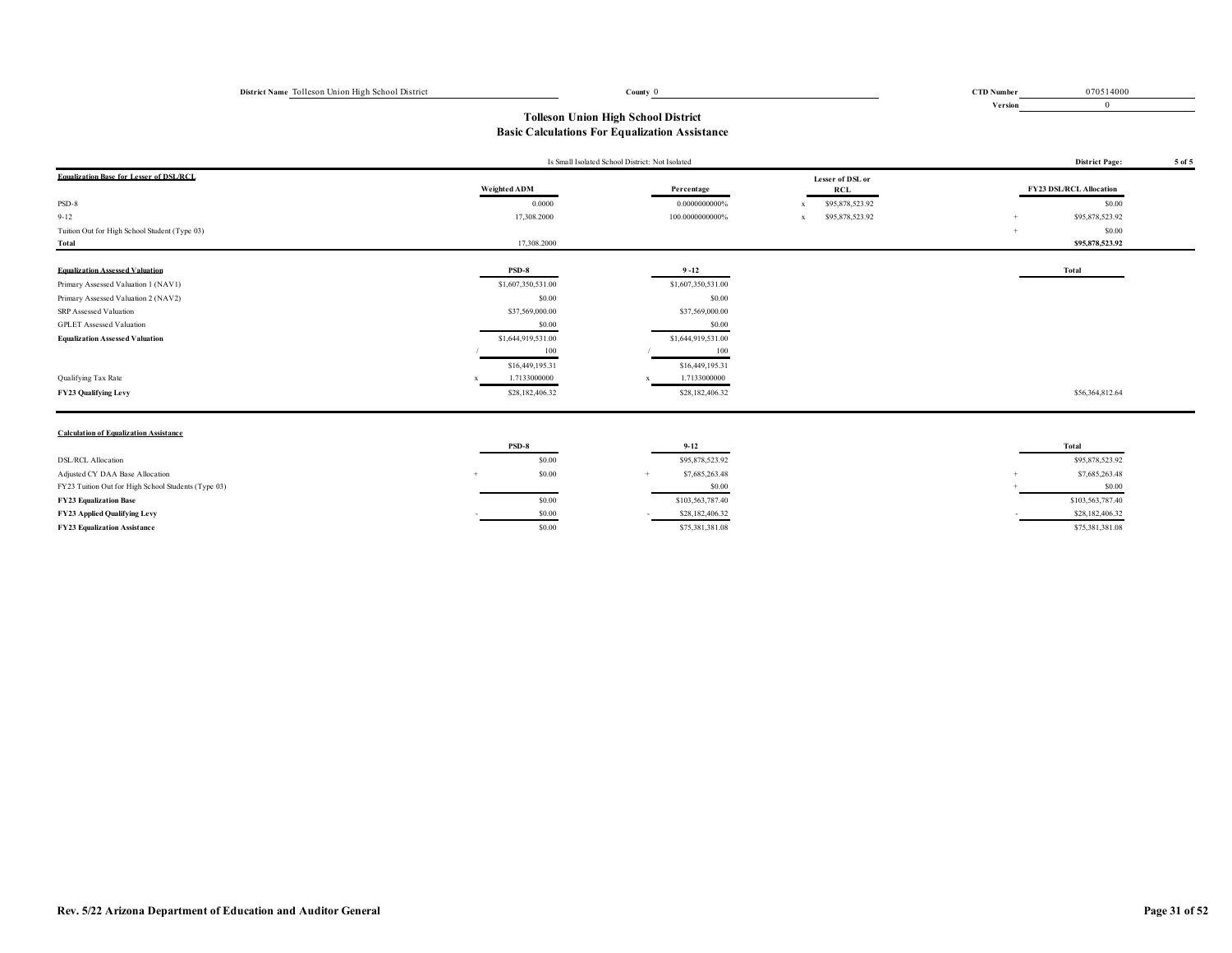**District Name** Tolleson Union High School District **County** 0 **CTD Number** 070514000 **Version** 0

## Tolleson Union High School District
## Basic Calculations For Equalization Assistance

Is Small Isolated School District: Not Isolated

**District Page: 5 of 5**

| **Equalization Base for Lesser of DSL/RCL** | Weighted ADM | Percentage | Lesser of DSL or RCL | FY23 DSL/RCL Allocation |
|---|---|---|---|---|
| PSD-8 | 0.0000 | 0.0000000000% | x $95,878,523.92 | $0.00 |
| 9-12 | 17,308.2000 | 100.0000000000% | x $95,878,523.92 | + $95,878,523.92 |
| Tuition Out for High School Student (Type 03) | | | | + $0.00 |
| **Total** | 17,308.2000 | | | **$95,878,523.92** |

| **Equalization Assessed Valuation** | PSD-8 | 9 -12 | Total |
|---|---|---|---|
| Primary Assessed Valuation 1 (NAV1) | $1,607,350,531.00 | $1,607,350,531.00 | |
| Primary Assessed Valuation 2 (NAV2) | $0.00 | $0.00 | |
| SRP Assessed Valuation | $37,569,000.00 | $37,569,000.00 | |
| GPLET Assessed Valuation | $0.00 | $0.00 | |
| **Equalization Assessed Valuation** | $1,644,919,531.00 | $1,644,919,531.00 | |
| | / 100 | / 100 | |
| | $16,449,195.31 | $16,449,195.31 | |
| Qualifying Tax Rate | x 1.7133000000 | x 1.7133000000 | |
| **FY23 Qualifying Levy** | $28,182,406.32 | $28,182,406.32 | $56,364,812.64 |

| **Calculation of Equalization Assistance** | PSD-8 | 9-12 | Total |
|---|---|---|---|
| DSL/RCL Allocation | $0.00 | $95,878,523.92 | $95,878,523.92 |
| Adjusted CY DAA Base Allocation | + $0.00 | + $7,685,263.48 | + $7,685,263.48 |
| FY23 Tuition Out for High School Students (Type 03) | | $0.00 | + $0.00 |
| **FY23 Equalization Base** | $0.00 | $103,563,787.40 | $103,563,787.40 |
| **FY23 Applied Qualifying Levy** | - $0.00 | - $28,182,406.32 | - $28,182,406.32 |
| **FY23 Equalization Assistance** | $0.00 | $75,381,381.08 | $75,381,381.08 |

Rev. 5/22 Arizona Department of Education and Auditor General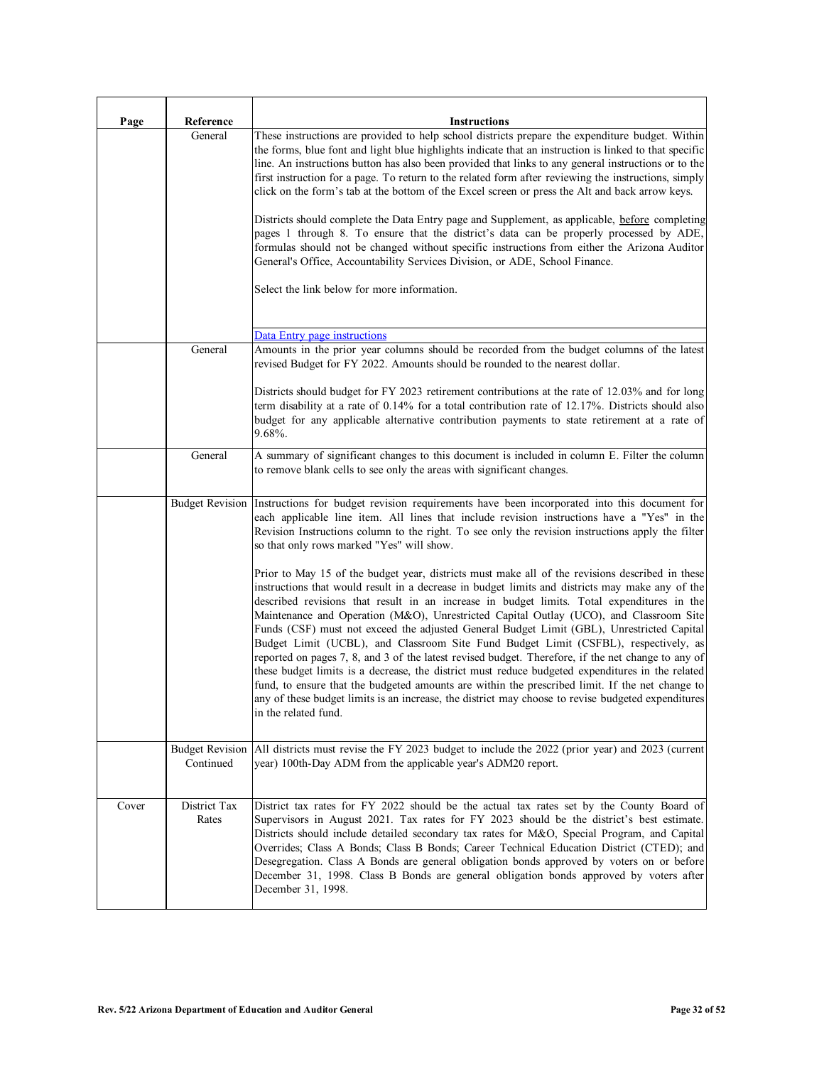| Page | Reference | Instructions |
| --- | --- | --- |
| | General | These instructions are provided to help school districts prepare the expenditure budget. Within the forms, blue font and light blue highlights indicate that an instruction is linked to that specific line. An instructions button has also been provided that links to any general instructions or to the first instruction for a page. To return to the related form after reviewing the instructions, simply click on the form's tab at the bottom of the Excel screen or press the Alt and back arrow keys.<br><br>Districts should complete the Data Entry page and Supplement, as applicable, before completing pages 1 through 8. To ensure that the district's data can be properly processed by ADE, formulas should not be changed without specific instructions from either the Arizona Auditor General's Office, Accountability Services Division, or ADE, School Finance.<br><br>Select the link below for more information.<br><br>Data Entry page instructions |
| | General | Amounts in the prior year columns should be recorded from the budget columns of the latest revised Budget for FY 2022. Amounts should be rounded to the nearest dollar.<br><br>Districts should budget for FY 2023 retirement contributions at the rate of 12.03% and for long term disability at a rate of 0.14% for a total contribution rate of 12.17%. Districts should also budget for any applicable alternative contribution payments to state retirement at a rate of 9.68%. |
| | General | A summary of significant changes to this document is included in column E. Filter the column to remove blank cells to see only the areas with significant changes. |
| | Budget Revision | Instructions for budget revision requirements have been incorporated into this document for each applicable line item. All lines that include revision instructions have a "Yes" in the Revision Instructions column to the right. To see only the revision instructions apply the filter so that only rows marked "Yes" will show.<br><br>Prior to May 15 of the budget year, districts must make all of the revisions described in these instructions that would result in a decrease in budget limits and districts may make any of the described revisions that result in an increase in budget limits. Total expenditures in the Maintenance and Operation (M&O), Unrestricted Capital Outlay (UCO), and Classroom Site Funds (CSF) must not exceed the adjusted General Budget Limit (GBL), Unrestricted Capital Budget Limit (UCBL), and Classroom Site Fund Budget Limit (CSFBL), respectively, as reported on pages 7, 8, and 3 of the latest revised budget. Therefore, if the net change to any of these budget limits is a decrease, the district must reduce budgeted expenditures in the related fund, to ensure that the budgeted amounts are within the prescribed limit. If the net change to any of these budget limits is an increase, the district may choose to revise budgeted expenditures in the related fund. |
| | Budget Revision Continued | All districts must revise the FY 2023 budget to include the 2022 (prior year) and 2023 (current year) 100th-Day ADM from the applicable year's ADM20 report. |
| Cover | District Tax Rates | District tax rates for FY 2022 should be the actual tax rates set by the County Board of Supervisors in August 2021. Tax rates for FY 2023 should be the district's best estimate. Districts should include detailed secondary tax rates for M&O, Special Program, and Capital Overrides; Class A Bonds; Class B Bonds; Career Technical Education District (CTED); and Desegregation. Class A Bonds are general obligation bonds approved by voters on or before December 31, 1998. Class B Bonds are general obligation bonds approved by voters after December 31, 1998. |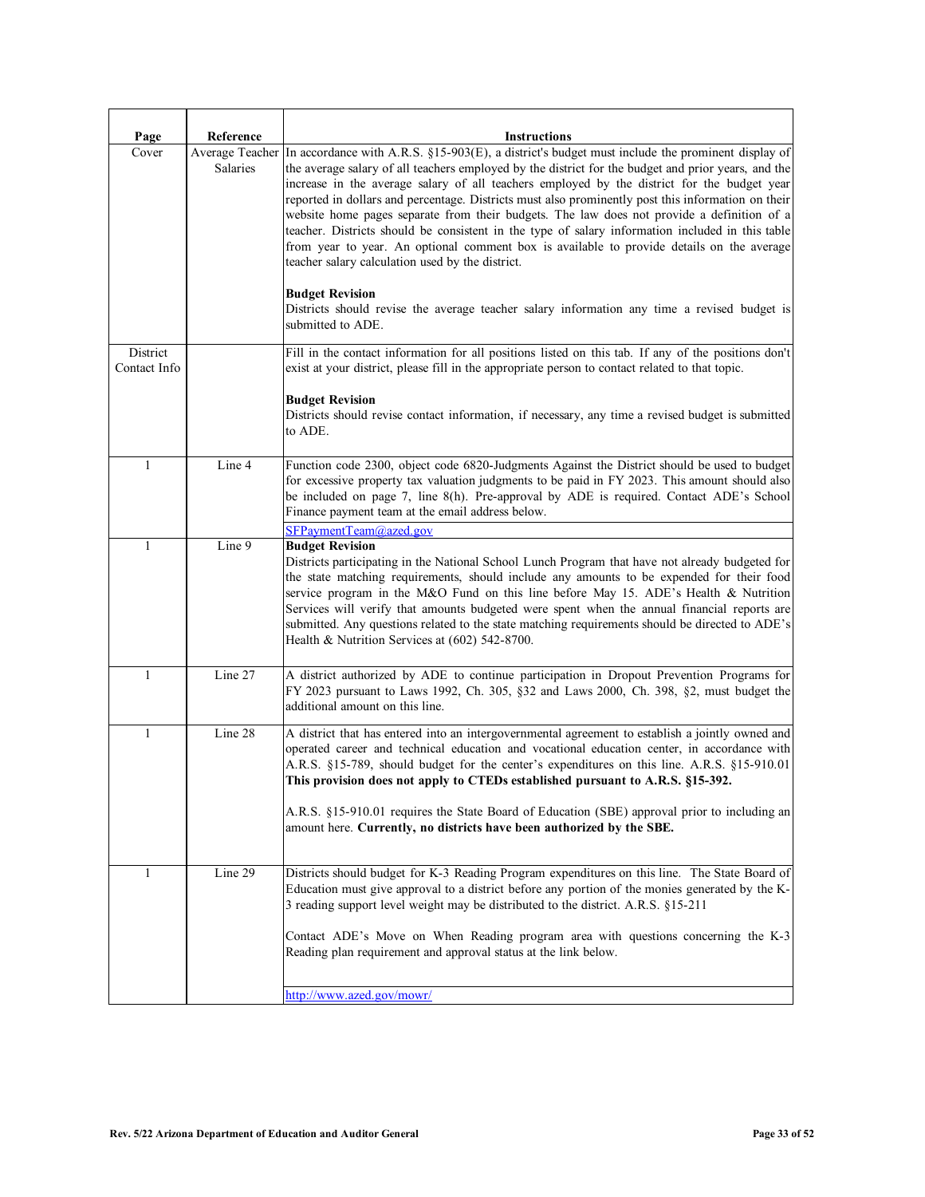| Page | Reference | Instructions |
|---|---|---|
| Cover | Average Teacher Salaries | In accordance with A.R.S. §15-903(E), a district's budget must include the prominent display of the average salary of all teachers employed by the district for the budget and prior years, and the increase in the average salary of all teachers employed by the district for the budget year reported in dollars and percentage. Districts must also prominently post this information on their website home pages separate from their budgets. The law does not provide a definition of a teacher. Districts should be consistent in the type of salary information included in this table from year to year. An optional comment box is available to provide details on the average teacher salary calculation used by the district.<br><br>**Budget Revision**<br>Districts should revise the average teacher salary information any time a revised budget is submitted to ADE. |
| District Contact Info | | Fill in the contact information for all positions listed on this tab. If any of the positions don't exist at your district, please fill in the appropriate person to contact related to that topic.<br><br>**Budget Revision**<br>Districts should revise contact information, if necessary, any time a revised budget is submitted to ADE. |
| 1 | Line 4 | Function code 2300, object code 6820-Judgments Against the District should be used to budget for excessive property tax valuation judgments to be paid in FY 2023. This amount should also be included on page 7, line 8(h). Pre-approval by ADE is required. Contact ADE's School Finance payment team at the email address below.<br><br>SFPaymentTeam@azed.gov |
| 1 | Line 9 | **Budget Revision**<br>Districts participating in the National School Lunch Program that have not already budgeted for the state matching requirements, should include any amounts to be expended for their food service program in the M&O Fund on this line before May 15. ADE's Health & Nutrition Services will verify that amounts budgeted were spent when the annual financial reports are submitted. Any questions related to the state matching requirements should be directed to ADE's Health & Nutrition Services at (602) 542-8700. |
| 1 | Line 27 | A district authorized by ADE to continue participation in Dropout Prevention Programs for FY 2023 pursuant to Laws 1992, Ch. 305, §32 and Laws 2000, Ch. 398, §2, must budget the additional amount on this line. |
| 1 | Line 28 | A district that has entered into an intergovernmental agreement to establish a jointly owned and operated career and technical education and vocational education center, in accordance with A.R.S. §15-789, should budget for the center's expenditures on this line. A.R.S. §15-910.01 **This provision does not apply to CTEDs established pursuant to A.R.S. §15-392.**<br><br>A.R.S. §15-910.01 requires the State Board of Education (SBE) approval prior to including an amount here. **Currently, no districts have been authorized by the SBE.** |
| 1 | Line 29 | Districts should budget for K-3 Reading Program expenditures on this line. The State Board of Education must give approval to a district before any portion of the monies generated by the K-3 reading support level weight may be distributed to the district. A.R.S. §15-211<br><br>Contact ADE's Move on When Reading program area with questions concerning the K-3 Reading plan requirement and approval status at the link below.<br><br>http://www.azed.gov/mowr/ |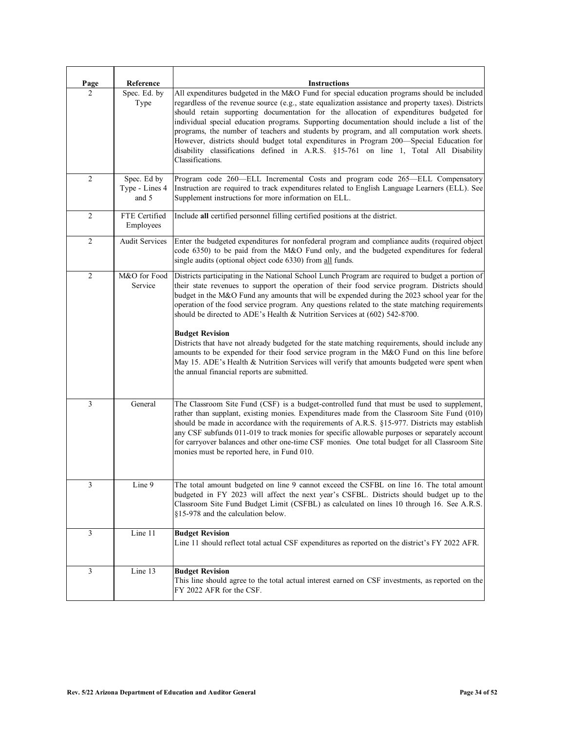| Page | Reference | Instructions |
|---|---|---|
| 2 | Spec. Ed. by Type | All expenditures budgeted in the M&O Fund for special education programs should be included regardless of the revenue source (e.g., state equalization assistance and property taxes). Districts should retain supporting documentation for the allocation of expenditures budgeted for individual special education programs. Supporting documentation should include a list of the programs, the number of teachers and students by program, and all computation work sheets. However, districts should budget total expenditures in Program 200—Special Education for disability classifications defined in A.R.S. §15-761 on line 1, Total All Disability Classifications. |
| 2 | Spec. Ed by Type - Lines 4 and 5 | Program code 260—ELL Incremental Costs and program code 265—ELL Compensatory Instruction are required to track expenditures related to English Language Learners (ELL). See Supplement instructions for more information on ELL. |
| 2 | FTE Certified Employees | Include **all** certified personnel filling certified positions at the district. |
| 2 | Audit Services | Enter the budgeted expenditures for nonfederal program and compliance audits (required object code 6350) to be paid from the M&O Fund only, and the budgeted expenditures for federal single audits (optional object code 6330) from all funds. |
| 2 | M&O for Food Service | Districts participating in the National School Lunch Program are required to budget a portion of their state revenues to support the operation of their food service program. Districts should budget in the M&O Fund any amounts that will be expended during the 2023 school year for the operation of the food service program. Any questions related to the state matching requirements should be directed to ADE's Health & Nutrition Services at (602) 542-8700.<br><br>**Budget Revision**<br>Districts that have not already budgeted for the state matching requirements, should include any amounts to be expended for their food service program in the M&O Fund on this line before May 15. ADE's Health & Nutrition Services will verify that amounts budgeted were spent when the annual financial reports are submitted. |
| 3 | General | The Classroom Site Fund (CSF) is a budget-controlled fund that must be used to supplement, rather than supplant, existing monies. Expenditures made from the Classroom Site Fund (010) should be made in accordance with the requirements of A.R.S. §15-977. Districts may establish any CSF subfunds 011-019 to track monies for specific allowable purposes or separately account for carryover balances and other one-time CSF monies. One total budget for all Classroom Site monies must be reported here, in Fund 010. |
| 3 | Line 9 | The total amount budgeted on line 9 cannot exceed the CSFBL on line 16. The total amount budgeted in FY 2023 will affect the next year's CSFBL. Districts should budget up to the Classroom Site Fund Budget Limit (CSFBL) as calculated on lines 10 through 16. See A.R.S. §15-978 and the calculation below. |
| 3 | Line 11 | **Budget Revision**<br>Line 11 should reflect total actual CSF expenditures as reported on the district's FY 2022 AFR. |
| 3 | Line 13 | **Budget Revision**<br>This line should agree to the total actual interest earned on CSF investments, as reported on the FY 2022 AFR for the CSF. |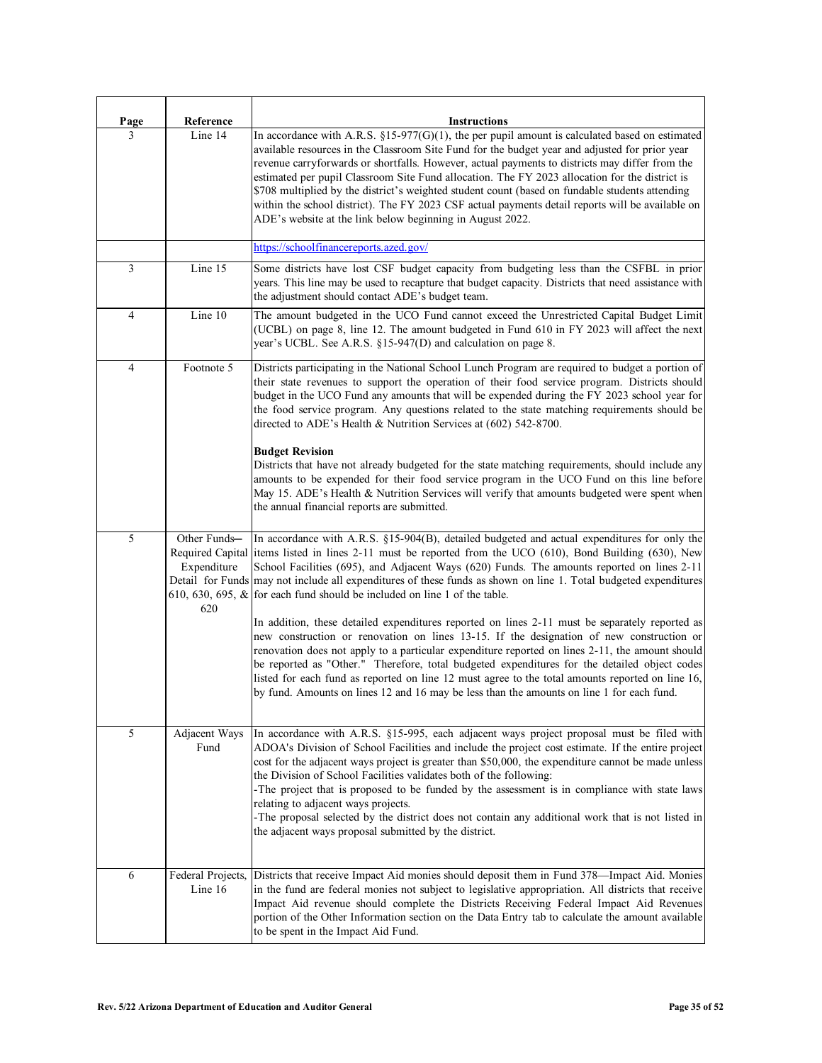| Page | Reference | Instructions |
|---|---|---|
| 3 | Line 14 | In accordance with A.R.S. §15-977(G)(1), the per pupil amount is calculated based on estimated available resources in the Classroom Site Fund for the budget year and adjusted for prior year revenue carryforwards or shortfalls. However, actual payments to districts may differ from the estimated per pupil Classroom Site Fund allocation. The FY 2023 allocation for the district is $708 multiplied by the district's weighted student count (based on fundable students attending within the school district). The FY 2023 CSF actual payments detail reports will be available on ADE's website at the link below beginning in August 2022. |
| | | https://schoolfinancereports.azed.gov/ |
| 3 | Line 15 | Some districts have lost CSF budget capacity from budgeting less than the CSFBL in prior years. This line may be used to recapture that budget capacity. Districts that need assistance with the adjustment should contact ADE's budget team. |
| 4 | Line 10 | The amount budgeted in the UCO Fund cannot exceed the Unrestricted Capital Budget Limit (UCBL) on page 8, line 12. The amount budgeted in Fund 610 in FY 2023 will affect the next year's UCBL. See A.R.S. §15-947(D) and calculation on page 8. |
| 4 | Footnote 5 | Districts participating in the National School Lunch Program are required to budget a portion of their state revenues to support the operation of their food service program. Districts should budget in the UCO Fund any amounts that will be expended during the FY 2023 school year for the food service program. Any questions related to the state matching requirements should be directed to ADE's Health & Nutrition Services at (602) 542-8700.<br><br>**Budget Revision**<br>Districts that have not already budgeted for the state matching requirements, should include any amounts to be expended for their food service program in the UCO Fund on this line before May 15. ADE's Health & Nutrition Services will verify that amounts budgeted were spent when the annual financial reports are submitted. |
| 5 | Other Funds—Required Capital Expenditure Detail for Funds 610, 630, 695, & 620 | In accordance with A.R.S. §15-904(B), detailed budgeted and actual expenditures for only the items listed in lines 2-11 must be reported from the UCO (610), Bond Building (630), New School Facilities (695), and Adjacent Ways (620) Funds. The amounts reported on lines 2-11 may not include all expenditures of these funds as shown on line 1. Total budgeted expenditures for each fund should be included on line 1 of the table.<br><br>In addition, these detailed expenditures reported on lines 2-11 must be separately reported as new construction or renovation on lines 13-15. If the designation of new construction or renovation does not apply to a particular expenditure reported on lines 2-11, the amount should be reported as "Other." Therefore, total budgeted expenditures for the detailed object codes listed for each fund as reported on line 12 must agree to the total amounts reported on line 16, by fund. Amounts on lines 12 and 16 may be less than the amounts on line 1 for each fund. |
| 5 | Adjacent Ways Fund | In accordance with A.R.S. §15-995, each adjacent ways project proposal must be filed with ADOA's Division of School Facilities and include the project cost estimate. If the entire project cost for the adjacent ways project is greater than $50,000, the expenditure cannot be made unless the Division of School Facilities validates both of the following:<br>-The project that is proposed to be funded by the assessment is in compliance with state laws relating to adjacent ways projects.<br>-The proposal selected by the district does not contain any additional work that is not listed in the adjacent ways proposal submitted by the district. |
| 6 | Federal Projects, Line 16 | Districts that receive Impact Aid monies should deposit them in Fund 378—Impact Aid. Monies in the fund are federal monies not subject to legislative appropriation. All districts that receive Impact Aid revenue should complete the Districts Receiving Federal Impact Aid Revenues portion of the Other Information section on the Data Entry tab to calculate the amount available to be spent in the Impact Aid Fund. |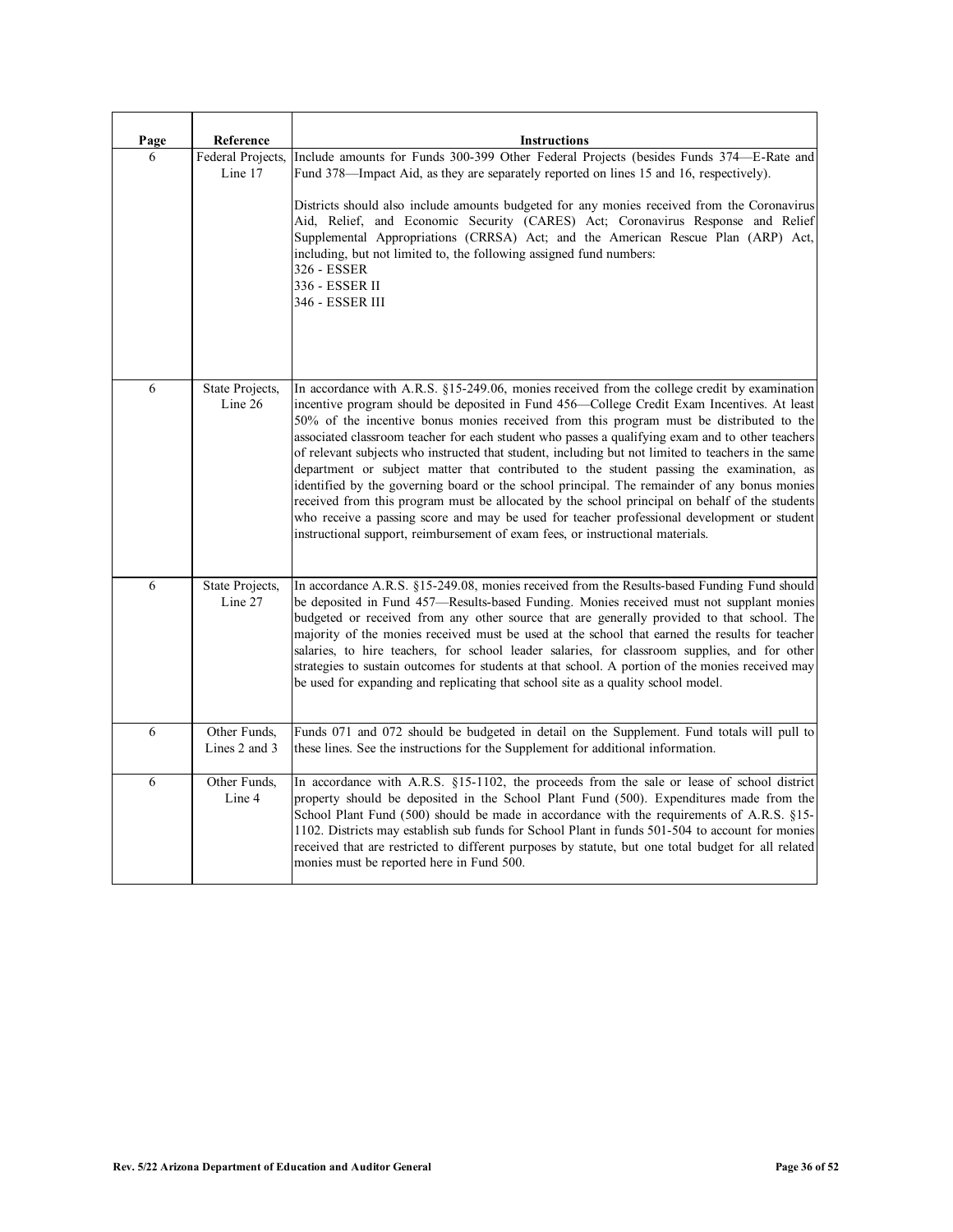| Page | Reference | Instructions |
|---|---|---|
| 6 | Federal Projects, Line 17 | Include amounts for Funds 300-399 Other Federal Projects (besides Funds 374—E-Rate and Fund 378—Impact Aid, as they are separately reported on lines 15 and 16, respectively).<br><br>Districts should also include amounts budgeted for any monies received from the Coronavirus Aid, Relief, and Economic Security (CARES) Act; Coronavirus Response and Relief Supplemental Appropriations (CRRSA) Act; and the American Rescue Plan (ARP) Act, including, but not limited to, the following assigned fund numbers:<br>326 - ESSER<br>336 - ESSER II<br>346 - ESSER III |
| 6 | State Projects, Line 26 | In accordance with A.R.S. §15-249.06, monies received from the college credit by examination incentive program should be deposited in Fund 456—College Credit Exam Incentives. At least 50% of the incentive bonus monies received from this program must be distributed to the associated classroom teacher for each student who passes a qualifying exam and to other teachers of relevant subjects who instructed that student, including but not limited to teachers in the same department or subject matter that contributed to the student passing the examination, as identified by the governing board or the school principal. The remainder of any bonus monies received from this program must be allocated by the school principal on behalf of the students who receive a passing score and may be used for teacher professional development or student instructional support, reimbursement of exam fees, or instructional materials. |
| 6 | State Projects, Line 27 | In accordance A.R.S. §15-249.08, monies received from the Results-based Funding Fund should be deposited in Fund 457—Results-based Funding. Monies received must not supplant monies budgeted or received from any other source that are generally provided to that school. The majority of the monies received must be used at the school that earned the results for teacher salaries, to hire teachers, for school leader salaries, for classroom supplies, and for other strategies to sustain outcomes for students at that school. A portion of the monies received may be used for expanding and replicating that school site as a quality school model. |
| 6 | Other Funds, Lines 2 and 3 | Funds 071 and 072 should be budgeted in detail on the Supplement. Fund totals will pull to these lines. See the instructions for the Supplement for additional information. |
| 6 | Other Funds, Line 4 | In accordance with A.R.S. §15-1102, the proceeds from the sale or lease of school district property should be deposited in the School Plant Fund (500). Expenditures made from the School Plant Fund (500) should be made in accordance with the requirements of A.R.S. §15-1102. Districts may establish sub funds for School Plant in funds 501-504 to account for monies received that are restricted to different purposes by statute, but one total budget for all related monies must be reported here in Fund 500. |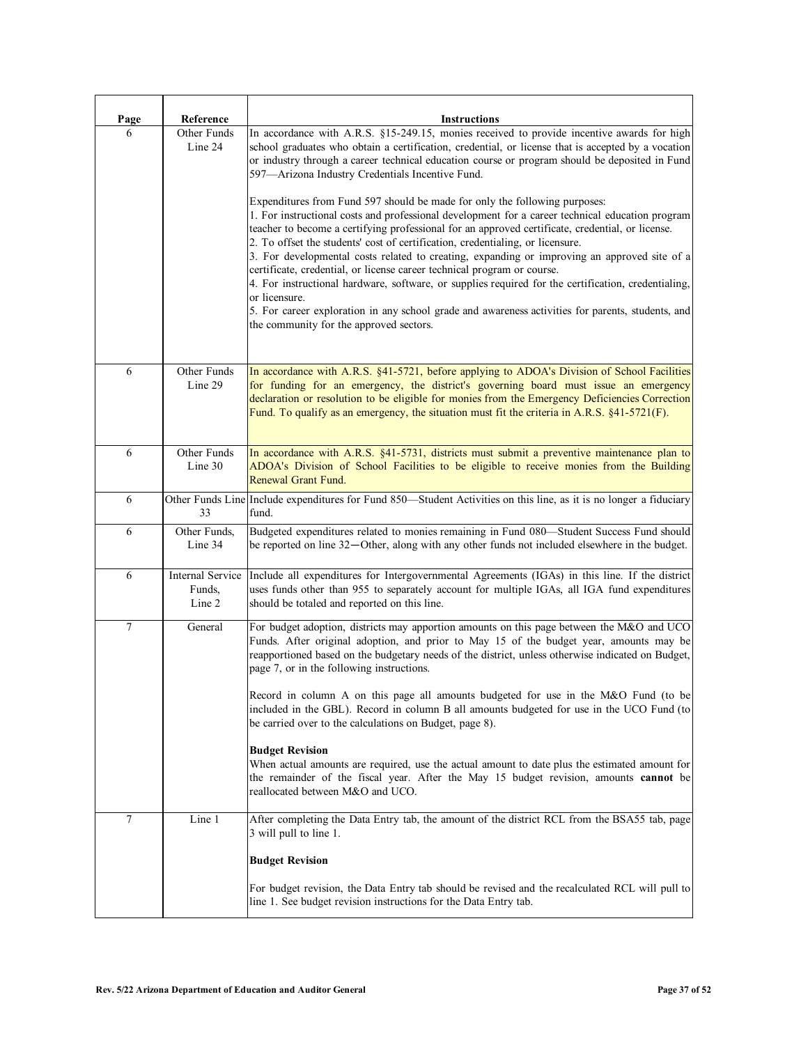| Page | Reference | Instructions |
|---|---|---|
| 6 | Other Funds Line 24 | In accordance with A.R.S. §15-249.15, monies received to provide incentive awards for high school graduates who obtain a certification, credential, or license that is accepted by a vocation or industry through a career technical education course or program should be deposited in Fund 597—Arizona Industry Credentials Incentive Fund.<br><br>Expenditures from Fund 597 should be made for only the following purposes:<br>1. For instructional costs and professional development for a career technical education program teacher to become a certifying professional for an approved certificate, credential, or license.<br>2. To offset the students' cost of certification, credentialing, or licensure.<br>3. For developmental costs related to creating, expanding or improving an approved site of a certificate, credential, or license career technical program or course.<br>4. For instructional hardware, software, or supplies required for the certification, credentialing, or licensure.<br>5. For career exploration in any school grade and awareness activities for parents, students, and the community for the approved sectors. |
| 6 | Other Funds Line 29 | In accordance with A.R.S. §41-5721, before applying to ADOA's Division of School Facilities for funding for an emergency, the district's governing board must issue an emergency declaration or resolution to be eligible for monies from the Emergency Deficiencies Correction Fund. To qualify as an emergency, the situation must fit the criteria in A.R.S. §41-5721(F). |
| 6 | Other Funds Line 30 | In accordance with A.R.S. §41-5731, districts must submit a preventive maintenance plan to ADOA's Division of School Facilities to be eligible to receive monies from the Building Renewal Grant Fund. |
| 6 | Other Funds Line 33 | Include expenditures for Fund 850—Student Activities on this line, as it is no longer a fiduciary fund. |
| 6 | Other Funds, Line 34 | Budgeted expenditures related to monies remaining in Fund 080—Student Success Fund should be reported on line 32—Other, along with any other funds not included elsewhere in the budget. |
| 6 | Internal Service Funds, Line 2 | Include all expenditures for Intergovernmental Agreements (IGAs) in this line. If the district uses funds other than 955 to separately account for multiple IGAs, all IGA fund expenditures should be totaled and reported on this line. |
| 7 | General | For budget adoption, districts may apportion amounts on this page between the M&O and UCO Funds. After original adoption, and prior to May 15 of the budget year, amounts may be reapportioned based on the budgetary needs of the district, unless otherwise indicated on Budget, page 7, or in the following instructions.<br><br>Record in column A on this page all amounts budgeted for use in the M&O Fund (to be included in the GBL). Record in column B all amounts budgeted for use in the UCO Fund (to be carried over to the calculations on Budget, page 8).<br><br>**Budget Revision**<br>When actual amounts are required, use the actual amount to date plus the estimated amount for the remainder of the fiscal year. After the May 15 budget revision, amounts **cannot** be reallocated between M&O and UCO. |
| 7 | Line 1 | After completing the Data Entry tab, the amount of the district RCL from the BSA55 tab, page 3 will pull to line 1.<br><br>**Budget Revision**<br><br>For budget revision, the Data Entry tab should be revised and the recalculated RCL will pull to line 1. See budget revision instructions for the Data Entry tab. |

Rev. 5/22 Arizona Department of Education and Auditor General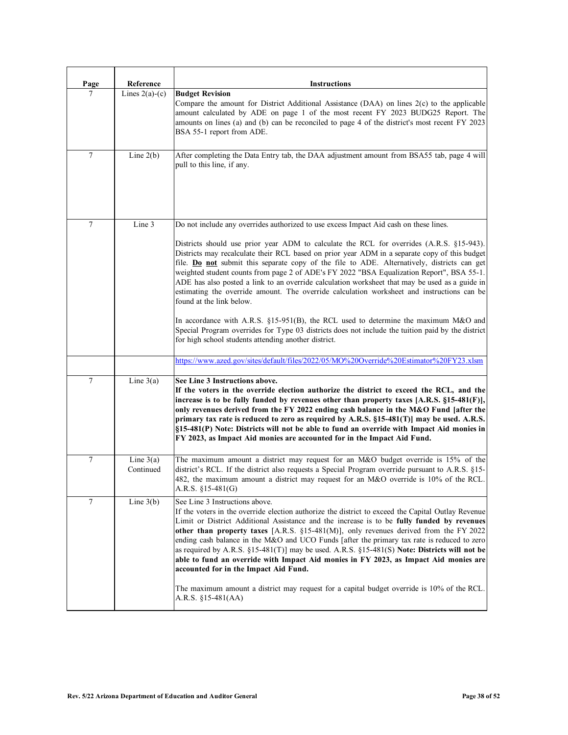| Page | Reference | Instructions |
|---|---|---|
| 7 | Lines 2(a)-(c) | **Budget Revision**<br>Compare the amount for District Additional Assistance (DAA) on lines 2(c) to the applicable amount calculated by ADE on page 1 of the most recent FY 2023 BUDG25 Report. The amounts on lines (a) and (b) can be reconciled to page 4 of the district's most recent FY 2023 BSA 55-1 report from ADE. |
| 7 | Line 2(b) | After completing the Data Entry tab, the DAA adjustment amount from BSA55 tab, page 4 will pull to this line, if any. |
| 7 | Line 3 | Do not include any overrides authorized to use excess Impact Aid cash on these lines.<br><br>Districts should use prior year ADM to calculate the RCL for overrides (A.R.S. §15-943). Districts may recalculate their RCL based on prior year ADM in a separate copy of this budget file. **<u>Do</u> <u>not</u>** submit this separate copy of the file to ADE. Alternatively, districts can get weighted student counts from page 2 of ADE's FY 2022 "BSA Equalization Report", BSA 55-1. ADE has also posted a link to an override calculation worksheet that may be used as a guide in estimating the override amount. The override calculation worksheet and instructions can be found at the link below.<br><br>In accordance with A.R.S. §15-951(B), the RCL used to determine the maximum M&O and Special Program overrides for Type 03 districts does not include the tuition paid by the district for high school students attending another district. |
| | | https://www.azed.gov/sites/default/files/2022/05/MO%20Override%20Estimator%20FY23.xlsm |
| 7 | Line 3(a) | **See Line 3 Instructions above.**<br>**If the voters in the override election authorize the district to exceed the RCL, and the increase is to be fully funded by revenues other than property taxes [A.R.S. §15-481(F)], only revenues derived from the FY 2022 ending cash balance in the M&O Fund [after the primary tax rate is reduced to zero as required by A.R.S. §15-481(T)] may be used. A.R.S. §15-481(P) Note: Districts will not be able to fund an override with Impact Aid monies in FY 2023, as Impact Aid monies are accounted for in the Impact Aid Fund.** |
| 7 | Line 3(a) Continued | The maximum amount a district may request for an M&O budget override is 15% of the district's RCL. If the district also requests a Special Program override pursuant to A.R.S. §15-482, the maximum amount a district may request for an M&O override is 10% of the RCL. A.R.S. §15-481(G) |
| 7 | Line 3(b) | See Line 3 Instructions above.<br>If the voters in the override election authorize the district to exceed the Capital Outlay Revenue Limit or District Additional Assistance and the increase is to be **fully funded by revenues other than property taxes** [A.R.S. §15-481(M)], only revenues derived from the FY 2022 ending cash balance in the M&O and UCO Funds [after the primary tax rate is reduced to zero as required by A.R.S. §15-481(T)] may be used. A.R.S. §15-481(S) **Note: Districts will not be able to fund an override with Impact Aid monies in FY 2023, as Impact Aid monies are accounted for in the Impact Aid Fund.**<br><br>The maximum amount a district may request for a capital budget override is 10% of the RCL. A.R.S. §15-481(AA) |

**Rev. 5/22 Arizona Department of Education and Auditor General**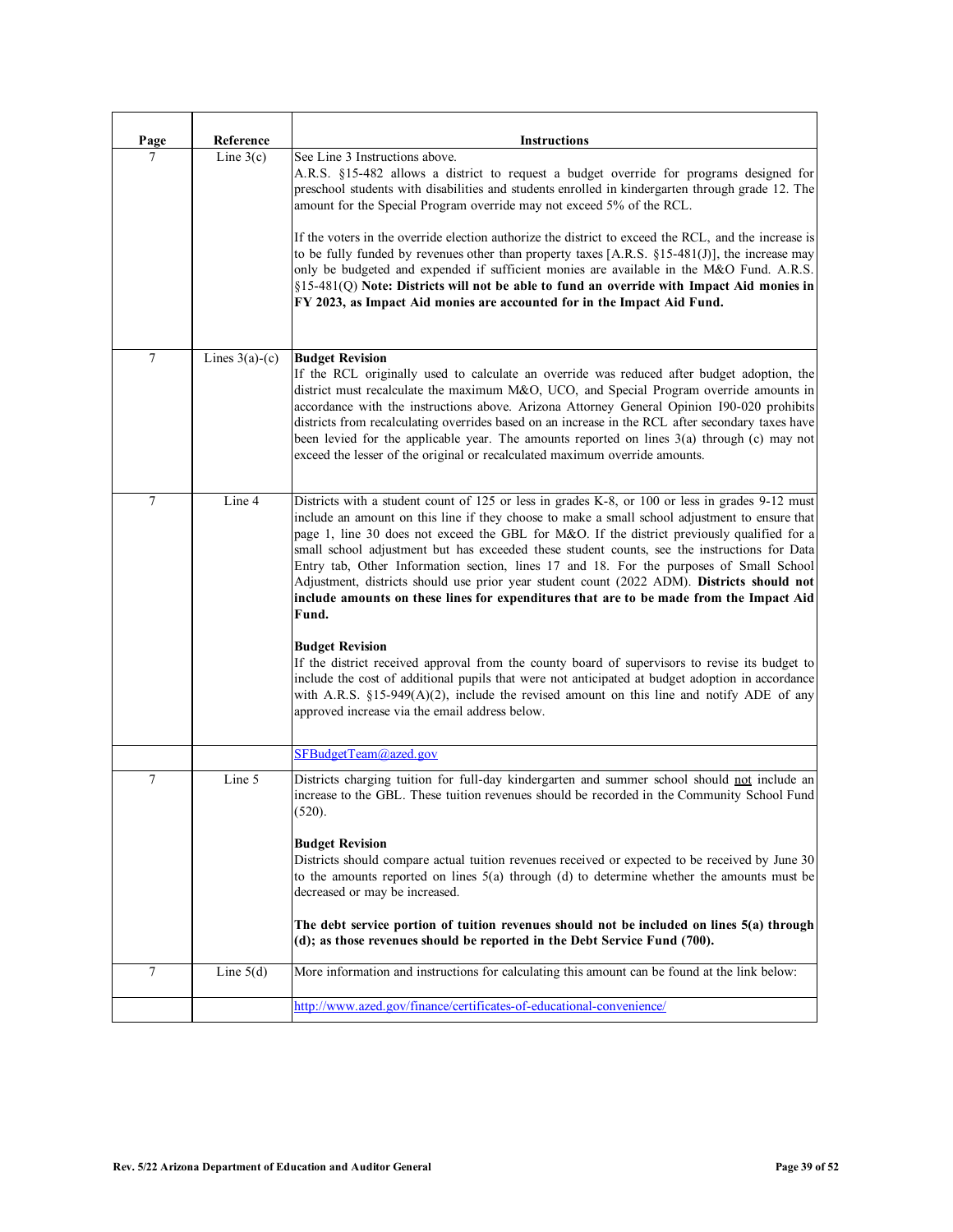| Page | Reference | Instructions |
|---|---|---|
| 7 | Line 3(c) | See Line 3 Instructions above.<br>A.R.S. §15-482 allows a district to request a budget override for programs designed for preschool students with disabilities and students enrolled in kindergarten through grade 12. The amount for the Special Program override may not exceed 5% of the RCL.<br><br>If the voters in the override election authorize the district to exceed the RCL, and the increase is to be fully funded by revenues other than property taxes [A.R.S. §15-481(J)], the increase may only be budgeted and expended if sufficient monies are available in the M&O Fund. A.R.S. §15-481(Q) **Note: Districts will not be able to fund an override with Impact Aid monies in FY 2023, as Impact Aid monies are accounted for in the Impact Aid Fund.** |
| 7 | Lines 3(a)-(c) | **Budget Revision**<br>If the RCL originally used to calculate an override was reduced after budget adoption, the district must recalculate the maximum M&O, UCO, and Special Program override amounts in accordance with the instructions above. Arizona Attorney General Opinion I90-020 prohibits districts from recalculating overrides based on an increase in the RCL after secondary taxes have been levied for the applicable year. The amounts reported on lines 3(a) through (c) may not exceed the lesser of the original or recalculated maximum override amounts. |
| 7 | Line 4 | Districts with a student count of 125 or less in grades K-8, or 100 or less in grades 9-12 must include an amount on this line if they choose to make a small school adjustment to ensure that page 1, line 30 does not exceed the GBL for M&O. If the district previously qualified for a small school adjustment but has exceeded these student counts, see the instructions for Data Entry tab, Other Information section, lines 17 and 18. For the purposes of Small School Adjustment, districts should use prior year student count (2022 ADM). **Districts should not include amounts on these lines for expenditures that are to be made from the Impact Aid Fund.**<br><br>**Budget Revision**<br>If the district received approval from the county board of supervisors to revise its budget to include the cost of additional pupils that were not anticipated at budget adoption in accordance with A.R.S. §15-949(A)(2), include the revised amount on this line and notify ADE of any approved increase via the email address below. |
| | | SFBudgetTeam@azed.gov |
| 7 | Line 5 | Districts charging tuition for full-day kindergarten and summer school should <u>not</u> include an increase to the GBL. These tuition revenues should be recorded in the Community School Fund (520).<br><br>**Budget Revision**<br>Districts should compare actual tuition revenues received or expected to be received by June 30 to the amounts reported on lines 5(a) through (d) to determine whether the amounts must be decreased or may be increased.<br><br>**The debt service portion of tuition revenues should not be included on lines 5(a) through (d); as those revenues should be reported in the Debt Service Fund (700).** |
| 7 | Line 5(d) | More information and instructions for calculating this amount can be found at the link below: |
| | | http://www.azed.gov/finance/certificates-of-educational-convenience/ |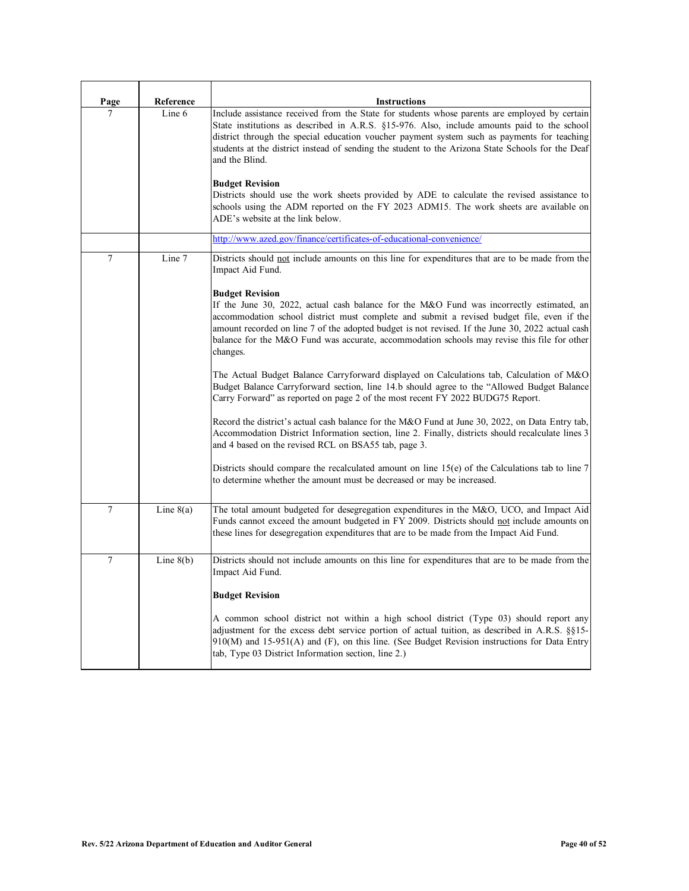| Page | Reference | Instructions |
|---|---|---|
| 7 | Line 6 | Include assistance received from the State for students whose parents are employed by certain State institutions as described in A.R.S. §15-976. Also, include amounts paid to the school district through the special education voucher payment system such as payments for teaching students at the district instead of sending the student to the Arizona State Schools for the Deaf and the Blind.<br><br>**Budget Revision**<br>Districts should use the work sheets provided by ADE to calculate the revised assistance to schools using the ADM reported on the FY 2023 ADM15. The work sheets are available on ADE's website at the link below. |
| | | http://www.azed.gov/finance/certificates-of-educational-convenience/ |
| 7 | Line 7 | Districts should not include amounts on this line for expenditures that are to be made from the Impact Aid Fund.<br><br>**Budget Revision**<br>If the June 30, 2022, actual cash balance for the M&O Fund was incorrectly estimated, an accommodation school district must complete and submit a revised budget file, even if the amount recorded on line 7 of the adopted budget is not revised. If the June 30, 2022 actual cash balance for the M&O Fund was accurate, accommodation schools may revise this file for other changes.<br><br>The Actual Budget Balance Carryforward displayed on Calculations tab, Calculation of M&O Budget Balance Carryforward section, line 14.b should agree to the "Allowed Budget Balance Carry Forward" as reported on page 2 of the most recent FY 2022 BUDG75 Report.<br><br>Record the district's actual cash balance for the M&O Fund at June 30, 2022, on Data Entry tab, Accommodation District Information section, line 2. Finally, districts should recalculate lines 3 and 4 based on the revised RCL on BSA55 tab, page 3.<br><br>Districts should compare the recalculated amount on line 15(e) of the Calculations tab to line 7 to determine whether the amount must be decreased or may be increased. |
| 7 | Line 8(a) | The total amount budgeted for desegregation expenditures in the M&O, UCO, and Impact Aid Funds cannot exceed the amount budgeted in FY 2009. Districts should not include amounts on these lines for desegregation expenditures that are to be made from the Impact Aid Fund. |
| 7 | Line 8(b) | Districts should not include amounts on this line for expenditures that are to be made from the Impact Aid Fund.<br><br>**Budget Revision**<br><br>A common school district not within a high school district (Type 03) should report any adjustment for the excess debt service portion of actual tuition, as described in A.R.S. §§15-910(M) and 15-951(A) and (F), on this line. (See Budget Revision instructions for Data Entry tab, Type 03 District Information section, line 2.) |

Rev. 5/22 Arizona Department of Education and Auditor General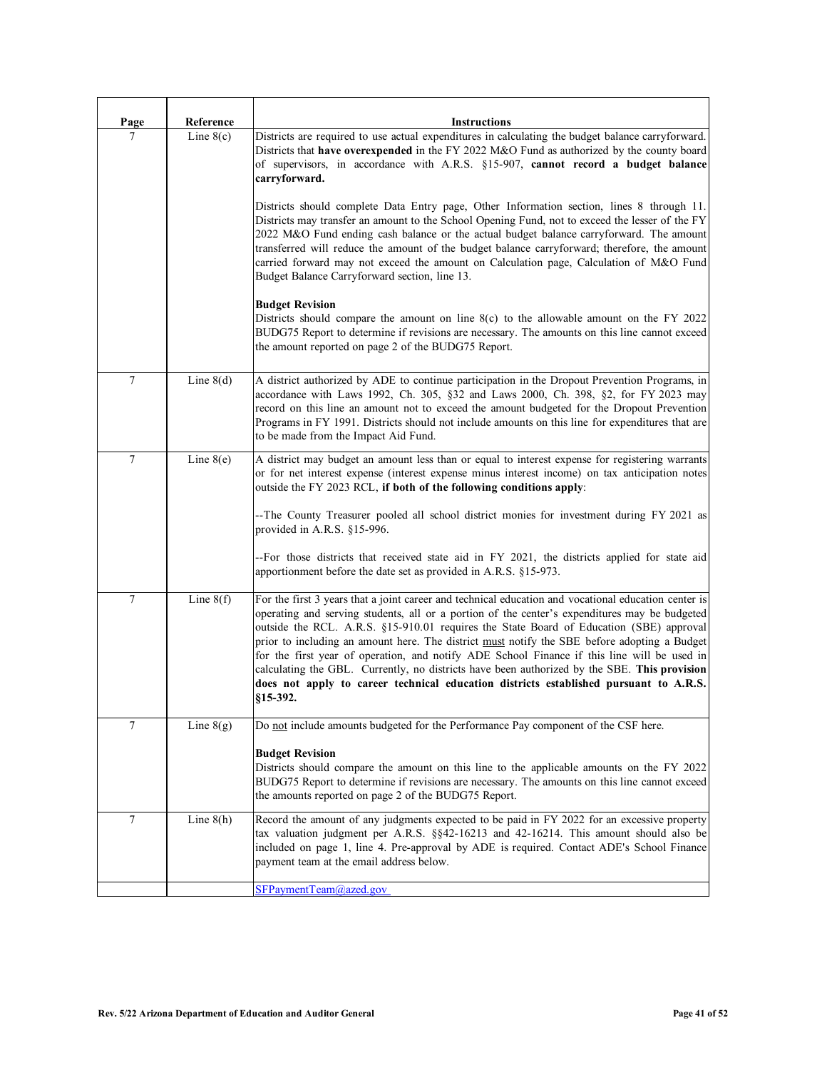| Page | Reference | Instructions |
|---|---|---|
| 7 | Line 8(c) | Districts are required to use actual expenditures in calculating the budget balance carryforward. Districts that **have overexpended** in the FY 2022 M&O Fund as authorized by the county board of supervisors, in accordance with A.R.S. §15-907, **cannot record a budget balance carryforward.**<br><br>Districts should complete Data Entry page, Other Information section, lines 8 through 11. Districts may transfer an amount to the School Opening Fund, not to exceed the lesser of the FY 2022 M&O Fund ending cash balance or the actual budget balance carryforward. The amount transferred will reduce the amount of the budget balance carryforward; therefore, the amount carried forward may not exceed the amount on Calculation page, Calculation of M&O Fund Budget Balance Carryforward section, line 13.<br><br>**Budget Revision**<br>Districts should compare the amount on line 8(c) to the allowable amount on the FY 2022 BUDG75 Report to determine if revisions are necessary. The amounts on this line cannot exceed the amount reported on page 2 of the BUDG75 Report. |
| 7 | Line 8(d) | A district authorized by ADE to continue participation in the Dropout Prevention Programs, in accordance with Laws 1992, Ch. 305, §32 and Laws 2000, Ch. 398, §2, for FY 2023 may record on this line an amount not to exceed the amount budgeted for the Dropout Prevention Programs in FY 1991. Districts should not include amounts on this line for expenditures that are to be made from the Impact Aid Fund. |
| 7 | Line 8(e) | A district may budget an amount less than or equal to interest expense for registering warrants or for net interest expense (interest expense minus interest income) on tax anticipation notes outside the FY 2023 RCL, **if both of the following conditions apply**:<br><br>--The County Treasurer pooled all school district monies for investment during FY 2021 as provided in A.R.S. §15-996.<br><br>--For those districts that received state aid in FY 2021, the districts applied for state aid apportionment before the date set as provided in A.R.S. §15-973. |
| 7 | Line 8(f) | For the first 3 years that a joint career and technical education and vocational education center is operating and serving students, all or a portion of the center's expenditures may be budgeted outside the RCL. A.R.S. §15-910.01 requires the State Board of Education (SBE) approval prior to including an amount here. The district <u>must</u> notify the SBE before adopting a Budget for the first year of operation, and notify ADE School Finance if this line will be used in calculating the GBL. Currently, no districts have been authorized by the SBE. **This provision does not apply to career technical education districts established pursuant to A.R.S. §15-392.** |
| 7 | Line 8(g) | Do <u>not</u> include amounts budgeted for the Performance Pay component of the CSF here.<br><br>**Budget Revision**<br>Districts should compare the amount on this line to the applicable amounts on the FY 2022 BUDG75 Report to determine if revisions are necessary. The amounts on this line cannot exceed the amounts reported on page 2 of the BUDG75 Report. |
| 7 | Line 8(h) | Record the amount of any judgments expected to be paid in FY 2022 for an excessive property tax valuation judgment per A.R.S. §§42-16213 and 42-16214. This amount should also be included on page 1, line 4. Pre-approval by ADE is required. Contact ADE's School Finance payment team at the email address below. |
| | | SFPaymentTeam@azed.gov |

Rev. 5/22 Arizona Department of Education and Auditor General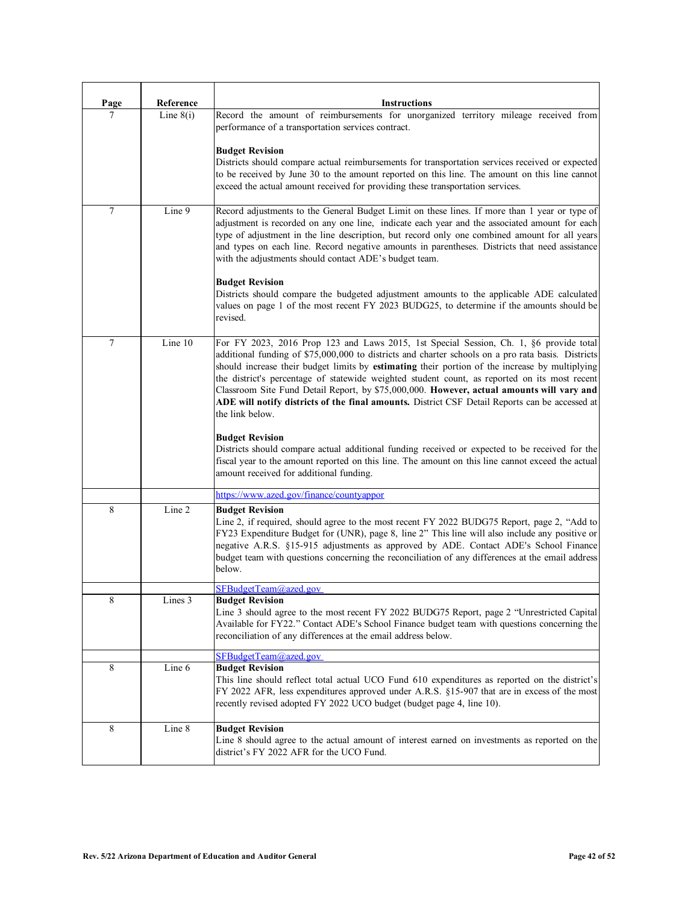| Page | Reference | Instructions |
|---|---|---|
| 7 | Line 8(i) | Record the amount of reimbursements for unorganized territory mileage received from performance of a transportation services contract.<br><br>**Budget Revision**<br>Districts should compare actual reimbursements for transportation services received or expected to be received by June 30 to the amount reported on this line. The amount on this line cannot exceed the actual amount received for providing these transportation services. |
| 7 | Line 9 | Record adjustments to the General Budget Limit on these lines. If more than 1 year or type of adjustment is recorded on any one line, indicate each year and the associated amount for each type of adjustment in the line description, but record only one combined amount for all years and types on each line. Record negative amounts in parentheses. Districts that need assistance with the adjustments should contact ADE's budget team.<br><br>**Budget Revision**<br>Districts should compare the budgeted adjustment amounts to the applicable ADE calculated values on page 1 of the most recent FY 2023 BUDG25, to determine if the amounts should be revised. |
| 7 | Line 10 | For FY 2023, 2016 Prop 123 and Laws 2015, 1st Special Session, Ch. 1, §6 provide total additional funding of $75,000,000 to districts and charter schools on a pro rata basis. Districts should increase their budget limits by **estimating** their portion of the increase by multiplying the district's percentage of statewide weighted student count, as reported on its most recent Classroom Site Fund Detail Report, by $75,000,000. **However, actual amounts will vary and ADE will notify districts of the final amounts.** District CSF Detail Reports can be accessed at the link below.<br><br>**Budget Revision**<br>Districts should compare actual additional funding received or expected to be received for the fiscal year to the amount reported on this line. The amount on this line cannot exceed the actual amount received for additional funding. |
| | | https://www.azed.gov/finance/countyappor |
| 8 | Line 2 | **Budget Revision**<br>Line 2, if required, should agree to the most recent FY 2022 BUDG75 Report, page 2, "Add to FY23 Expenditure Budget for (UNR), page 8, line 2" This line will also include any positive or negative A.R.S. §15-915 adjustments as approved by ADE. Contact ADE's School Finance budget team with questions concerning the reconciliation of any differences at the email address below. |
| | | SFBudgetTeam@azed.gov |
| 8 | Lines 3 | **Budget Revision**<br>Line 3 should agree to the most recent FY 2022 BUDG75 Report, page 2 "Unrestricted Capital Available for FY22." Contact ADE's School Finance budget team with questions concerning the reconciliation of any differences at the email address below. |
| | | SFBudgetTeam@azed.gov |
| 8 | Line 6 | **Budget Revision**<br>This line should reflect total actual UCO Fund 610 expenditures as reported on the district's FY 2022 AFR, less expenditures approved under A.R.S. §15-907 that are in excess of the most recently revised adopted FY 2022 UCO budget (budget page 4, line 10). |
| 8 | Line 8 | **Budget Revision**<br>Line 8 should agree to the actual amount of interest earned on investments as reported on the district's FY 2022 AFR for the UCO Fund. |

Rev. 5/22 Arizona Department of Education and Auditor General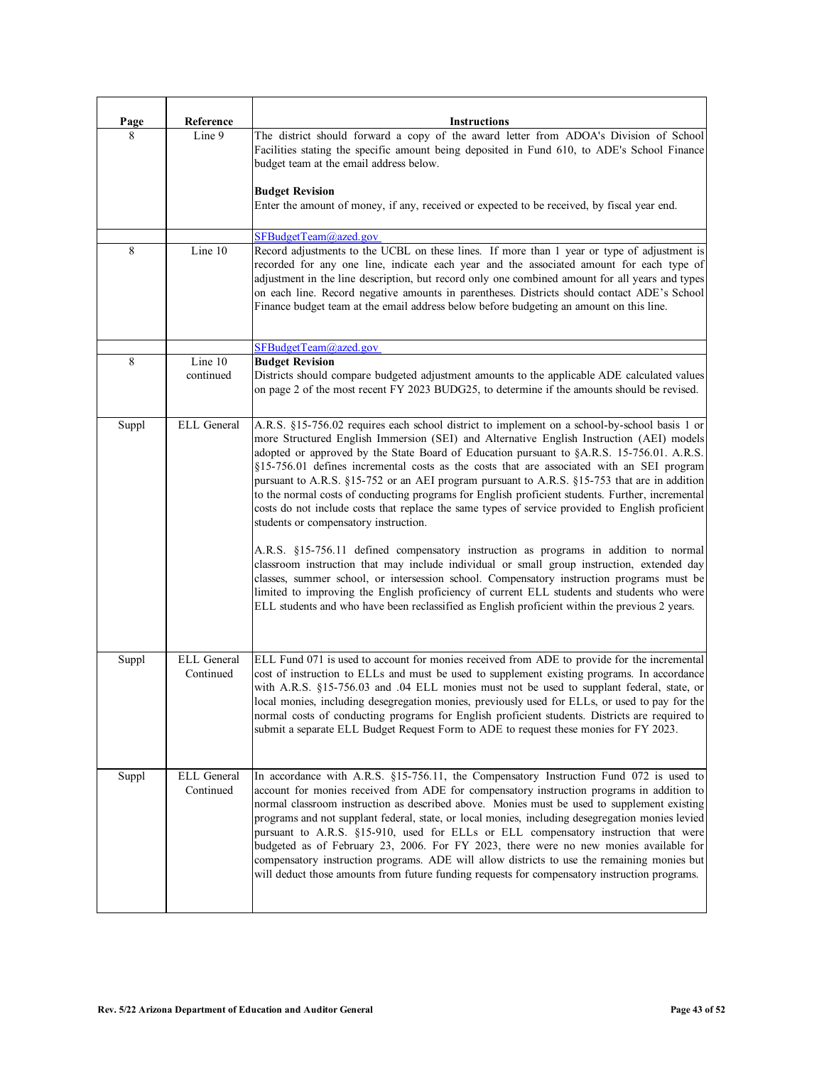| Page | Reference | Instructions |
|---|---|---|
| 8 | Line 9 | The district should forward a copy of the award letter from ADOA's Division of School Facilities stating the specific amount being deposited in Fund 610, to ADE's School Finance budget team at the email address below.<br><br>**Budget Revision**<br>Enter the amount of money, if any, received or expected to be received, by fiscal year end. |
| | | SFBudgetTeam@azed.gov |
| 8 | Line 10 | Record adjustments to the UCBL on these lines. If more than 1 year or type of adjustment is recorded for any one line, indicate each year and the associated amount for each type of adjustment in the line description, but record only one combined amount for all years and types on each line. Record negative amounts in parentheses. Districts should contact ADE's School Finance budget team at the email address below before budgeting an amount on this line. |
| | | SFBudgetTeam@azed.gov |
| 8 | Line 10 continued | **Budget Revision**<br>Districts should compare budgeted adjustment amounts to the applicable ADE calculated values on page 2 of the most recent FY 2023 BUDG25, to determine if the amounts should be revised. |
| Suppl | ELL General | A.R.S. §15-756.02 requires each school district to implement on a school-by-school basis 1 or more Structured English Immersion (SEI) and Alternative English Instruction (AEI) models adopted or approved by the State Board of Education pursuant to §A.R.S. 15-756.01. A.R.S. §15-756.01 defines incremental costs as the costs that are associated with an SEI program pursuant to A.R.S. §15-752 or an AEI program pursuant to A.R.S. §15-753 that are in addition to the normal costs of conducting programs for English proficient students. Further, incremental costs do not include costs that replace the same types of service provided to English proficient students or compensatory instruction.<br><br>A.R.S. §15-756.11 defined compensatory instruction as programs in addition to normal classroom instruction that may include individual or small group instruction, extended day classes, summer school, or intersession school. Compensatory instruction programs must be limited to improving the English proficiency of current ELL students and students who were ELL students and who have been reclassified as English proficient within the previous 2 years. |
| Suppl | ELL General Continued | ELL Fund 071 is used to account for monies received from ADE to provide for the incremental cost of instruction to ELLs and must be used to supplement existing programs. In accordance with A.R.S. §15-756.03 and .04 ELL monies must not be used to supplant federal, state, or local monies, including desegregation monies, previously used for ELLs, or used to pay for the normal costs of conducting programs for English proficient students. Districts are required to submit a separate ELL Budget Request Form to ADE to request these monies for FY 2023. |
| Suppl | ELL General Continued | In accordance with A.R.S. §15-756.11, the Compensatory Instruction Fund 072 is used to account for monies received from ADE for compensatory instruction programs in addition to normal classroom instruction as described above. Monies must be used to supplement existing programs and not supplant federal, state, or local monies, including desegregation monies levied pursuant to A.R.S. §15-910, used for ELLs or ELL compensatory instruction that were budgeted as of February 23, 2006. For FY 2023, there were no new monies available for compensatory instruction programs. ADE will allow districts to use the remaining monies but will deduct those amounts from future funding requests for compensatory instruction programs. |

Rev. 5/22 Arizona Department of Education and Auditor General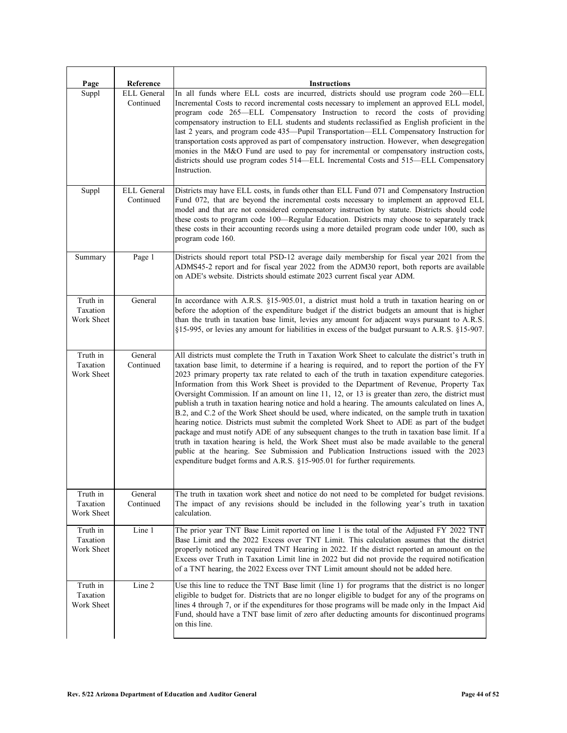| Page | Reference | Instructions |
|---|---|---|
| Suppl | ELL General Continued | In all funds where ELL costs are incurred, districts should use program code 260—ELL Incremental Costs to record incremental costs necessary to implement an approved ELL model, program code 265—ELL Compensatory Instruction to record the costs of providing compensatory instruction to ELL students and students reclassified as English proficient in the last 2 years, and program code 435—Pupil Transportation—ELL Compensatory Instruction for transportation costs approved as part of compensatory instruction. However, when desegregation monies in the M&O Fund are used to pay for incremental or compensatory instruction costs, districts should use program codes 514—ELL Incremental Costs and 515—ELL Compensatory Instruction. |
| Suppl | ELL General Continued | Districts may have ELL costs, in funds other than ELL Fund 071 and Compensatory Instruction Fund 072, that are beyond the incremental costs necessary to implement an approved ELL model and that are not considered compensatory instruction by statute. Districts should code these costs to program code 100—Regular Education. Districts may choose to separately track these costs in their accounting records using a more detailed program code under 100, such as program code 160. |
| Summary | Page 1 | Districts should report total PSD-12 average daily membership for fiscal year 2021 from the ADMS45-2 report and for fiscal year 2022 from the ADM30 report, both reports are available on ADE's website. Districts should estimate 2023 current fiscal year ADM. |
| Truth in Taxation Work Sheet | General | In accordance with A.R.S. §15-905.01, a district must hold a truth in taxation hearing on or before the adoption of the expenditure budget if the district budgets an amount that is higher than the truth in taxation base limit, levies any amount for adjacent ways pursuant to A.R.S. §15-995, or levies any amount for liabilities in excess of the budget pursuant to A.R.S. §15-907. |
| Truth in Taxation Work Sheet | General Continued | All districts must complete the Truth in Taxation Work Sheet to calculate the district's truth in taxation base limit, to determine if a hearing is required, and to report the portion of the FY 2023 primary property tax rate related to each of the truth in taxation expenditure categories. Information from this Work Sheet is provided to the Department of Revenue, Property Tax Oversight Commission. If an amount on line 11, 12, or 13 is greater than zero, the district must publish a truth in taxation hearing notice and hold a hearing. The amounts calculated on lines A, B.2, and C.2 of the Work Sheet should be used, where indicated, on the sample truth in taxation hearing notice. Districts must submit the completed Work Sheet to ADE as part of the budget package and must notify ADE of any subsequent changes to the truth in taxation base limit. If a truth in taxation hearing is held, the Work Sheet must also be made available to the general public at the hearing. See Submission and Publication Instructions issued with the 2023 expenditure budget forms and A.R.S. §15-905.01 for further requirements. |
| Truth in Taxation Work Sheet | General Continued | The truth in taxation work sheet and notice do not need to be completed for budget revisions. The impact of any revisions should be included in the following year's truth in taxation calculation. |
| Truth in Taxation Work Sheet | Line 1 | The prior year TNT Base Limit reported on line 1 is the total of the Adjusted FY 2022 TNT Base Limit and the 2022 Excess over TNT Limit. This calculation assumes that the district properly noticed any required TNT Hearing in 2022. If the district reported an amount on the Excess over Truth in Taxation Limit line in 2022 but did not provide the required notification of a TNT hearing, the 2022 Excess over TNT Limit amount should not be added here. |
| Truth in Taxation Work Sheet | Line 2 | Use this line to reduce the TNT Base limit (line 1) for programs that the district is no longer eligible to budget for. Districts that are no longer eligible to budget for any of the programs on lines 4 through 7, or if the expenditures for those programs will be made only in the Impact Aid Fund, should have a TNT base limit of zero after deducting amounts for discontinued programs on this line. |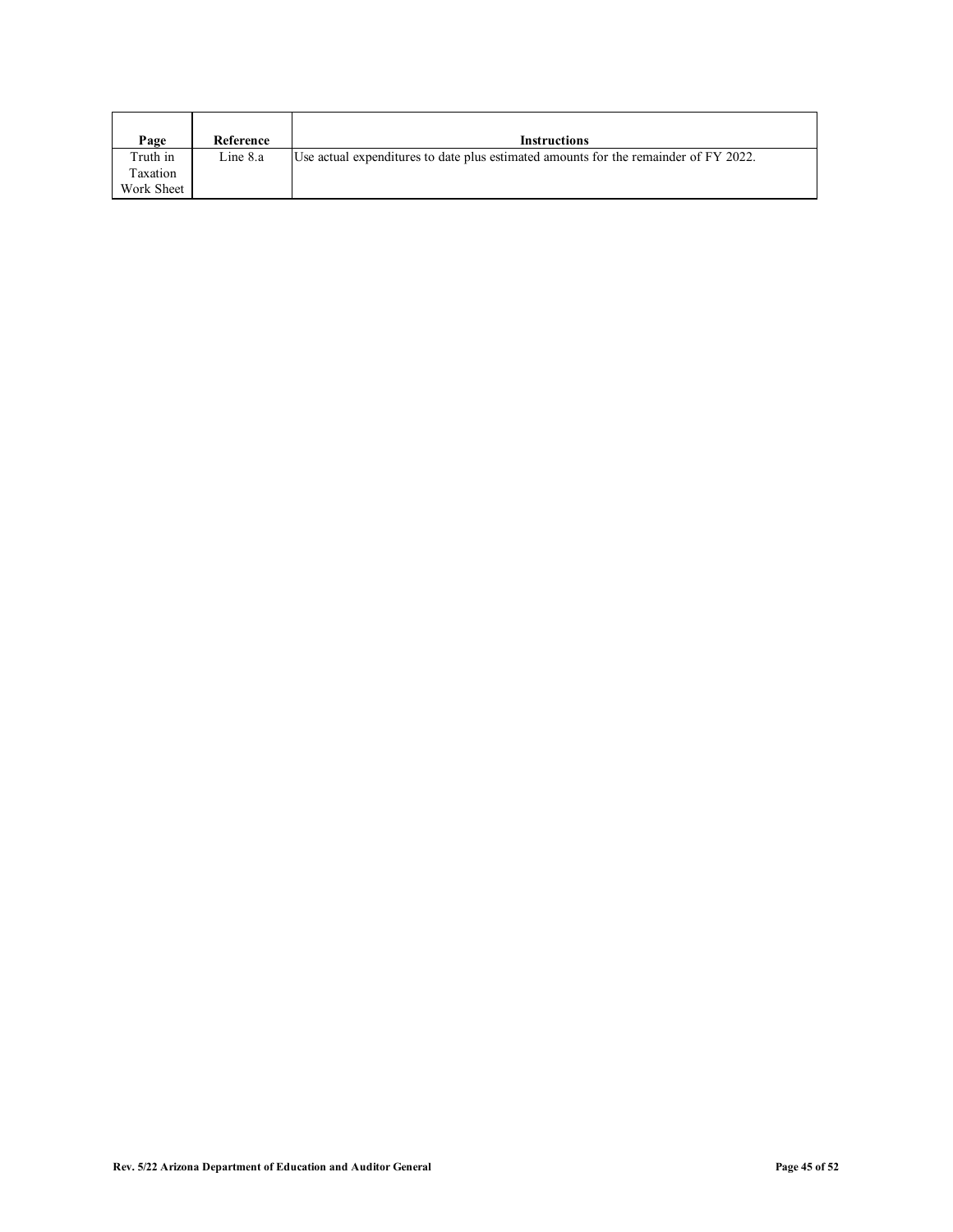| Page | Reference | Instructions |
|---|---|---|
| Truth in Taxation Work Sheet | Line 8.a | Use actual expenditures to date plus estimated amounts for the remainder of FY 2022. |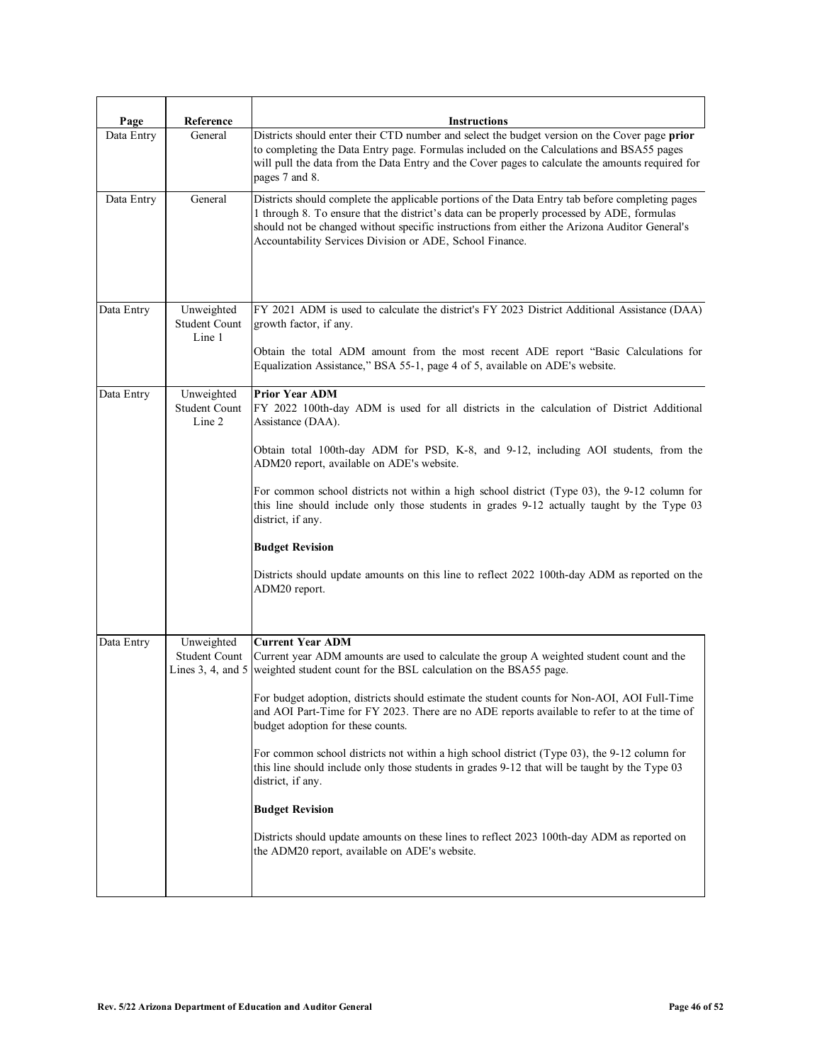| Page | Reference | Instructions |
|---|---|---|
| Data Entry | General | Districts should enter their CTD number and select the budget version on the Cover page **prior** to completing the Data Entry page. Formulas included on the Calculations and BSA55 pages will pull the data from the Data Entry and the Cover pages to calculate the amounts required for pages 7 and 8. |
| Data Entry | General | Districts should complete the applicable portions of the Data Entry tab before completing pages 1 through 8. To ensure that the district's data can be properly processed by ADE, formulas should not be changed without specific instructions from either the Arizona Auditor General's Accountability Services Division or ADE, School Finance. |
| Data Entry | Unweighted Student Count Line 1 | FY 2021 ADM is used to calculate the district's FY 2023 District Additional Assistance (DAA) growth factor, if any.<br><br>Obtain the total ADM amount from the most recent ADE report "Basic Calculations for Equalization Assistance," BSA 55-1, page 4 of 5, available on ADE's website. |
| Data Entry | Unweighted Student Count Line 2 | **Prior Year ADM**<br>FY 2022 100th-day ADM is used for all districts in the calculation of District Additional Assistance (DAA).<br><br>Obtain total 100th-day ADM for PSD, K-8, and 9-12, including AOI students, from the ADM20 report, available on ADE's website.<br><br>For common school districts not within a high school district (Type 03), the 9-12 column for this line should include only those students in grades 9-12 actually taught by the Type 03 district, if any.<br><br>**Budget Revision**<br><br>Districts should update amounts on this line to reflect 2022 100th-day ADM as reported on the ADM20 report. |
| Data Entry | Unweighted Student Count Lines 3, 4, and 5 | **Current Year ADM**<br>Current year ADM amounts are used to calculate the group A weighted student count and the weighted student count for the BSL calculation on the BSA55 page.<br><br>For budget adoption, districts should estimate the student counts for Non-AOI, AOI Full-Time and AOI Part-Time for FY 2023. There are no ADE reports available to refer to at the time of budget adoption for these counts.<br><br>For common school districts not within a high school district (Type 03), the 9-12 column for this line should include only those students in grades 9-12 that will be taught by the Type 03 district, if any.<br><br>**Budget Revision**<br><br>Districts should update amounts on these lines to reflect 2023 100th-day ADM as reported on the ADM20 report, available on ADE's website. |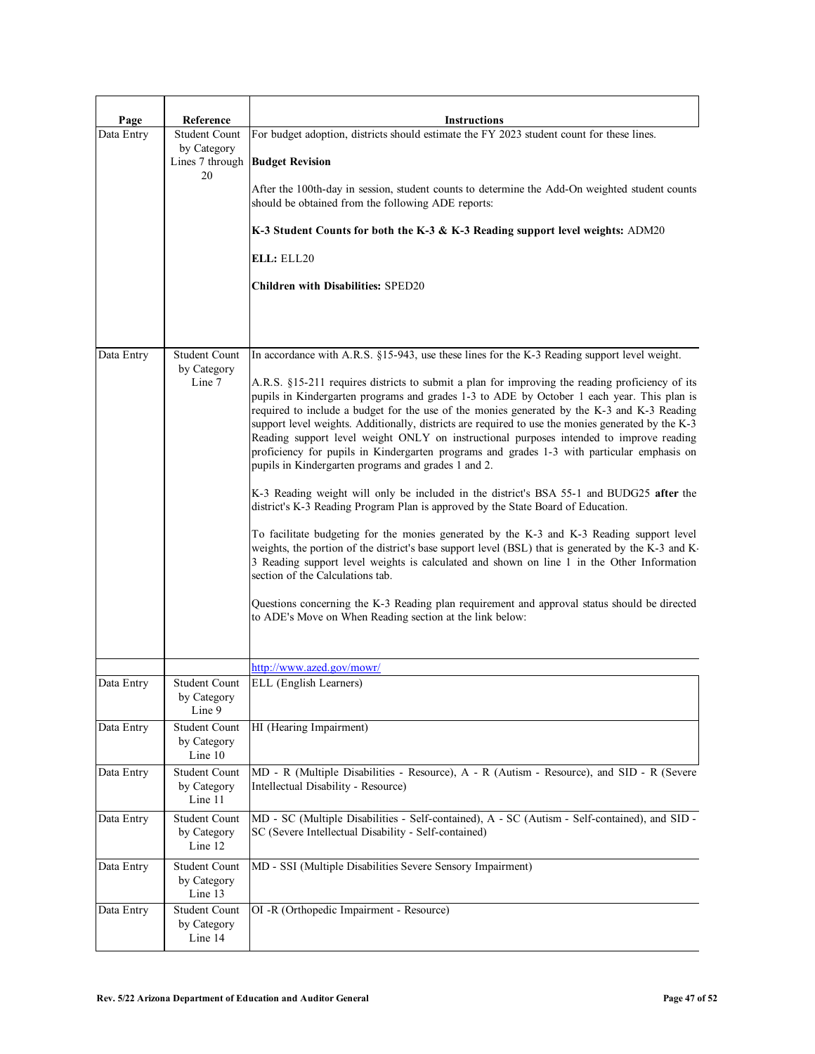| Page | Reference | Instructions |
|---|---|---|
| Data Entry | Student Count by Category Lines 7 through 20 | For budget adoption, districts should estimate the FY 2023 student count for these lines.<br><br>**Budget Revision**<br><br>After the 100th-day in session, student counts to determine the Add-On weighted student counts should be obtained from the following ADE reports:<br><br>**K-3 Student Counts for both the K-3 & K-3 Reading support level weights:** ADM20<br><br>**ELL:** ELL20<br><br>**Children with Disabilities:** SPED20 |
| Data Entry | Student Count by Category Line 7 | In accordance with A.R.S. §15-943, use these lines for the K-3 Reading support level weight.<br><br>A.R.S. §15-211 requires districts to submit a plan for improving the reading proficiency of its pupils in Kindergarten programs and grades 1-3 to ADE by October 1 each year. This plan is required to include a budget for the use of the monies generated by the K-3 and K-3 Reading support level weights. Additionally, districts are required to use the monies generated by the K-3 Reading support level weight ONLY on instructional purposes intended to improve reading proficiency for pupils in Kindergarten programs and grades 1-3 with particular emphasis on pupils in Kindergarten programs and grades 1 and 2.<br><br>K-3 Reading weight will only be included in the district's BSA 55-1 and BUDG25 **after** the district's K-3 Reading Program Plan is approved by the State Board of Education.<br><br>To facilitate budgeting for the monies generated by the K-3 and K-3 Reading support level weights, the portion of the district's base support level (BSL) that is generated by the K-3 and K-3 Reading support level weights is calculated and shown on line 1 in the Other Information section of the Calculations tab.<br><br>Questions concerning the K-3 Reading plan requirement and approval status should be directed to ADE's Move on When Reading section at the link below: |
| | | http://www.azed.gov/mowr/ |
| Data Entry | Student Count by Category Line 9 | ELL (English Learners) |
| Data Entry | Student Count by Category Line 10 | HI (Hearing Impairment) |
| Data Entry | Student Count by Category Line 11 | MD - R (Multiple Disabilities - Resource), A - R (Autism - Resource), and SID - R (Severe Intellectual Disability - Resource) |
| Data Entry | Student Count by Category Line 12 | MD - SC (Multiple Disabilities - Self-contained), A - SC (Autism - Self-contained), and SID - SC (Severe Intellectual Disability - Self-contained) |
| Data Entry | Student Count by Category Line 13 | MD - SSI (Multiple Disabilities Severe Sensory Impairment) |
| Data Entry | Student Count by Category Line 14 | OI -R (Orthopedic Impairment - Resource) |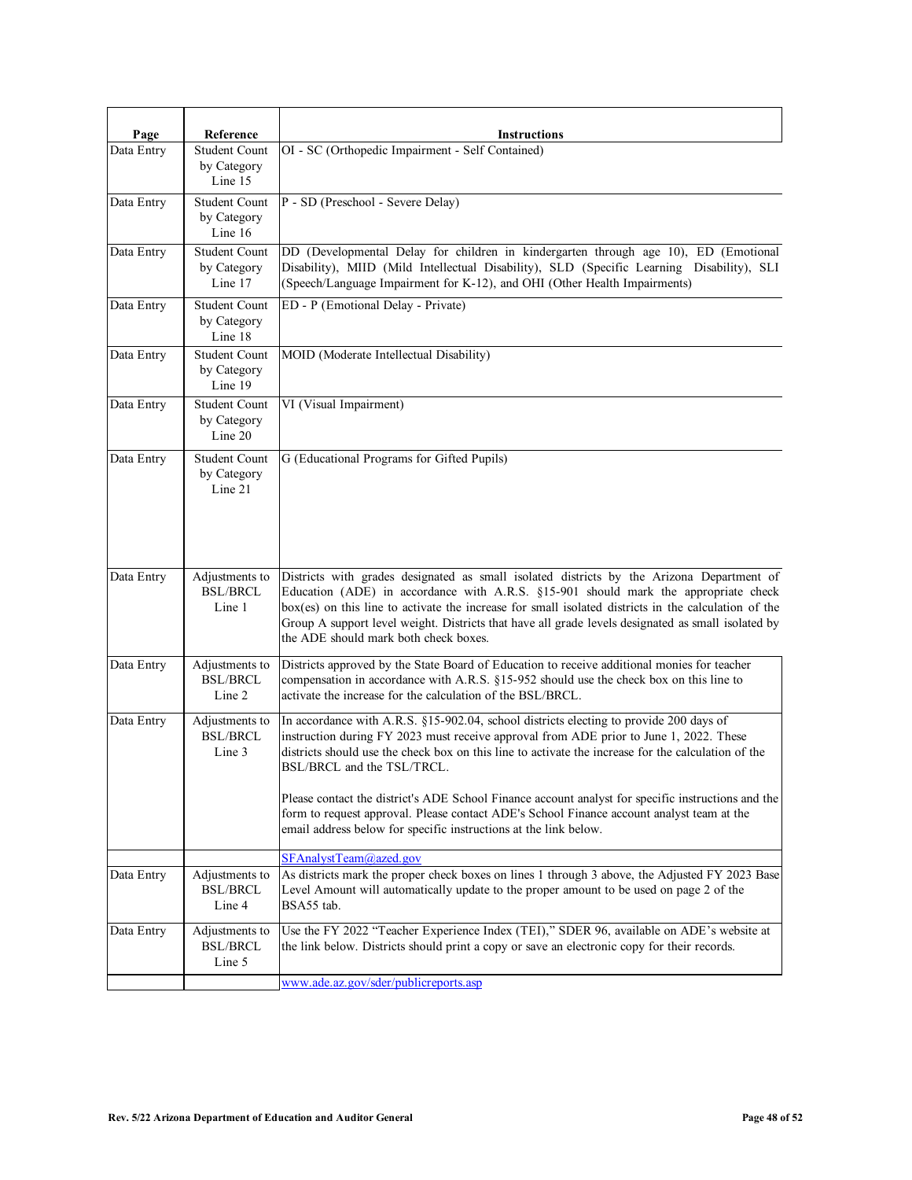| Page | Reference | Instructions |
|---|---|---|
| Data Entry | Student Count by Category Line 15 | OI - SC (Orthopedic Impairment - Self Contained) |
| Data Entry | Student Count by Category Line 16 | P - SD (Preschool - Severe Delay) |
| Data Entry | Student Count by Category Line 17 | DD (Developmental Delay for children in kindergarten through age 10), ED (Emotional Disability), MIID (Mild Intellectual Disability), SLD (Specific Learning Disability), SLI (Speech/Language Impairment for K-12), and OHI (Other Health Impairments) |
| Data Entry | Student Count by Category Line 18 | ED - P (Emotional Delay - Private) |
| Data Entry | Student Count by Category Line 19 | MOID (Moderate Intellectual Disability) |
| Data Entry | Student Count by Category Line 20 | VI (Visual Impairment) |
| Data Entry | Student Count by Category Line 21 | G (Educational Programs for Gifted Pupils) |
| Data Entry | Adjustments to BSL/BRCL Line 1 | Districts with grades designated as small isolated districts by the Arizona Department of Education (ADE) in accordance with A.R.S. §15-901 should mark the appropriate check box(es) on this line to activate the increase for small isolated districts in the calculation of the Group A support level weight. Districts that have all grade levels designated as small isolated by the ADE should mark both check boxes. |
| Data Entry | Adjustments to BSL/BRCL Line 2 | Districts approved by the State Board of Education to receive additional monies for teacher compensation in accordance with A.R.S. §15-952 should use the check box on this line to activate the increase for the calculation of the BSL/BRCL. |
| Data Entry | Adjustments to BSL/BRCL Line 3 | In accordance with A.R.S. §15-902.04, school districts electing to provide 200 days of instruction during FY 2023 must receive approval from ADE prior to June 1, 2022. These districts should use the check box on this line to activate the increase for the calculation of the BSL/BRCL and the TSL/TRCL.<br><br>Please contact the district's ADE School Finance account analyst for specific instructions and the form to request approval. Please contact ADE's School Finance account analyst team at the email address below for specific instructions at the link below. |
| | | SFAnalystTeam@azed.gov |
| Data Entry | Adjustments to BSL/BRCL Line 4 | As districts mark the proper check boxes on lines 1 through 3 above, the Adjusted FY 2023 Base Level Amount will automatically update to the proper amount to be used on page 2 of the BSA55 tab. |
| Data Entry | Adjustments to BSL/BRCL Line 5 | Use the FY 2022 "Teacher Experience Index (TEI)," SDER 96, available on ADE's website at the link below. Districts should print a copy or save an electronic copy for their records. |
| | | www.ade.az.gov/sder/publicreports.asp |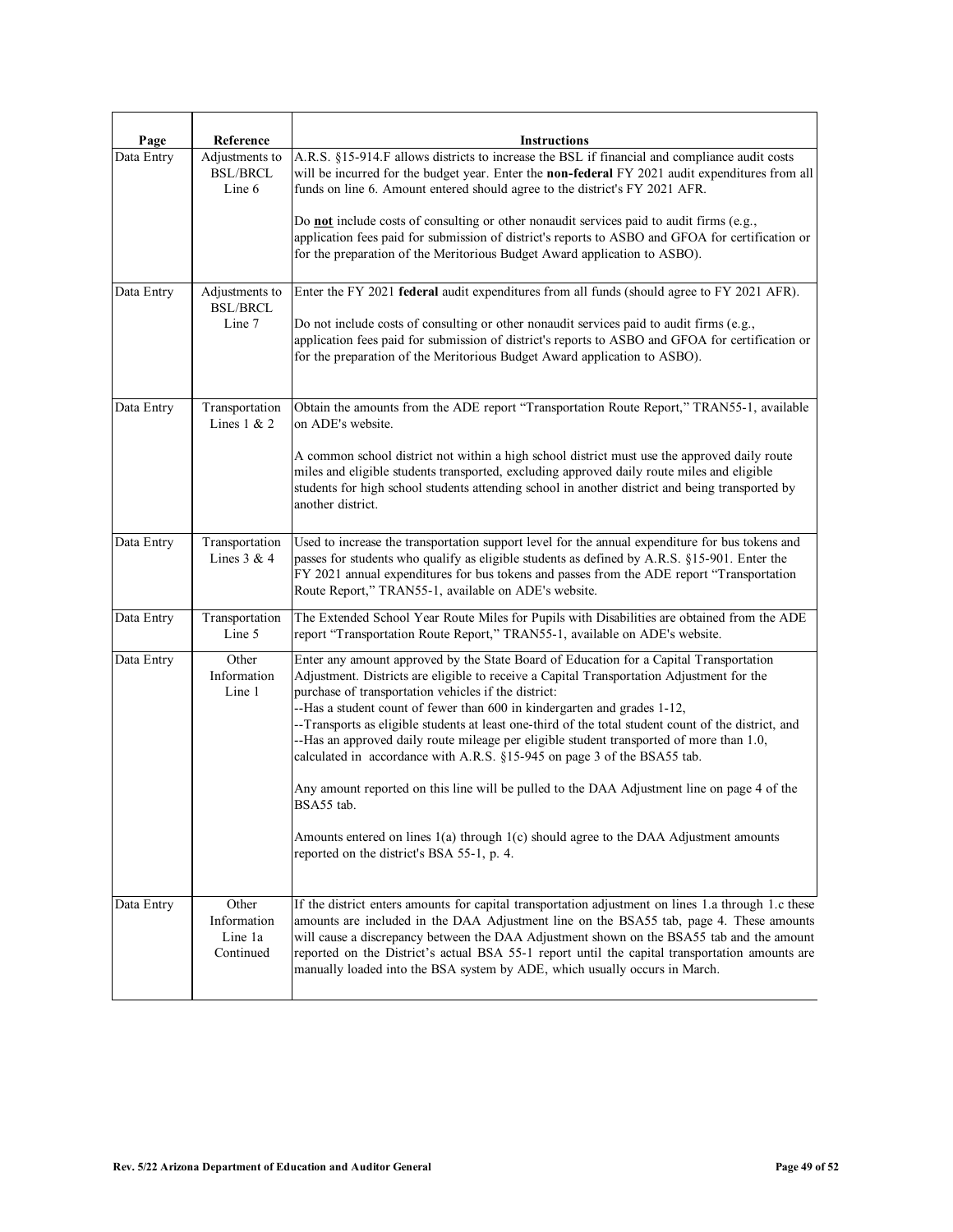| Page | Reference | Instructions |
|---|---|---|
| Data Entry | Adjustments to BSL/BRCL Line 6 | A.R.S. §15-914.F allows districts to increase the BSL if financial and compliance audit costs will be incurred for the budget year. Enter the **non-federal** FY 2021 audit expenditures from all funds on line 6. Amount entered should agree to the district's FY 2021 AFR.<br><br>Do **not** include costs of consulting or other nonaudit services paid to audit firms (e.g., application fees paid for submission of district's reports to ASBO and GFOA for certification or for the preparation of the Meritorious Budget Award application to ASBO). |
| Data Entry | Adjustments to BSL/BRCL Line 7 | Enter the FY 2021 **federal** audit expenditures from all funds (should agree to FY 2021 AFR).<br><br>Do not include costs of consulting or other nonaudit services paid to audit firms (e.g., application fees paid for submission of district's reports to ASBO and GFOA for certification or for the preparation of the Meritorious Budget Award application to ASBO). |
| Data Entry | Transportation Lines 1 & 2 | Obtain the amounts from the ADE report "Transportation Route Report," TRAN55-1, available on ADE's website.<br><br>A common school district not within a high school district must use the approved daily route miles and eligible students transported, excluding approved daily route miles and eligible students for high school students attending school in another district and being transported by another district. |
| Data Entry | Transportation Lines 3 & 4 | Used to increase the transportation support level for the annual expenditure for bus tokens and passes for students who qualify as eligible students as defined by A.R.S. §15-901. Enter the FY 2021 annual expenditures for bus tokens and passes from the ADE report "Transportation Route Report," TRAN55-1, available on ADE's website. |
| Data Entry | Transportation Line 5 | The Extended School Year Route Miles for Pupils with Disabilities are obtained from the ADE report "Transportation Route Report," TRAN55-1, available on ADE's website. |
| Data Entry | Other Information Line 1 | Enter any amount approved by the State Board of Education for a Capital Transportation Adjustment. Districts are eligible to receive a Capital Transportation Adjustment for the purchase of transportation vehicles if the district:<br>--Has a student count of fewer than 600 in kindergarten and grades 1-12,<br>--Transports as eligible students at least one-third of the total student count of the district, and<br>--Has an approved daily route mileage per eligible student transported of more than 1.0, calculated in accordance with A.R.S. §15-945 on page 3 of the BSA55 tab.<br><br>Any amount reported on this line will be pulled to the DAA Adjustment line on page 4 of the BSA55 tab.<br><br>Amounts entered on lines 1(a) through 1(c) should agree to the DAA Adjustment amounts reported on the district's BSA 55-1, p. 4. |
| Data Entry | Other Information Line 1a Continued | If the district enters amounts for capital transportation adjustment on lines 1.a through 1.c these amounts are included in the DAA Adjustment line on the BSA55 tab, page 4. These amounts will cause a discrepancy between the DAA Adjustment shown on the BSA55 tab and the amount reported on the District's actual BSA 55-1 report until the capital transportation amounts are manually loaded into the BSA system by ADE, which usually occurs in March. |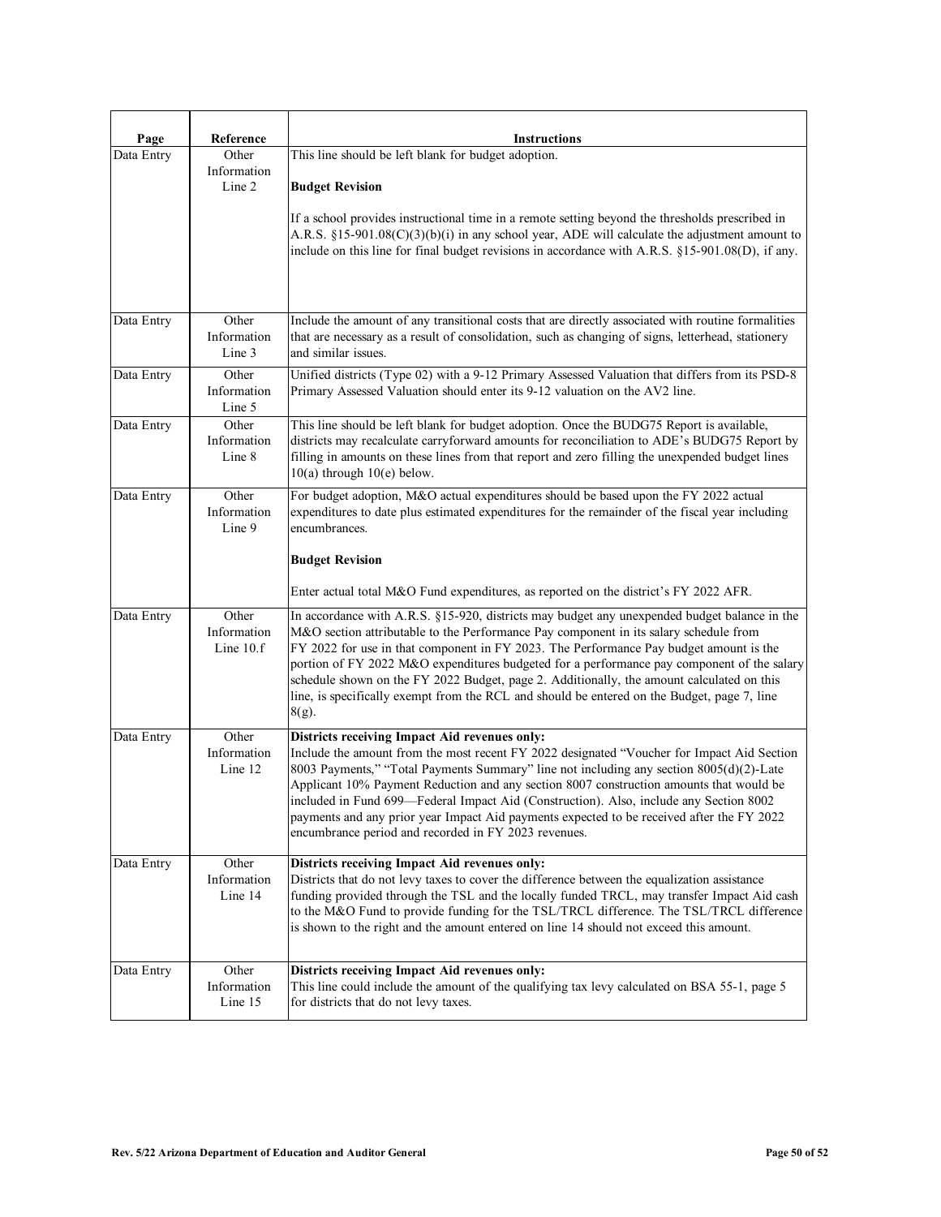| Page | Reference | Instructions |
|---|---|---|
| Data Entry | Other Information Line 2 | This line should be left blank for budget adoption.<br><br>**Budget Revision**<br><br>If a school provides instructional time in a remote setting beyond the thresholds prescribed in A.R.S. §15-901.08(C)(3)(b)(i) in any school year, ADE will calculate the adjustment amount to include on this line for final budget revisions in accordance with A.R.S. §15-901.08(D), if any. |
| Data Entry | Other Information Line 3 | Include the amount of any transitional costs that are directly associated with routine formalities that are necessary as a result of consolidation, such as changing of signs, letterhead, stationery and similar issues. |
| Data Entry | Other Information Line 5 | Unified districts (Type 02) with a 9-12 Primary Assessed Valuation that differs from its PSD-8 Primary Assessed Valuation should enter its 9-12 valuation on the AV2 line. |
| Data Entry | Other Information Line 8 | This line should be left blank for budget adoption. Once the BUDG75 Report is available, districts may recalculate carryforward amounts for reconciliation to ADE's BUDG75 Report by filling in amounts on these lines from that report and zero filling the unexpended budget lines 10(a) through 10(e) below. |
| Data Entry | Other Information Line 9 | For budget adoption, M&O actual expenditures should be based upon the FY 2022 actual expenditures to date plus estimated expenditures for the remainder of the fiscal year including encumbrances.<br><br>**Budget Revision**<br><br>Enter actual total M&O Fund expenditures, as reported on the district's FY 2022 AFR. |
| Data Entry | Other Information Line 10.f | In accordance with A.R.S. §15-920, districts may budget any unexpended budget balance in the M&O section attributable to the Performance Pay component in its salary schedule from FY 2022 for use in that component in FY 2023. The Performance Pay budget amount is the portion of FY 2022 M&O expenditures budgeted for a performance pay component of the salary schedule shown on the FY 2022 Budget, page 2. Additionally, the amount calculated on this line, is specifically exempt from the RCL and should be entered on the Budget, page 7, line 8(g). |
| Data Entry | Other Information Line 12 | **Districts receiving Impact Aid revenues only:**<br>Include the amount from the most recent FY 2022 designated "Voucher for Impact Aid Section 8003 Payments," "Total Payments Summary" line not including any section 8005(d)(2)-Late Applicant 10% Payment Reduction and any section 8007 construction amounts that would be included in Fund 699—Federal Impact Aid (Construction). Also, include any Section 8002 payments and any prior year Impact Aid payments expected to be received after the FY 2022 encumbrance period and recorded in FY 2023 revenues. |
| Data Entry | Other Information Line 14 | **Districts receiving Impact Aid revenues only:**<br>Districts that do not levy taxes to cover the difference between the equalization assistance funding provided through the TSL and the locally funded TRCL, may transfer Impact Aid cash to the M&O Fund to provide funding for the TSL/TRCL difference. The TSL/TRCL difference is shown to the right and the amount entered on line 14 should not exceed this amount. |
| Data Entry | Other Information Line 15 | **Districts receiving Impact Aid revenues only:**<br>This line could include the amount of the qualifying tax levy calculated on BSA 55-1, page 5 for districts that do not levy taxes. |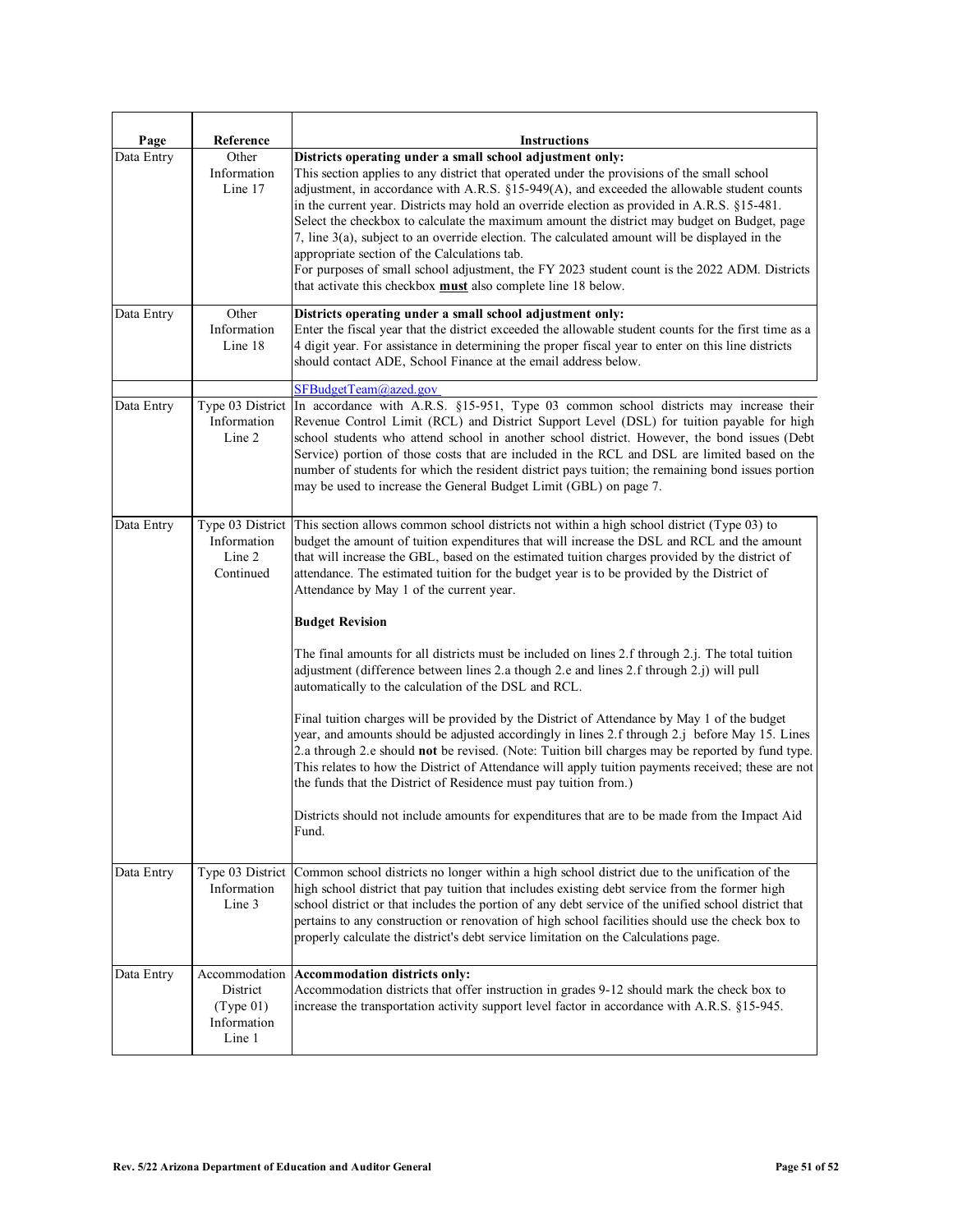| Page | Reference | Instructions |
|---|---|---|
| Data Entry | Other Information Line 17 | **Districts operating under a small school adjustment only:**<br>This section applies to any district that operated under the provisions of the small school adjustment, in accordance with A.R.S. §15-949(A), and exceeded the allowable student counts in the current year. Districts may hold an override election as provided in A.R.S. §15-481. Select the checkbox to calculate the maximum amount the district may budget on Budget, page 7, line 3(a), subject to an override election. The calculated amount will be displayed in the appropriate section of the Calculations tab.<br>For purposes of small school adjustment, the FY 2023 student count is the 2022 ADM. Districts that activate this checkbox **must** also complete line 18 below. |
| Data Entry | Other Information Line 18 | **Districts operating under a small school adjustment only:**<br>Enter the fiscal year that the district exceeded the allowable student counts for the first time as a 4 digit year. For assistance in determining the proper fiscal year to enter on this line districts should contact ADE, School Finance at the email address below. |
| | | SFBudgetTeam@azed.gov |
| Data Entry | Type 03 District Information Line 2 | In accordance with A.R.S. §15-951, Type 03 common school districts may increase their Revenue Control Limit (RCL) and District Support Level (DSL) for tuition payable for high school students who attend school in another school district. However, the bond issues (Debt Service) portion of those costs that are included in the RCL and DSL are limited based on the number of students for which the resident district pays tuition; the remaining bond issues portion may be used to increase the General Budget Limit (GBL) on page 7. |
| Data Entry | Type 03 District Information Line 2 Continued | This section allows common school districts not within a high school district (Type 03) to budget the amount of tuition expenditures that will increase the DSL and RCL and the amount that will increase the GBL, based on the estimated tuition charges provided by the district of attendance. The estimated tuition for the budget year is to be provided by the District of Attendance by May 1 of the current year.<br><br>**Budget Revision**<br><br>The final amounts for all districts must be included on lines 2.f through 2.j. The total tuition adjustment (difference between lines 2.a though 2.e and lines 2.f through 2.j) will pull automatically to the calculation of the DSL and RCL.<br><br>Final tuition charges will be provided by the District of Attendance by May 1 of the budget year, and amounts should be adjusted accordingly in lines 2.f through 2.j before May 15. Lines 2.a through 2.e should **not** be revised. (Note: Tuition bill charges may be reported by fund type. This relates to how the District of Attendance will apply tuition payments received; these are not the funds that the District of Residence must pay tuition from.)<br><br>Districts should not include amounts for expenditures that are to be made from the Impact Aid Fund. |
| Data Entry | Type 03 District Information Line 3 | Common school districts no longer within a high school district due to the unification of the high school district that pay tuition that includes existing debt service from the former high school district or that includes the portion of any debt service of the unified school district that pertains to any construction or renovation of high school facilities should use the check box to properly calculate the district's debt service limitation on the Calculations page. |
| Data Entry | Accommodation District (Type 01) Information Line 1 | **Accommodation districts only:**<br>Accommodation districts that offer instruction in grades 9-12 should mark the check box to increase the transportation activity support level factor in accordance with A.R.S. §15-945. |

Rev. 5/22 Arizona Department of Education and Auditor General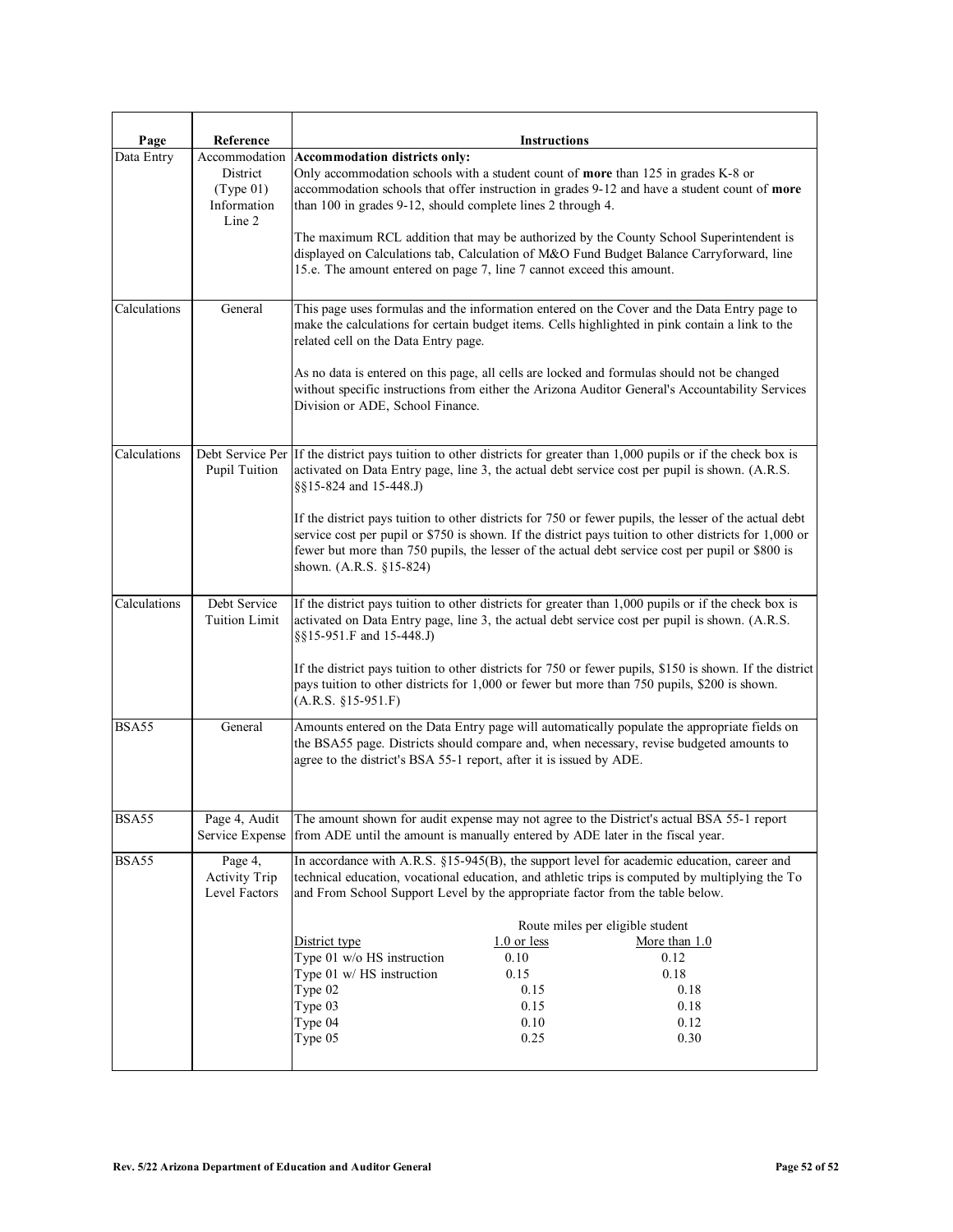| Page | Reference | Instructions |
|---|---|---|
| Data Entry | Accommodation District (Type 01) Information Line 2 | **Accommodation districts only:**<br>Only accommodation schools with a student count of **more** than 125 in grades K-8 or accommodation schools that offer instruction in grades 9-12 and have a student count of **more** than 100 in grades 9-12, should complete lines 2 through 4.<br><br>The maximum RCL addition that may be authorized by the County School Superintendent is displayed on Calculations tab, Calculation of M&O Fund Budget Balance Carryforward, line 15.e. The amount entered on page 7, line 7 cannot exceed this amount. |
| Calculations | General | This page uses formulas and the information entered on the Cover and the Data Entry page to make the calculations for certain budget items. Cells highlighted in pink contain a link to the related cell on the Data Entry page.<br><br>As no data is entered on this page, all cells are locked and formulas should not be changed without specific instructions from either the Arizona Auditor General's Accountability Services Division or ADE, School Finance. |
| Calculations | Debt Service Per Pupil Tuition | If the district pays tuition to other districts for greater than 1,000 pupils or if the check box is activated on Data Entry page, line 3, the actual debt service cost per pupil is shown. (A.R.S. §§15-824 and 15-448.J)<br><br>If the district pays tuition to other districts for 750 or fewer pupils, the lesser of the actual debt service cost per pupil or $750 is shown. If the district pays tuition to other districts for 1,000 or fewer but more than 750 pupils, the lesser of the actual debt service cost per pupil or $800 is shown. (A.R.S. §15-824) |
| Calculations | Debt Service Tuition Limit | If the district pays tuition to other districts for greater than 1,000 pupils or if the check box is activated on Data Entry page, line 3, the actual debt service cost per pupil is shown. (A.R.S. §§15-951.F and 15-448.J)<br><br>If the district pays tuition to other districts for 750 or fewer pupils, $150 is shown. If the district pays tuition to other districts for 1,000 or fewer but more than 750 pupils, $200 is shown. (A.R.S. §15-951.F) |
| BSA55 | General | Amounts entered on the Data Entry page will automatically populate the appropriate fields on the BSA55 page. Districts should compare and, when necessary, revise budgeted amounts to agree to the district's BSA 55-1 report, after it is issued by ADE. |
| BSA55 | Page 4, Audit Service Expense | The amount shown for audit expense may not agree to the District's actual BSA 55-1 report from ADE until the amount is manually entered by ADE later in the fiscal year. |
| BSA55 | Page 4, Activity Trip Level Factors | In accordance with A.R.S. §15-945(B), the support level for academic education, career and technical education, vocational education, and athletic trips is computed by multiplying the To and From School Support Level by the appropriate factor from the table below.<br><br>Route miles per eligible student<br>District type — 1.0 or less — More than 1.0<br>Type 01 w/o HS instruction — 0.10 — 0.12<br>Type 01 w/ HS instruction — 0.15 — 0.18<br>Type 02 — 0.15 — 0.18<br>Type 03 — 0.15 — 0.18<br>Type 04 — 0.10 — 0.12<br>Type 05 — 0.25 — 0.30 |

Rev. 5/22 Arizona Department of Education and Auditor General